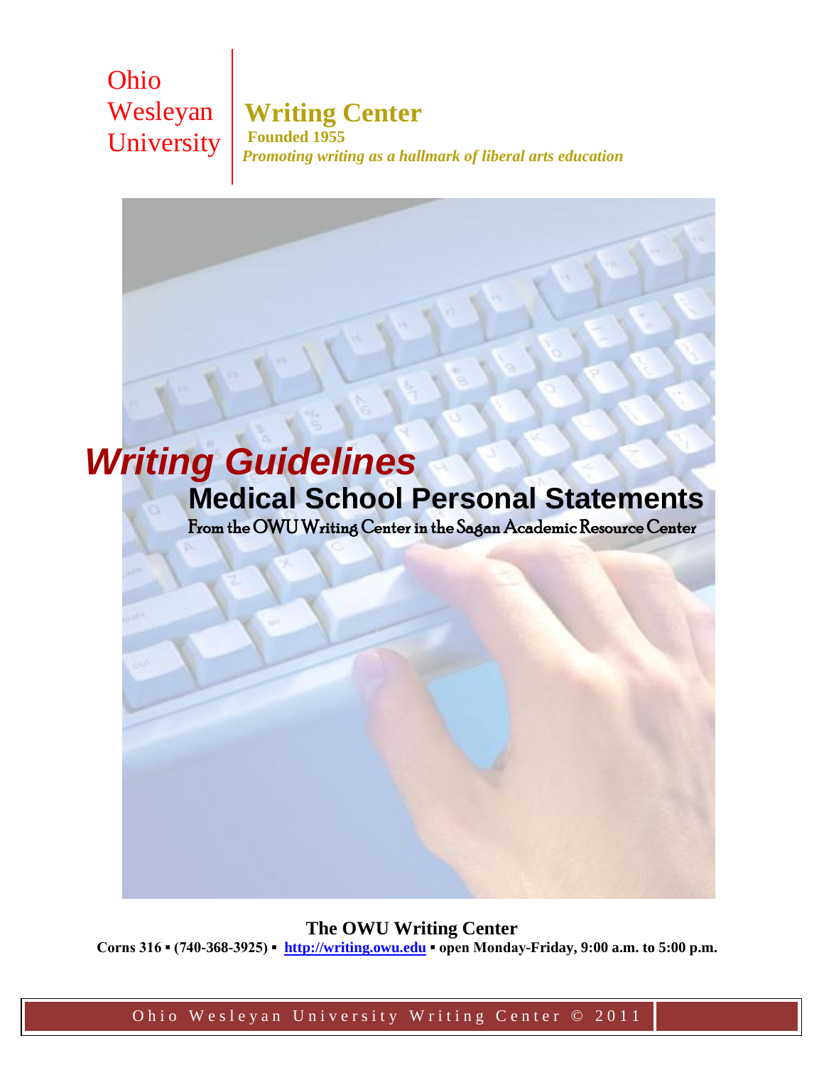Ohio
Wesleyan
University

**Writing Center**

**Founded 1955**

***Promoting writing as a hallmark of liberal arts education***

# *Writing Guidelines*

## Medical School Personal Statements

From the OWU Writing Center in the Sagan Academic Resource Center

**The OWU Writing Center**

**Corns 316 ▪ (740-368-3925) ▪ http://writing.owu.edu ▪ open Monday-Friday, 9:00 a.m. to 5:00 p.m.**

Ohio Wesleyan University Writing Center © 2011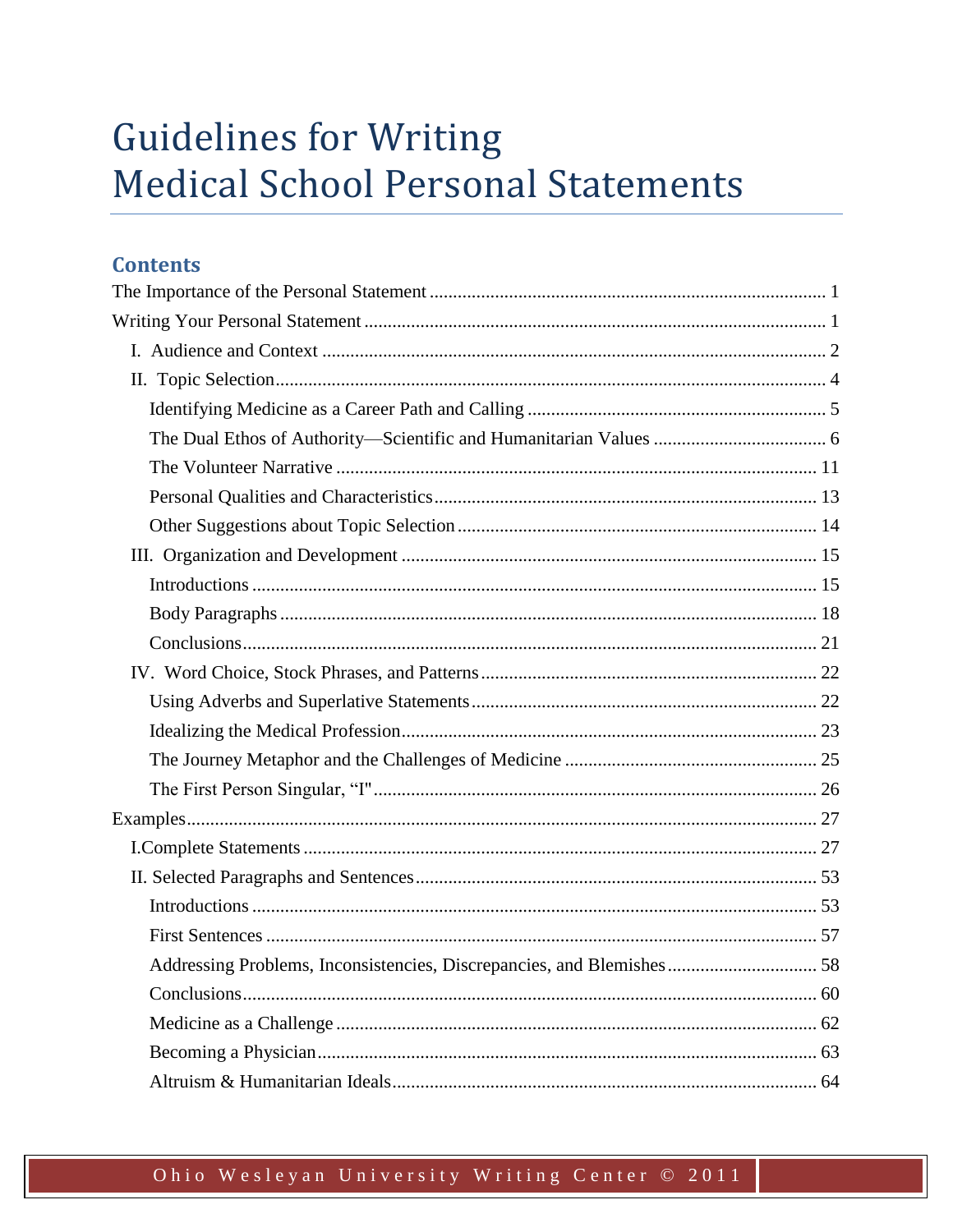# Guidelines for Writing Medical School Personal Statements

## Contents

The Importance of the Personal Statement ..... 1

Writing Your Personal Statement ..... 1

- I. Audience and Context ..... 2
- II. Topic Selection ..... 4
  - Identifying Medicine as a Career Path and Calling ..... 5
  - The Dual Ethos of Authority—Scientific and Humanitarian Values ..... 6
  - The Volunteer Narrative ..... 11
  - Personal Qualities and Characteristics ..... 13
  - Other Suggestions about Topic Selection ..... 14
- III. Organization and Development ..... 15
  - Introductions ..... 15
  - Body Paragraphs ..... 18
  - Conclusions ..... 21
- IV. Word Choice, Stock Phrases, and Patterns ..... 22
  - Using Adverbs and Superlative Statements ..... 22
  - Idealizing the Medical Profession ..... 23
  - The Journey Metaphor and the Challenges of Medicine ..... 25
  - The First Person Singular, "I" ..... 26

Examples ..... 27

- I.Complete Statements ..... 27
- II. Selected Paragraphs and Sentences ..... 53
  - Introductions ..... 53
  - First Sentences ..... 57
  - Addressing Problems, Inconsistencies, Discrepancies, and Blemishes ..... 58
  - Conclusions ..... 60
  - Medicine as a Challenge ..... 62
  - Becoming a Physician ..... 63
  - Altruism & Humanitarian Ideals ..... 64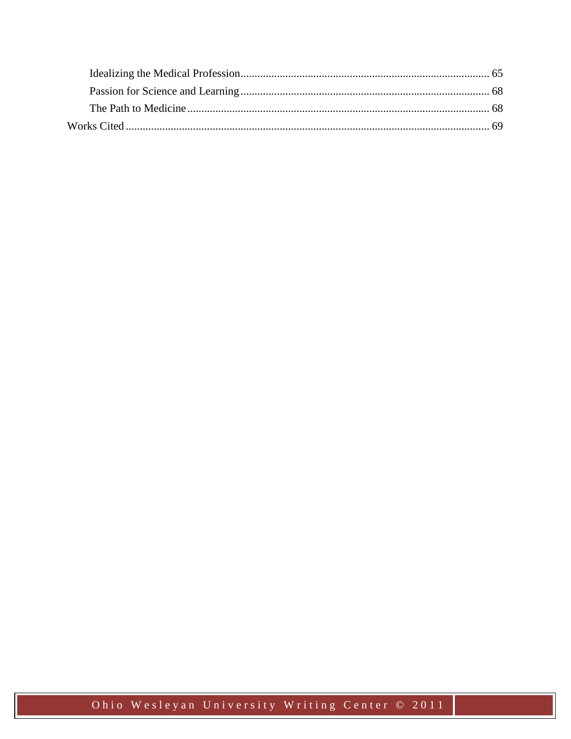Idealizing the Medical Profession........................................................................................ 65

Passion for Science and Learning........................................................................................ 68

The Path to Medicine........................................................................................................... 68

Works Cited................................................................................................................................. 69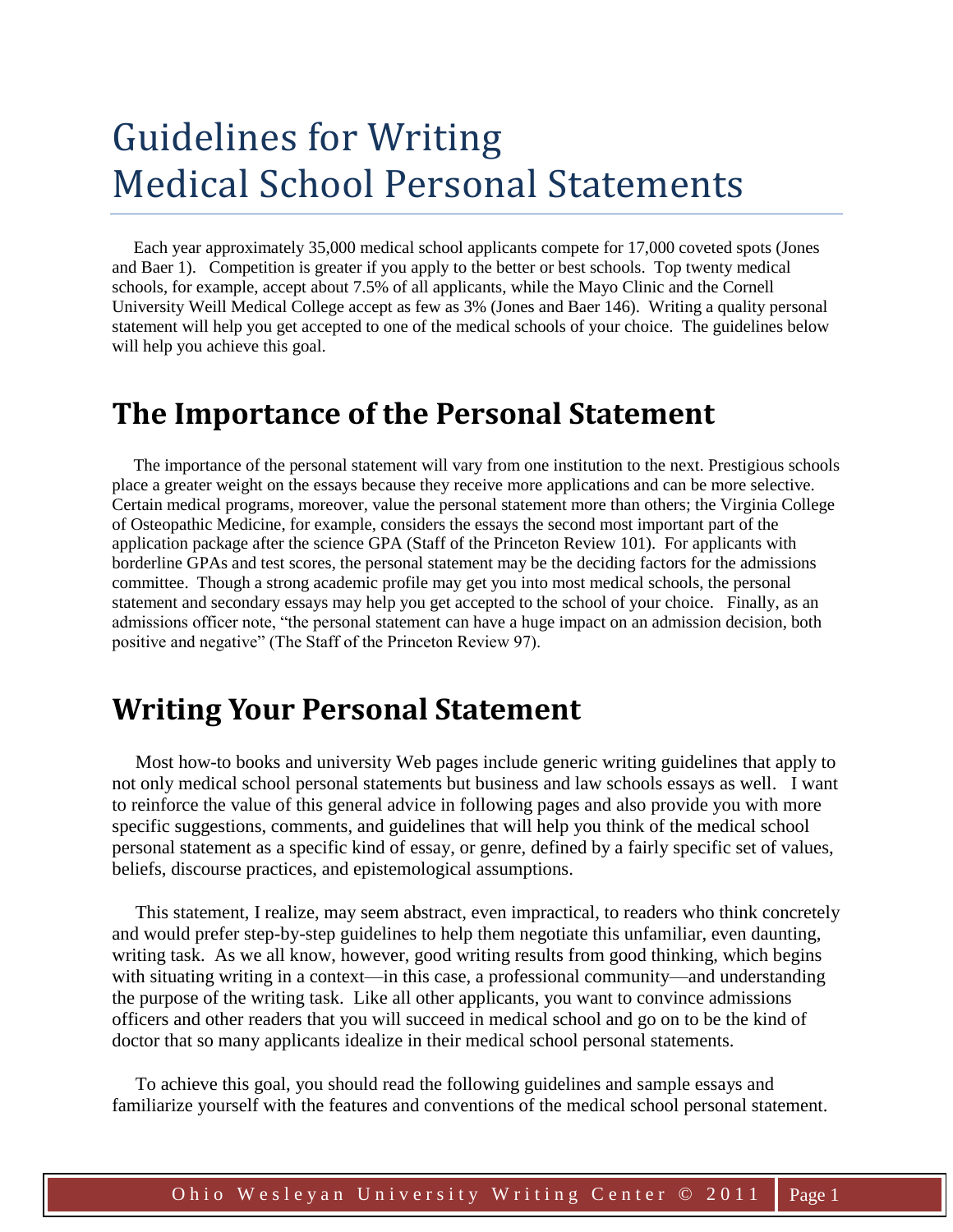# Guidelines for Writing Medical School Personal Statements

Each year approximately 35,000 medical school applicants compete for 17,000 coveted spots (Jones and Baer 1). Competition is greater if you apply to the better or best schools. Top twenty medical schools, for example, accept about 7.5% of all applicants, while the Mayo Clinic and the Cornell University Weill Medical College accept as few as 3% (Jones and Baer 146). Writing a quality personal statement will help you get accepted to one of the medical schools of your choice. The guidelines below will help you achieve this goal.

## The Importance of the Personal Statement

The importance of the personal statement will vary from one institution to the next. Prestigious schools place a greater weight on the essays because they receive more applications and can be more selective. Certain medical programs, moreover, value the personal statement more than others; the Virginia College of Osteopathic Medicine, for example, considers the essays the second most important part of the application package after the science GPA (Staff of the Princeton Review 101). For applicants with borderline GPAs and test scores, the personal statement may be the deciding factors for the admissions committee. Though a strong academic profile may get you into most medical schools, the personal statement and secondary essays may help you get accepted to the school of your choice. Finally, as an admissions officer note, "the personal statement can have a huge impact on an admission decision, both positive and negative" (The Staff of the Princeton Review 97).

## Writing Your Personal Statement

Most how-to books and university Web pages include generic writing guidelines that apply to not only medical school personal statements but business and law schools essays as well. I want to reinforce the value of this general advice in following pages and also provide you with more specific suggestions, comments, and guidelines that will help you think of the medical school personal statement as a specific kind of essay, or genre, defined by a fairly specific set of values, beliefs, discourse practices, and epistemological assumptions.

This statement, I realize, may seem abstract, even impractical, to readers who think concretely and would prefer step-by-step guidelines to help them negotiate this unfamiliar, even daunting, writing task. As we all know, however, good writing results from good thinking, which begins with situating writing in a context—in this case, a professional community—and understanding the purpose of the writing task. Like all other applicants, you want to convince admissions officers and other readers that you will succeed in medical school and go on to be the kind of doctor that so many applicants idealize in their medical school personal statements.

To achieve this goal, you should read the following guidelines and sample essays and familiarize yourself with the features and conventions of the medical school personal statement.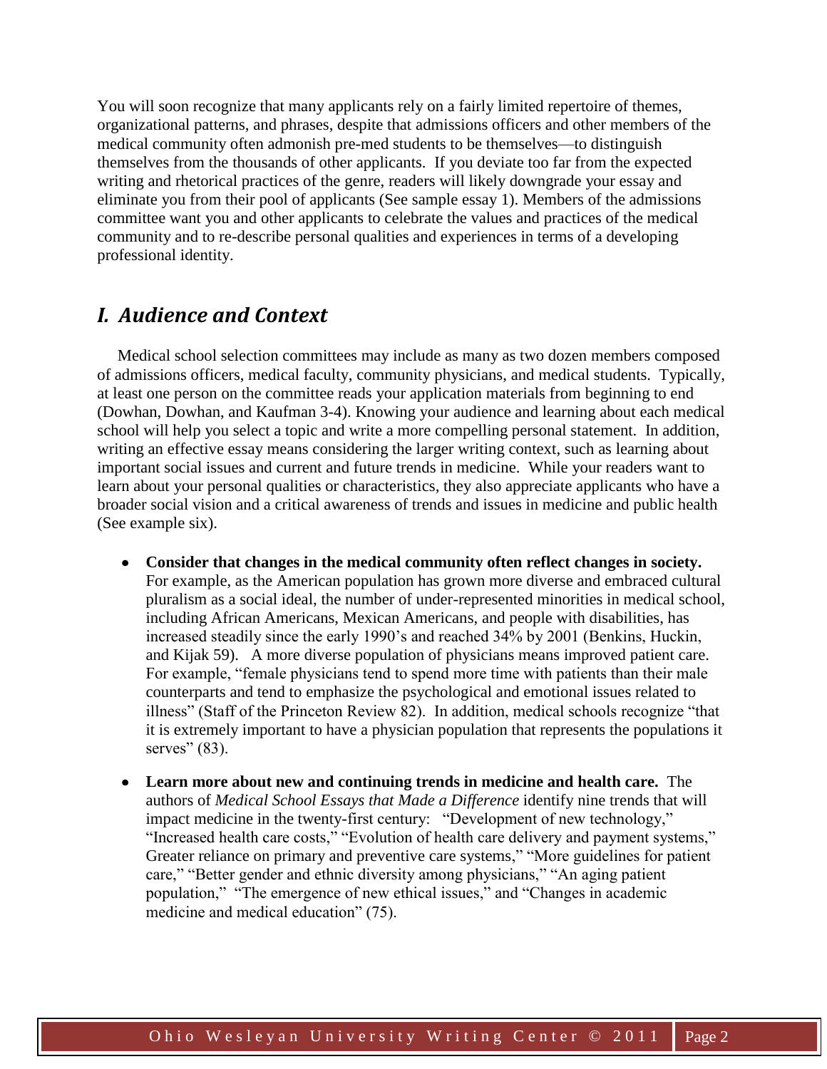You will soon recognize that many applicants rely on a fairly limited repertoire of themes, organizational patterns, and phrases, despite that admissions officers and other members of the medical community often admonish pre-med students to be themselves—to distinguish themselves from the thousands of other applicants. If you deviate too far from the expected writing and rhetorical practices of the genre, readers will likely downgrade your essay and eliminate you from their pool of applicants (See sample essay 1). Members of the admissions committee want you and other applicants to celebrate the values and practices of the medical community and to re-describe personal qualities and experiences in terms of a developing professional identity.

## *I. Audience and Context*

Medical school selection committees may include as many as two dozen members composed of admissions officers, medical faculty, community physicians, and medical students. Typically, at least one person on the committee reads your application materials from beginning to end (Dowhan, Dowhan, and Kaufman 3-4). Knowing your audience and learning about each medical school will help you select a topic and write a more compelling personal statement. In addition, writing an effective essay means considering the larger writing context, such as learning about important social issues and current and future trends in medicine. While your readers want to learn about your personal qualities or characteristics, they also appreciate applicants who have a broader social vision and a critical awareness of trends and issues in medicine and public health (See example six).

- **Consider that changes in the medical community often reflect changes in society.** For example, as the American population has grown more diverse and embraced cultural pluralism as a social ideal, the number of under-represented minorities in medical school, including African Americans, Mexican Americans, and people with disabilities, has increased steadily since the early 1990's and reached 34% by 2001 (Benkins, Huckin, and Kijak 59). A more diverse population of physicians means improved patient care. For example, "female physicians tend to spend more time with patients than their male counterparts and tend to emphasize the psychological and emotional issues related to illness" (Staff of the Princeton Review 82). In addition, medical schools recognize "that it is extremely important to have a physician population that represents the populations it serves" (83).

- **Learn more about new and continuing trends in medicine and health care.** The authors of *Medical School Essays that Made a Difference* identify nine trends that will impact medicine in the twenty-first century: "Development of new technology," "Increased health care costs," "Evolution of health care delivery and payment systems," Greater reliance on primary and preventive care systems," "More guidelines for patient care," "Better gender and ethnic diversity among physicians," "An aging patient population," "The emergence of new ethical issues," and "Changes in academic medicine and medical education" (75).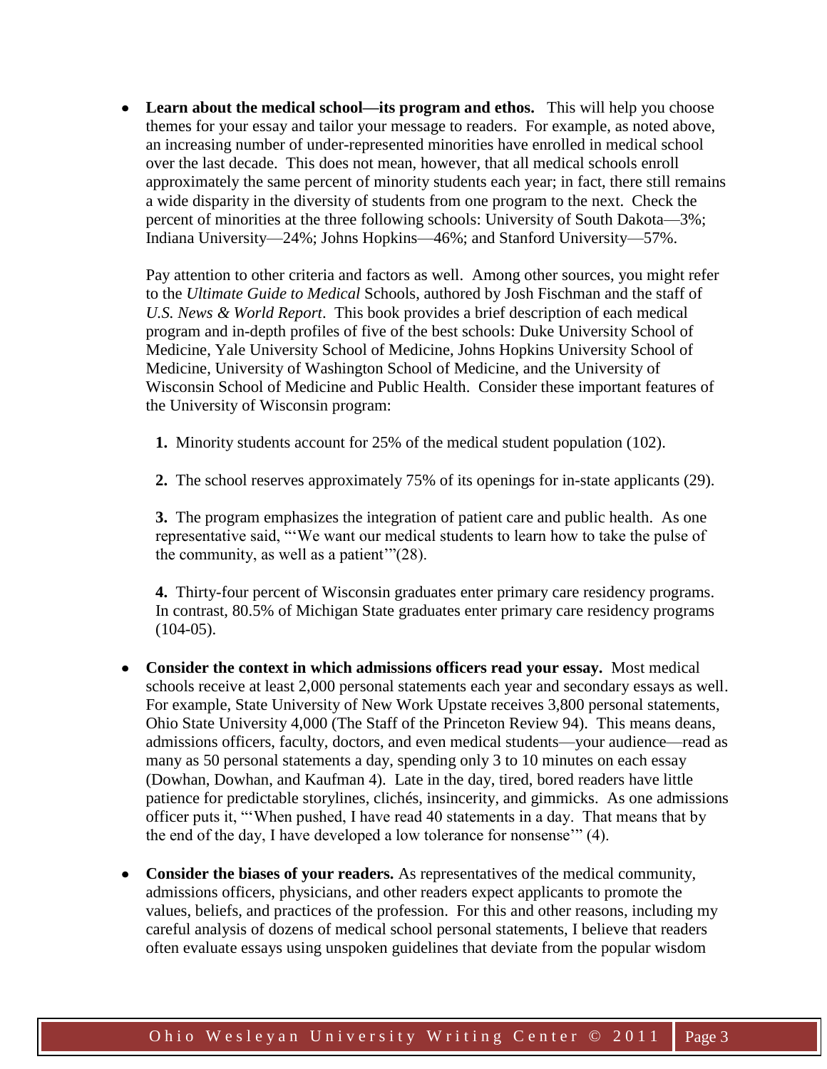- **Learn about the medical school—its program and ethos.** This will help you choose themes for your essay and tailor your message to readers. For example, as noted above, an increasing number of under-represented minorities have enrolled in medical school over the last decade. This does not mean, however, that all medical schools enroll approximately the same percent of minority students each year; in fact, there still remains a wide disparity in the diversity of students from one program to the next. Check the percent of minorities at the three following schools: University of South Dakota—3%; Indiana University—24%; Johns Hopkins—46%; and Stanford University—57%.

  Pay attention to other criteria and factors as well. Among other sources, you might refer to the *Ultimate Guide to Medical* Schools, authored by Josh Fischman and the staff of *U.S. News & World Report*. This book provides a brief description of each medical program and in-depth profiles of five of the best schools: Duke University School of Medicine, Yale University School of Medicine, Johns Hopkins University School of Medicine, University of Washington School of Medicine, and the University of Wisconsin School of Medicine and Public Health. Consider these important features of the University of Wisconsin program:

  **1.** Minority students account for 25% of the medical student population (102).

  **2.** The school reserves approximately 75% of its openings for in-state applicants (29).

  **3.** The program emphasizes the integration of patient care and public health. As one representative said, "'We want our medical students to learn how to take the pulse of the community, as well as a patient'"(28).

  **4.** Thirty-four percent of Wisconsin graduates enter primary care residency programs. In contrast, 80.5% of Michigan State graduates enter primary care residency programs (104-05).

- **Consider the context in which admissions officers read your essay.** Most medical schools receive at least 2,000 personal statements each year and secondary essays as well. For example, State University of New Work Upstate receives 3,800 personal statements, Ohio State University 4,000 (The Staff of the Princeton Review 94). This means deans, admissions officers, faculty, doctors, and even medical students—your audience—read as many as 50 personal statements a day, spending only 3 to 10 minutes on each essay (Dowhan, Dowhan, and Kaufman 4). Late in the day, tired, bored readers have little patience for predictable storylines, clichés, insincerity, and gimmicks. As one admissions officer puts it, "'When pushed, I have read 40 statements in a day. That means that by the end of the day, I have developed a low tolerance for nonsense'" (4).

- **Consider the biases of your readers.** As representatives of the medical community, admissions officers, physicians, and other readers expect applicants to promote the values, beliefs, and practices of the profession. For this and other reasons, including my careful analysis of dozens of medical school personal statements, I believe that readers often evaluate essays using unspoken guidelines that deviate from the popular wisdom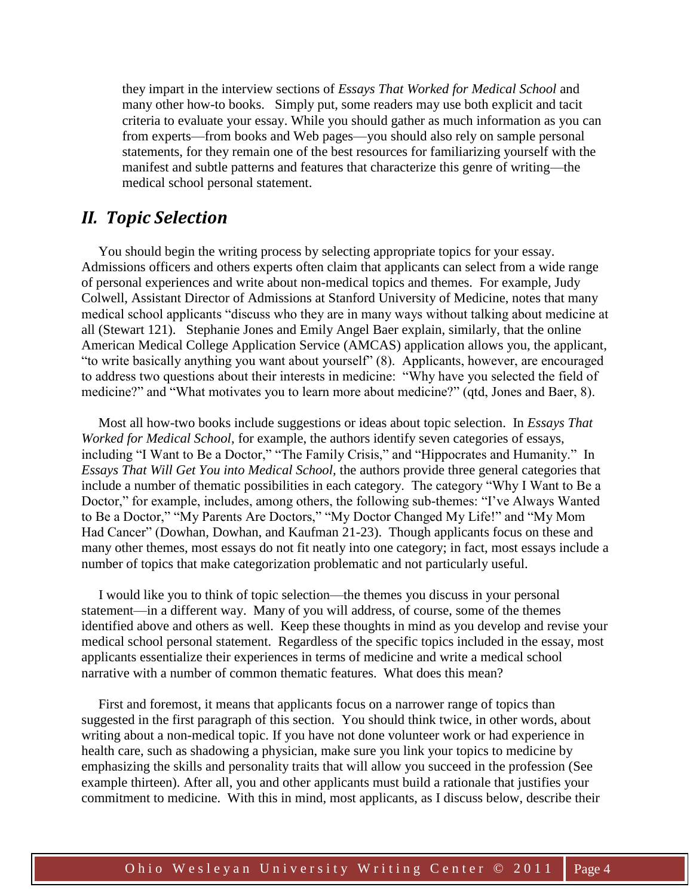they impart in the interview sections of *Essays That Worked for Medical School* and many other how-to books. Simply put, some readers may use both explicit and tacit criteria to evaluate your essay. While you should gather as much information as you can from experts—from books and Web pages—you should also rely on sample personal statements, for they remain one of the best resources for familiarizing yourself with the manifest and subtle patterns and features that characterize this genre of writing—the medical school personal statement.

## *II. Topic Selection*

You should begin the writing process by selecting appropriate topics for your essay. Admissions officers and others experts often claim that applicants can select from a wide range of personal experiences and write about non-medical topics and themes. For example, Judy Colwell, Assistant Director of Admissions at Stanford University of Medicine, notes that many medical school applicants "discuss who they are in many ways without talking about medicine at all (Stewart 121). Stephanie Jones and Emily Angel Baer explain, similarly, that the online American Medical College Application Service (AMCAS) application allows you, the applicant, "to write basically anything you want about yourself" (8). Applicants, however, are encouraged to address two questions about their interests in medicine: "Why have you selected the field of medicine?" and "What motivates you to learn more about medicine?" (qtd, Jones and Baer, 8).

Most all how-two books include suggestions or ideas about topic selection. In *Essays That Worked for Medical School*, for example, the authors identify seven categories of essays, including "I Want to Be a Doctor," "The Family Crisis," and "Hippocrates and Humanity." In *Essays That Will Get You into Medical School*, the authors provide three general categories that include a number of thematic possibilities in each category. The category "Why I Want to Be a Doctor," for example, includes, among others, the following sub-themes: "I've Always Wanted to Be a Doctor," "My Parents Are Doctors," "My Doctor Changed My Life!" and "My Mom Had Cancer" (Dowhan, Dowhan, and Kaufman 21-23). Though applicants focus on these and many other themes, most essays do not fit neatly into one category; in fact, most essays include a number of topics that make categorization problematic and not particularly useful.

I would like you to think of topic selection—the themes you discuss in your personal statement—in a different way. Many of you will address, of course, some of the themes identified above and others as well. Keep these thoughts in mind as you develop and revise your medical school personal statement. Regardless of the specific topics included in the essay, most applicants essentialize their experiences in terms of medicine and write a medical school narrative with a number of common thematic features. What does this mean?

First and foremost, it means that applicants focus on a narrower range of topics than suggested in the first paragraph of this section. You should think twice, in other words, about writing about a non-medical topic. If you have not done volunteer work or had experience in health care, such as shadowing a physician, make sure you link your topics to medicine by emphasizing the skills and personality traits that will allow you succeed in the profession (See example thirteen). After all, you and other applicants must build a rationale that justifies your commitment to medicine. With this in mind, most applicants, as I discuss below, describe their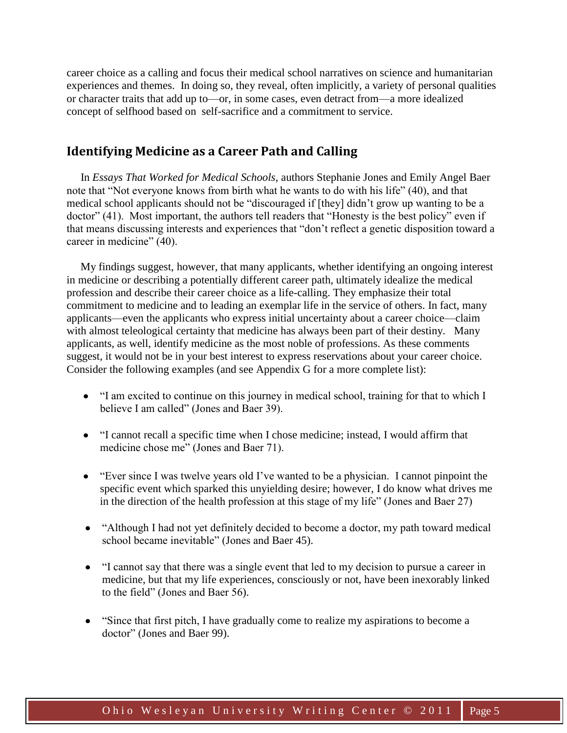career choice as a calling and focus their medical school narratives on science and humanitarian experiences and themes. In doing so, they reveal, often implicitly, a variety of personal qualities or character traits that add up to—or, in some cases, even detract from—a more idealized concept of selfhood based on self-sacrifice and a commitment to service.

## Identifying Medicine as a Career Path and Calling

In *Essays That Worked for Medical Schools,* authors Stephanie Jones and Emily Angel Baer note that "Not everyone knows from birth what he wants to do with his life" (40), and that medical school applicants should not be "discouraged if [they] didn't grow up wanting to be a doctor" (41). Most important, the authors tell readers that "Honesty is the best policy" even if that means discussing interests and experiences that "don't reflect a genetic disposition toward a career in medicine" (40).

My findings suggest, however, that many applicants, whether identifying an ongoing interest in medicine or describing a potentially different career path, ultimately idealize the medical profession and describe their career choice as a life-calling. They emphasize their total commitment to medicine and to leading an exemplar life in the service of others. In fact, many applicants—even the applicants who express initial uncertainty about a career choice—claim with almost teleological certainty that medicine has always been part of their destiny. Many applicants, as well, identify medicine as the most noble of professions. As these comments suggest, it would not be in your best interest to express reservations about your career choice. Consider the following examples (and see Appendix G for a more complete list):

- "I am excited to continue on this journey in medical school, training for that to which I believe I am called" (Jones and Baer 39).
- "I cannot recall a specific time when I chose medicine; instead, I would affirm that medicine chose me" (Jones and Baer 71).
- "Ever since I was twelve years old I've wanted to be a physician. I cannot pinpoint the specific event which sparked this unyielding desire; however, I do know what drives me in the direction of the health profession at this stage of my life" (Jones and Baer 27)
- "Although I had not yet definitely decided to become a doctor, my path toward medical school became inevitable" (Jones and Baer 45).
- "I cannot say that there was a single event that led to my decision to pursue a career in medicine, but that my life experiences, consciously or not, have been inexorably linked to the field" (Jones and Baer 56).
- "Since that first pitch, I have gradually come to realize my aspirations to become a doctor" (Jones and Baer 99).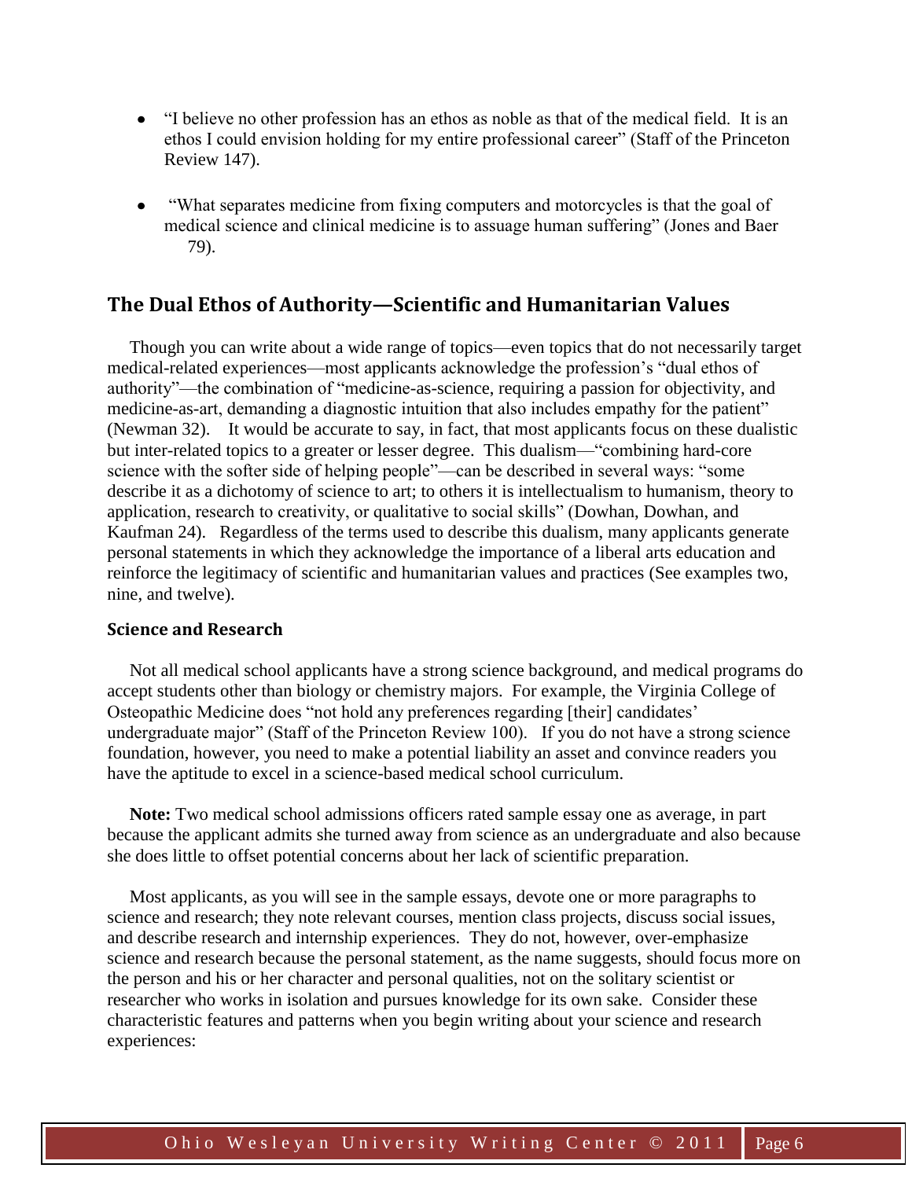- “I believe no other profession has an ethos as noble as that of the medical field. It is an ethos I could envision holding for my entire professional career” (Staff of the Princeton Review 147).

- “What separates medicine from fixing computers and motorcycles is that the goal of medical science and clinical medicine is to assuage human suffering” (Jones and Baer 79).

## The Dual Ethos of Authority—Scientific and Humanitarian Values

Though you can write about a wide range of topics—even topics that do not necessarily target medical-related experiences—most applicants acknowledge the profession’s “dual ethos of authority”—the combination of “medicine-as-science, requiring a passion for objectivity, and medicine-as-art, demanding a diagnostic intuition that also includes empathy for the patient” (Newman 32). It would be accurate to say, in fact, that most applicants focus on these dualistic but inter-related topics to a greater or lesser degree. This dualism—“combining hard-core science with the softer side of helping people”—can be described in several ways: “some describe it as a dichotomy of science to art; to others it is intellectualism to humanism, theory to application, research to creativity, or qualitative to social skills” (Dowhan, Dowhan, and Kaufman 24). Regardless of the terms used to describe this dualism, many applicants generate personal statements in which they acknowledge the importance of a liberal arts education and reinforce the legitimacy of scientific and humanitarian values and practices (See examples two, nine, and twelve).

### Science and Research

Not all medical school applicants have a strong science background, and medical programs do accept students other than biology or chemistry majors. For example, the Virginia College of Osteopathic Medicine does “not hold any preferences regarding [their] candidates’ undergraduate major” (Staff of the Princeton Review 100). If you do not have a strong science foundation, however, you need to make a potential liability an asset and convince readers you have the aptitude to excel in a science-based medical school curriculum.

**Note:** Two medical school admissions officers rated sample essay one as average, in part because the applicant admits she turned away from science as an undergraduate and also because she does little to offset potential concerns about her lack of scientific preparation.

Most applicants, as you will see in the sample essays, devote one or more paragraphs to science and research; they note relevant courses, mention class projects, discuss social issues, and describe research and internship experiences. They do not, however, over-emphasize science and research because the personal statement, as the name suggests, should focus more on the person and his or her character and personal qualities, not on the solitary scientist or researcher who works in isolation and pursues knowledge for its own sake. Consider these characteristic features and patterns when you begin writing about your science and research experiences: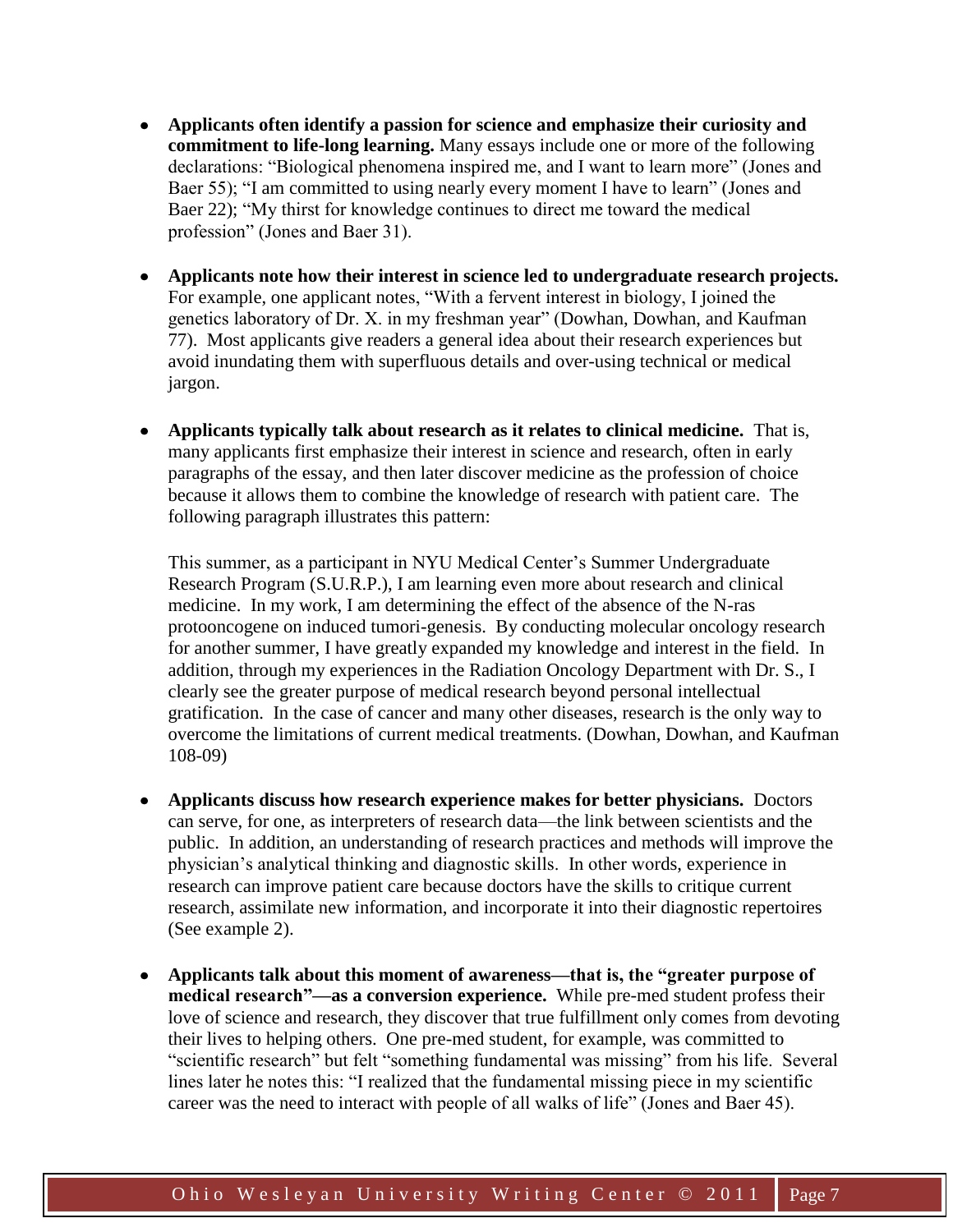- **Applicants often identify a passion for science and emphasize their curiosity and commitment to life-long learning.** Many essays include one or more of the following declarations: "Biological phenomena inspired me, and I want to learn more" (Jones and Baer 55); "I am committed to using nearly every moment I have to learn" (Jones and Baer 22); "My thirst for knowledge continues to direct me toward the medical profession" (Jones and Baer 31).

- **Applicants note how their interest in science led to undergraduate research projects.** For example, one applicant notes, "With a fervent interest in biology, I joined the genetics laboratory of Dr. X. in my freshman year" (Dowhan, Dowhan, and Kaufman 77). Most applicants give readers a general idea about their research experiences but avoid inundating them with superfluous details and over-using technical or medical jargon.

- **Applicants typically talk about research as it relates to clinical medicine.** That is, many applicants first emphasize their interest in science and research, often in early paragraphs of the essay, and then later discover medicine as the profession of choice because it allows them to combine the knowledge of research with patient care. The following paragraph illustrates this pattern:

  This summer, as a participant in NYU Medical Center's Summer Undergraduate Research Program (S.U.R.P.), I am learning even more about research and clinical medicine. In my work, I am determining the effect of the absence of the N-ras protooncogene on induced tumori-genesis. By conducting molecular oncology research for another summer, I have greatly expanded my knowledge and interest in the field. In addition, through my experiences in the Radiation Oncology Department with Dr. S., I clearly see the greater purpose of medical research beyond personal intellectual gratification. In the case of cancer and many other diseases, research is the only way to overcome the limitations of current medical treatments. (Dowhan, Dowhan, and Kaufman 108-09)

- **Applicants discuss how research experience makes for better physicians.** Doctors can serve, for one, as interpreters of research data—the link between scientists and the public. In addition, an understanding of research practices and methods will improve the physician's analytical thinking and diagnostic skills. In other words, experience in research can improve patient care because doctors have the skills to critique current research, assimilate new information, and incorporate it into their diagnostic repertoires (See example 2).

- **Applicants talk about this moment of awareness—that is, the "greater purpose of medical research"—as a conversion experience.** While pre-med student profess their love of science and research, they discover that true fulfillment only comes from devoting their lives to helping others. One pre-med student, for example, was committed to "scientific research" but felt "something fundamental was missing" from his life. Several lines later he notes this: "I realized that the fundamental missing piece in my scientific career was the need to interact with people of all walks of life" (Jones and Baer 45).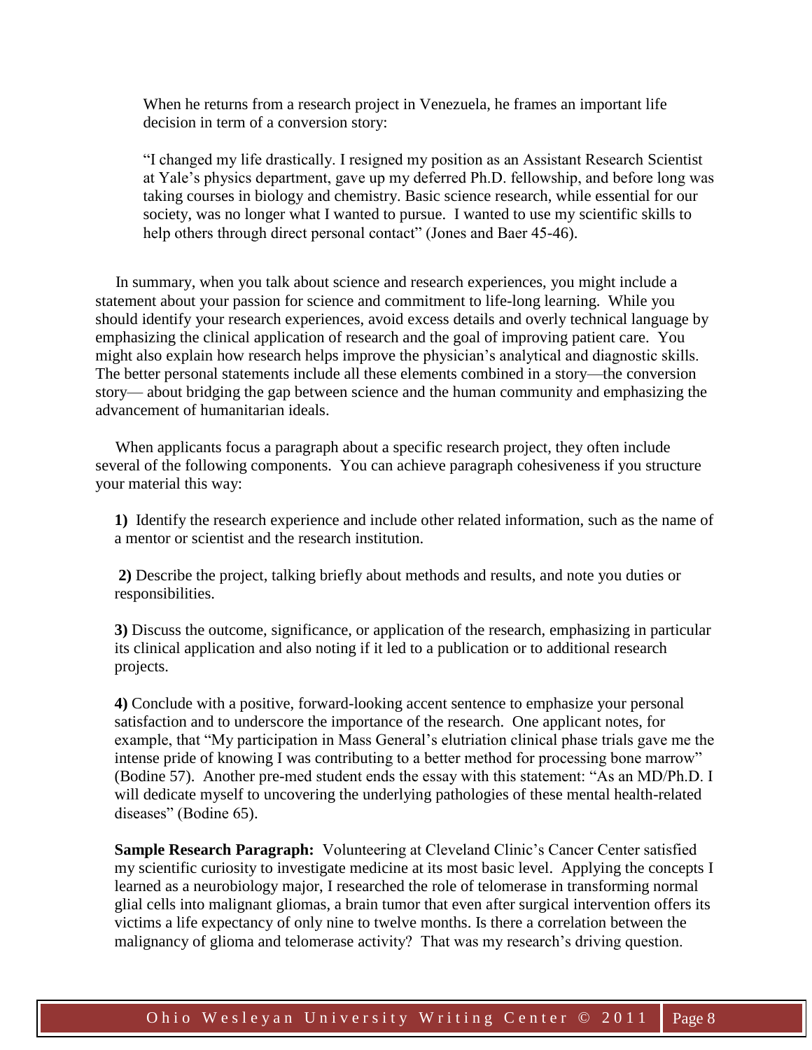When he returns from a research project in Venezuela, he frames an important life decision in term of a conversion story:

"I changed my life drastically. I resigned my position as an Assistant Research Scientist at Yale's physics department, gave up my deferred Ph.D. fellowship, and before long was taking courses in biology and chemistry. Basic science research, while essential for our society, was no longer what I wanted to pursue. I wanted to use my scientific skills to help others through direct personal contact" (Jones and Baer 45-46).

In summary, when you talk about science and research experiences, you might include a statement about your passion for science and commitment to life-long learning. While you should identify your research experiences, avoid excess details and overly technical language by emphasizing the clinical application of research and the goal of improving patient care. You might also explain how research helps improve the physician's analytical and diagnostic skills. The better personal statements include all these elements combined in a story—the conversion story— about bridging the gap between science and the human community and emphasizing the advancement of humanitarian ideals.

When applicants focus a paragraph about a specific research project, they often include several of the following components. You can achieve paragraph cohesiveness if you structure your material this way:

**1)** Identify the research experience and include other related information, such as the name of a mentor or scientist and the research institution.

**2)** Describe the project, talking briefly about methods and results, and note you duties or responsibilities.

**3)** Discuss the outcome, significance, or application of the research, emphasizing in particular its clinical application and also noting if it led to a publication or to additional research projects.

**4)** Conclude with a positive, forward-looking accent sentence to emphasize your personal satisfaction and to underscore the importance of the research. One applicant notes, for example, that "My participation in Mass General's elutriation clinical phase trials gave me the intense pride of knowing I was contributing to a better method for processing bone marrow" (Bodine 57). Another pre-med student ends the essay with this statement: "As an MD/Ph.D. I will dedicate myself to uncovering the underlying pathologies of these mental health-related diseases" (Bodine 65).

**Sample Research Paragraph:** Volunteering at Cleveland Clinic's Cancer Center satisfied my scientific curiosity to investigate medicine at its most basic level. Applying the concepts I learned as a neurobiology major, I researched the role of telomerase in transforming normal glial cells into malignant gliomas, a brain tumor that even after surgical intervention offers its victims a life expectancy of only nine to twelve months. Is there a correlation between the malignancy of glioma and telomerase activity? That was my research's driving question.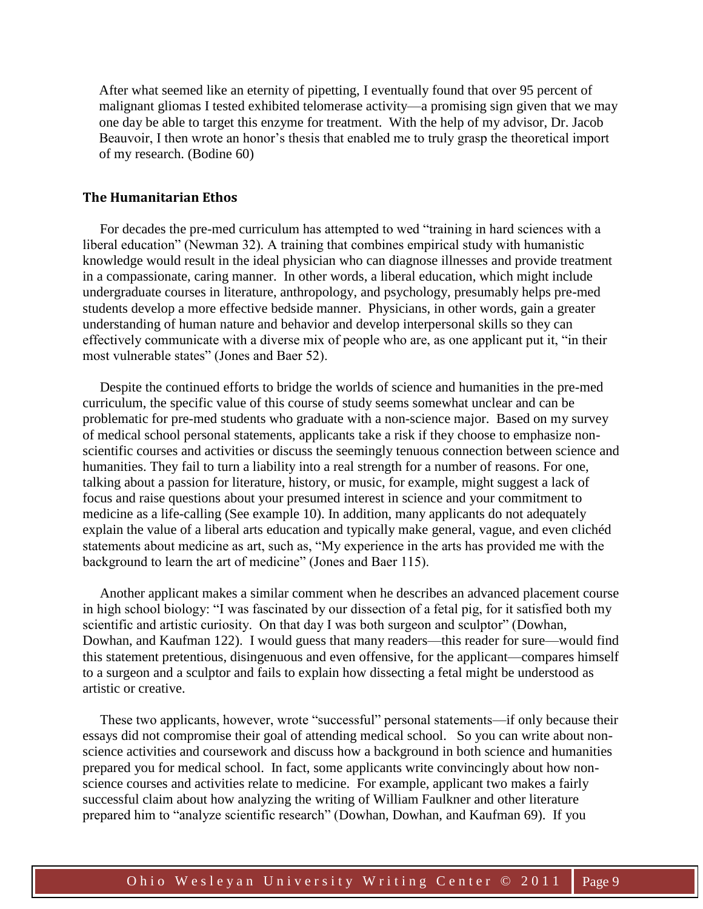> After what seemed like an eternity of pipetting, I eventually found that over 95 percent of malignant gliomas I tested exhibited telomerase activity—a promising sign given that we may one day be able to target this enzyme for treatment. With the help of my advisor, Dr. Jacob Beauvoir, I then wrote an honor's thesis that enabled me to truly grasp the theoretical import of my research. (Bodine 60)

### The Humanitarian Ethos

For decades the pre-med curriculum has attempted to wed "training in hard sciences with a liberal education" (Newman 32). A training that combines empirical study with humanistic knowledge would result in the ideal physician who can diagnose illnesses and provide treatment in a compassionate, caring manner. In other words, a liberal education, which might include undergraduate courses in literature, anthropology, and psychology, presumably helps pre-med students develop a more effective bedside manner. Physicians, in other words, gain a greater understanding of human nature and behavior and develop interpersonal skills so they can effectively communicate with a diverse mix of people who are, as one applicant put it, "in their most vulnerable states" (Jones and Baer 52).

Despite the continued efforts to bridge the worlds of science and humanities in the pre-med curriculum, the specific value of this course of study seems somewhat unclear and can be problematic for pre-med students who graduate with a non-science major. Based on my survey of medical school personal statements, applicants take a risk if they choose to emphasize non-scientific courses and activities or discuss the seemingly tenuous connection between science and humanities. They fail to turn a liability into a real strength for a number of reasons. For one, talking about a passion for literature, history, or music, for example, might suggest a lack of focus and raise questions about your presumed interest in science and your commitment to medicine as a life-calling (See example 10). In addition, many applicants do not adequately explain the value of a liberal arts education and typically make general, vague, and even clichéd statements about medicine as art, such as, "My experience in the arts has provided me with the background to learn the art of medicine" (Jones and Baer 115).

Another applicant makes a similar comment when he describes an advanced placement course in high school biology: "I was fascinated by our dissection of a fetal pig, for it satisfied both my scientific and artistic curiosity. On that day I was both surgeon and sculptor" (Dowhan, Dowhan, and Kaufman 122). I would guess that many readers—this reader for sure—would find this statement pretentious, disingenuous and even offensive, for the applicant—compares himself to a surgeon and a sculptor and fails to explain how dissecting a fetal might be understood as artistic or creative.

These two applicants, however, wrote "successful" personal statements—if only because their essays did not compromise their goal of attending medical school. So you can write about non-science activities and coursework and discuss how a background in both science and humanities prepared you for medical school. In fact, some applicants write convincingly about how non-science courses and activities relate to medicine. For example, applicant two makes a fairly successful claim about how analyzing the writing of William Faulkner and other literature prepared him to "analyze scientific research" (Dowhan, Dowhan, and Kaufman 69). If you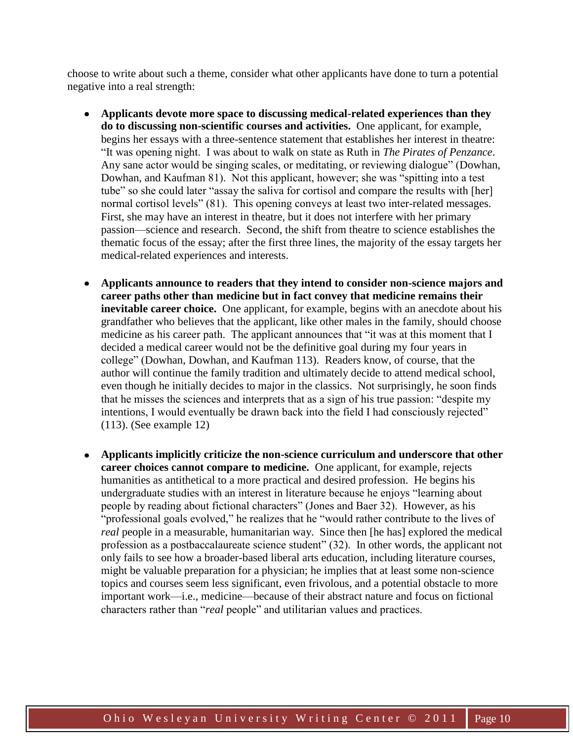choose to write about such a theme, consider what other applicants have done to turn a potential negative into a real strength:

- **Applicants devote more space to discussing medical-related experiences than they do to discussing non-scientific courses and activities.** One applicant, for example, begins her essays with a three-sentence statement that establishes her interest in theatre: "It was opening night. I was about to walk on state as Ruth in *The Pirates of Penzance*. Any sane actor would be singing scales, or meditating, or reviewing dialogue" (Dowhan, Dowhan, and Kaufman 81). Not this applicant, however; she was "spitting into a test tube" so she could later "assay the saliva for cortisol and compare the results with [her] normal cortisol levels" (81). This opening conveys at least two inter-related messages. First, she may have an interest in theatre, but it does not interfere with her primary passion—science and research. Second, the shift from theatre to science establishes the thematic focus of the essay; after the first three lines, the majority of the essay targets her medical-related experiences and interests.

- **Applicants announce to readers that they intend to consider non-science majors and career paths other than medicine but in fact convey that medicine remains their inevitable career choice.** One applicant, for example, begins with an anecdote about his grandfather who believes that the applicant, like other males in the family, should choose medicine as his career path. The applicant announces that "it was at this moment that I decided a medical career would not be the definitive goal during my four years in college" (Dowhan, Dowhan, and Kaufman 113). Readers know, of course, that the author will continue the family tradition and ultimately decide to attend medical school, even though he initially decides to major in the classics. Not surprisingly, he soon finds that he misses the sciences and interprets that as a sign of his true passion: "despite my intentions, I would eventually be drawn back into the field I had consciously rejected" (113). (See example 12)

- **Applicants implicitly criticize the non-science curriculum and underscore that other career choices cannot compare to medicine.** One applicant, for example, rejects humanities as antithetical to a more practical and desired profession. He begins his undergraduate studies with an interest in literature because he enjoys "learning about people by reading about fictional characters" (Jones and Baer 32). However, as his "professional goals evolved," he realizes that he "would rather contribute to the lives of *real* people in a measurable, humanitarian way. Since then [he has] explored the medical profession as a postbaccalaureate science student" (32). In other words, the applicant not only fails to see how a broader-based liberal arts education, including literature courses, might be valuable preparation for a physician; he implies that at least some non-science topics and courses seem less significant, even frivolous, and a potential obstacle to more important work—i.e., medicine—because of their abstract nature and focus on fictional characters rather than "*real* people" and utilitarian values and practices.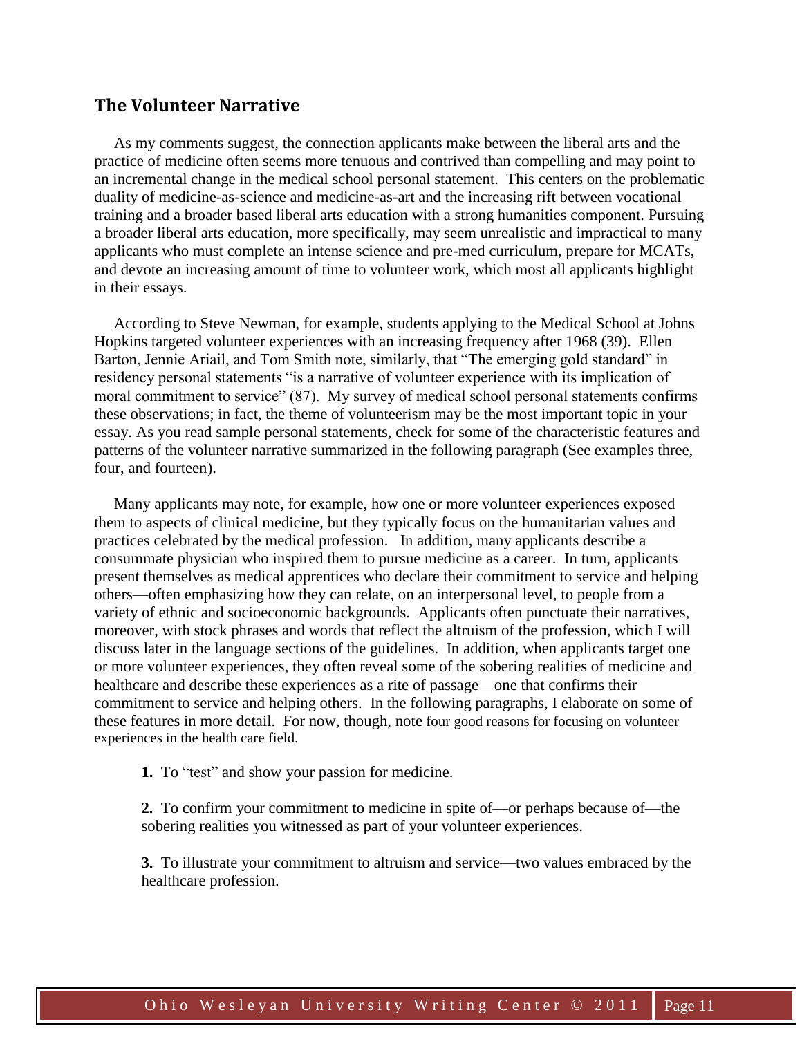## The Volunteer Narrative

As my comments suggest, the connection applicants make between the liberal arts and the practice of medicine often seems more tenuous and contrived than compelling and may point to an incremental change in the medical school personal statement. This centers on the problematic duality of medicine-as-science and medicine-as-art and the increasing rift between vocational training and a broader based liberal arts education with a strong humanities component. Pursuing a broader liberal arts education, more specifically, may seem unrealistic and impractical to many applicants who must complete an intense science and pre-med curriculum, prepare for MCATs, and devote an increasing amount of time to volunteer work, which most all applicants highlight in their essays.

According to Steve Newman, for example, students applying to the Medical School at Johns Hopkins targeted volunteer experiences with an increasing frequency after 1968 (39). Ellen Barton, Jennie Ariail, and Tom Smith note, similarly, that "The emerging gold standard" in residency personal statements "is a narrative of volunteer experience with its implication of moral commitment to service" (87). My survey of medical school personal statements confirms these observations; in fact, the theme of volunteerism may be the most important topic in your essay. As you read sample personal statements, check for some of the characteristic features and patterns of the volunteer narrative summarized in the following paragraph (See examples three, four, and fourteen).

Many applicants may note, for example, how one or more volunteer experiences exposed them to aspects of clinical medicine, but they typically focus on the humanitarian values and practices celebrated by the medical profession. In addition, many applicants describe a consummate physician who inspired them to pursue medicine as a career. In turn, applicants present themselves as medical apprentices who declare their commitment to service and helping others—often emphasizing how they can relate, on an interpersonal level, to people from a variety of ethnic and socioeconomic backgrounds. Applicants often punctuate their narratives, moreover, with stock phrases and words that reflect the altruism of the profession, which I will discuss later in the language sections of the guidelines. In addition, when applicants target one or more volunteer experiences, they often reveal some of the sobering realities of medicine and healthcare and describe these experiences as a rite of passage—one that confirms their commitment to service and helping others. In the following paragraphs, I elaborate on some of these features in more detail. For now, though, note four good reasons for focusing on volunteer experiences in the health care field.

**1.** To "test" and show your passion for medicine.

**2.** To confirm your commitment to medicine in spite of—or perhaps because of—the sobering realities you witnessed as part of your volunteer experiences.

**3.** To illustrate your commitment to altruism and service—two values embraced by the healthcare profession.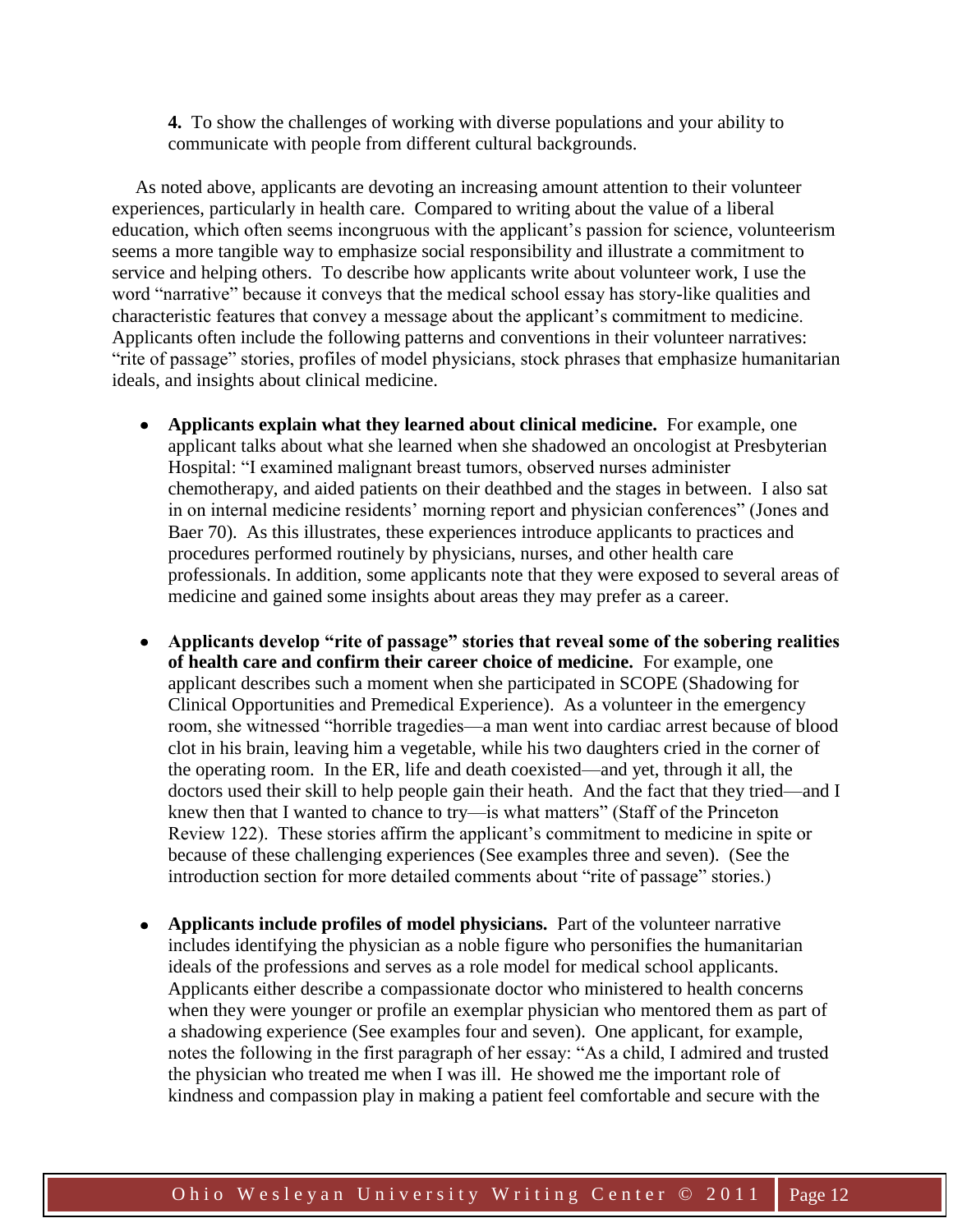**4.** To show the challenges of working with diverse populations and your ability to communicate with people from different cultural backgrounds.

As noted above, applicants are devoting an increasing amount attention to their volunteer experiences, particularly in health care. Compared to writing about the value of a liberal education, which often seems incongruous with the applicant's passion for science, volunteerism seems a more tangible way to emphasize social responsibility and illustrate a commitment to service and helping others. To describe how applicants write about volunteer work, I use the word "narrative" because it conveys that the medical school essay has story-like qualities and characteristic features that convey a message about the applicant's commitment to medicine. Applicants often include the following patterns and conventions in their volunteer narratives: "rite of passage" stories, profiles of model physicians, stock phrases that emphasize humanitarian ideals, and insights about clinical medicine.

- **Applicants explain what they learned about clinical medicine.** For example, one applicant talks about what she learned when she shadowed an oncologist at Presbyterian Hospital: "I examined malignant breast tumors, observed nurses administer chemotherapy, and aided patients on their deathbed and the stages in between. I also sat in on internal medicine residents' morning report and physician conferences" (Jones and Baer 70). As this illustrates, these experiences introduce applicants to practices and procedures performed routinely by physicians, nurses, and other health care professionals. In addition, some applicants note that they were exposed to several areas of medicine and gained some insights about areas they may prefer as a career.

- **Applicants develop "rite of passage" stories that reveal some of the sobering realities of health care and confirm their career choice of medicine.** For example, one applicant describes such a moment when she participated in SCOPE (Shadowing for Clinical Opportunities and Premedical Experience). As a volunteer in the emergency room, she witnessed "horrible tragedies—a man went into cardiac arrest because of blood clot in his brain, leaving him a vegetable, while his two daughters cried in the corner of the operating room. In the ER, life and death coexisted—and yet, through it all, the doctors used their skill to help people gain their heath. And the fact that they tried—and I knew then that I wanted to chance to try—is what matters" (Staff of the Princeton Review 122). These stories affirm the applicant's commitment to medicine in spite or because of these challenging experiences (See examples three and seven). (See the introduction section for more detailed comments about "rite of passage" stories.)

- **Applicants include profiles of model physicians.** Part of the volunteer narrative includes identifying the physician as a noble figure who personifies the humanitarian ideals of the professions and serves as a role model for medical school applicants. Applicants either describe a compassionate doctor who ministered to health concerns when they were younger or profile an exemplar physician who mentored them as part of a shadowing experience (See examples four and seven). One applicant, for example, notes the following in the first paragraph of her essay: "As a child, I admired and trusted the physician who treated me when I was ill. He showed me the important role of kindness and compassion play in making a patient feel comfortable and secure with the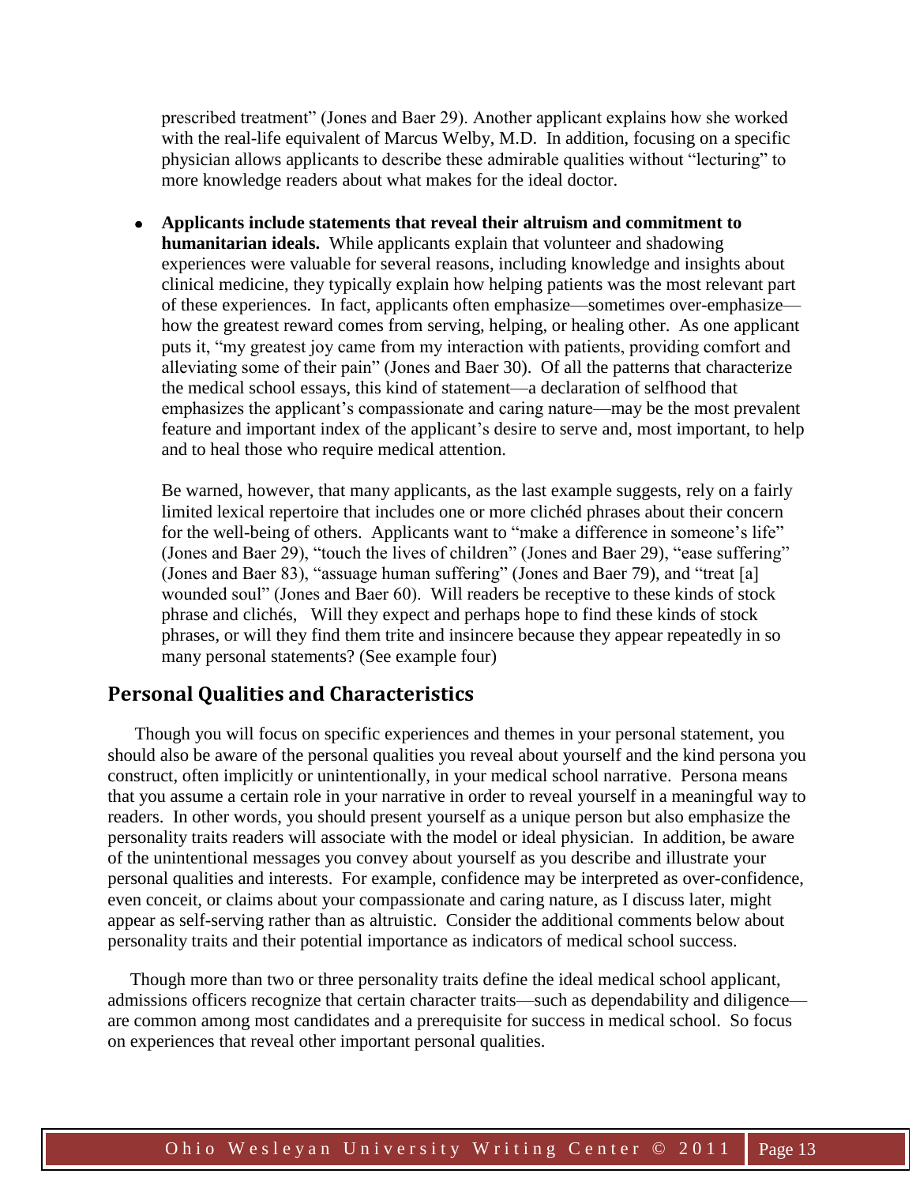prescribed treatment" (Jones and Baer 29). Another applicant explains how she worked with the real-life equivalent of Marcus Welby, M.D. In addition, focusing on a specific physician allows applicants to describe these admirable qualities without "lecturing" to more knowledge readers about what makes for the ideal doctor.

- **Applicants include statements that reveal their altruism and commitment to humanitarian ideals.** While applicants explain that volunteer and shadowing experiences were valuable for several reasons, including knowledge and insights about clinical medicine, they typically explain how helping patients was the most relevant part of these experiences. In fact, applicants often emphasize—sometimes over-emphasize—how the greatest reward comes from serving, helping, or healing other. As one applicant puts it, "my greatest joy came from my interaction with patients, providing comfort and alleviating some of their pain" (Jones and Baer 30). Of all the patterns that characterize the medical school essays, this kind of statement—a declaration of selfhood that emphasizes the applicant's compassionate and caring nature—may be the most prevalent feature and important index of the applicant's desire to serve and, most important, to help and to heal those who require medical attention.

  Be warned, however, that many applicants, as the last example suggests, rely on a fairly limited lexical repertoire that includes one or more clichéd phrases about their concern for the well-being of others. Applicants want to "make a difference in someone's life" (Jones and Baer 29), "touch the lives of children" (Jones and Baer 29), "ease suffering" (Jones and Baer 83), "assuage human suffering" (Jones and Baer 79), and "treat [a] wounded soul" (Jones and Baer 60). Will readers be receptive to these kinds of stock phrase and clichés, Will they expect and perhaps hope to find these kinds of stock phrases, or will they find them trite and insincere because they appear repeatedly in so many personal statements? (See example four)

## Personal Qualities and Characteristics

Though you will focus on specific experiences and themes in your personal statement, you should also be aware of the personal qualities you reveal about yourself and the kind persona you construct, often implicitly or unintentionally, in your medical school narrative. Persona means that you assume a certain role in your narrative in order to reveal yourself in a meaningful way to readers. In other words, you should present yourself as a unique person but also emphasize the personality traits readers will associate with the model or ideal physician. In addition, be aware of the unintentional messages you convey about yourself as you describe and illustrate your personal qualities and interests. For example, confidence may be interpreted as over-confidence, even conceit, or claims about your compassionate and caring nature, as I discuss later, might appear as self-serving rather than as altruistic. Consider the additional comments below about personality traits and their potential importance as indicators of medical school success.

Though more than two or three personality traits define the ideal medical school applicant, admissions officers recognize that certain character traits—such as dependability and diligence—are common among most candidates and a prerequisite for success in medical school. So focus on experiences that reveal other important personal qualities.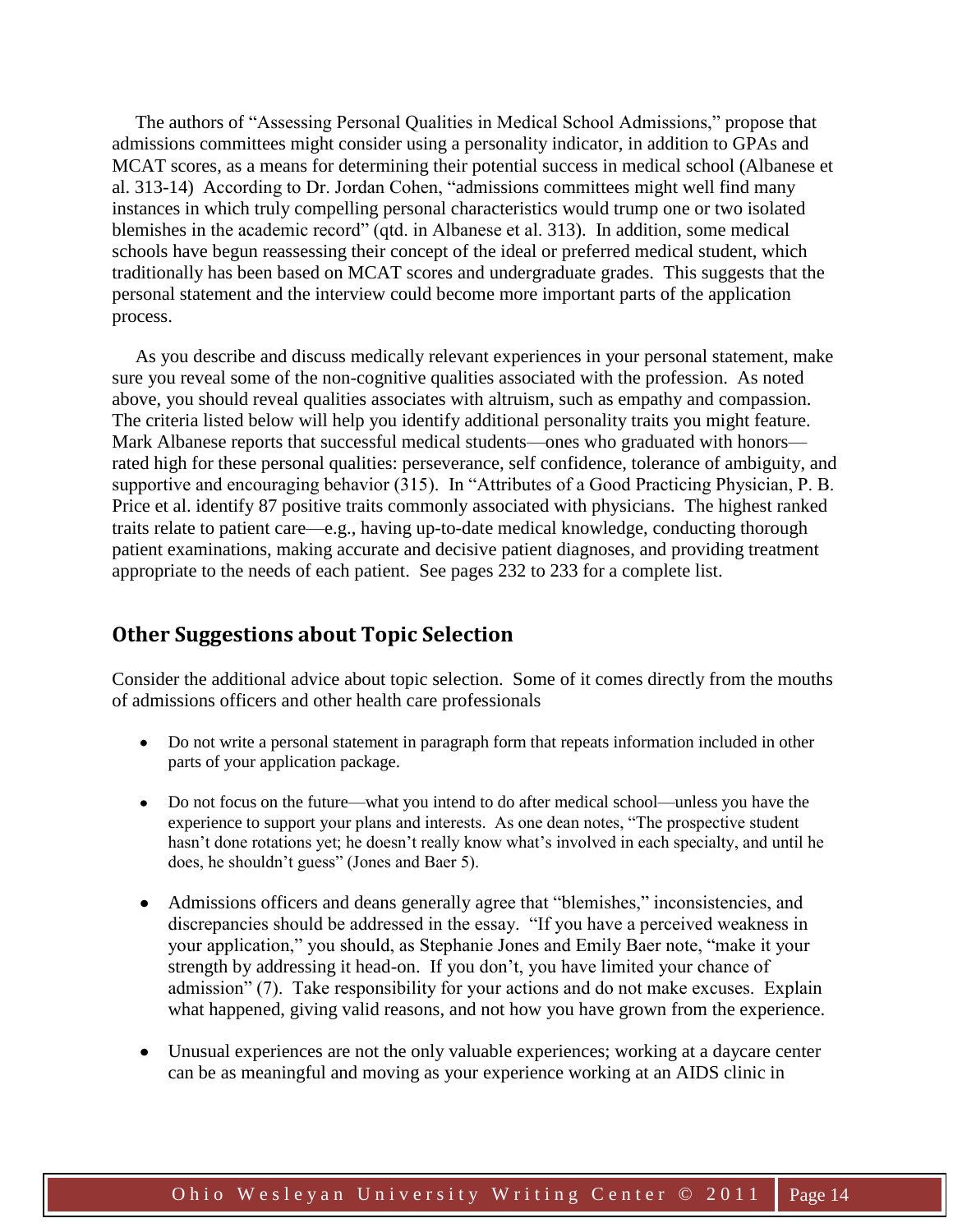The authors of "Assessing Personal Qualities in Medical School Admissions," propose that admissions committees might consider using a personality indicator, in addition to GPAs and MCAT scores, as a means for determining their potential success in medical school (Albanese et al. 313-14) According to Dr. Jordan Cohen, "admissions committees might well find many instances in which truly compelling personal characteristics would trump one or two isolated blemishes in the academic record" (qtd. in Albanese et al. 313). In addition, some medical schools have begun reassessing their concept of the ideal or preferred medical student, which traditionally has been based on MCAT scores and undergraduate grades. This suggests that the personal statement and the interview could become more important parts of the application process.

As you describe and discuss medically relevant experiences in your personal statement, make sure you reveal some of the non-cognitive qualities associated with the profession. As noted above, you should reveal qualities associates with altruism, such as empathy and compassion. The criteria listed below will help you identify additional personality traits you might feature. Mark Albanese reports that successful medical students—ones who graduated with honors—rated high for these personal qualities: perseverance, self confidence, tolerance of ambiguity, and supportive and encouraging behavior (315). In "Attributes of a Good Practicing Physician, P. B. Price et al. identify 87 positive traits commonly associated with physicians. The highest ranked traits relate to patient care—e.g., having up-to-date medical knowledge, conducting thorough patient examinations, making accurate and decisive patient diagnoses, and providing treatment appropriate to the needs of each patient. See pages 232 to 233 for a complete list.

## Other Suggestions about Topic Selection

Consider the additional advice about topic selection. Some of it comes directly from the mouths of admissions officers and other health care professionals

- Do not write a personal statement in paragraph form that repeats information included in other parts of your application package.
- Do not focus on the future—what you intend to do after medical school—unless you have the experience to support your plans and interests. As one dean notes, "The prospective student hasn't done rotations yet; he doesn't really know what's involved in each specialty, and until he does, he shouldn't guess" (Jones and Baer 5).
- Admissions officers and deans generally agree that "blemishes," inconsistencies, and discrepancies should be addressed in the essay. "If you have a perceived weakness in your application," you should, as Stephanie Jones and Emily Baer note, "make it your strength by addressing it head-on. If you don't, you have limited your chance of admission" (7). Take responsibility for your actions and do not make excuses. Explain what happened, giving valid reasons, and not how you have grown from the experience.
- Unusual experiences are not the only valuable experiences; working at a daycare center can be as meaningful and moving as your experience working at an AIDS clinic in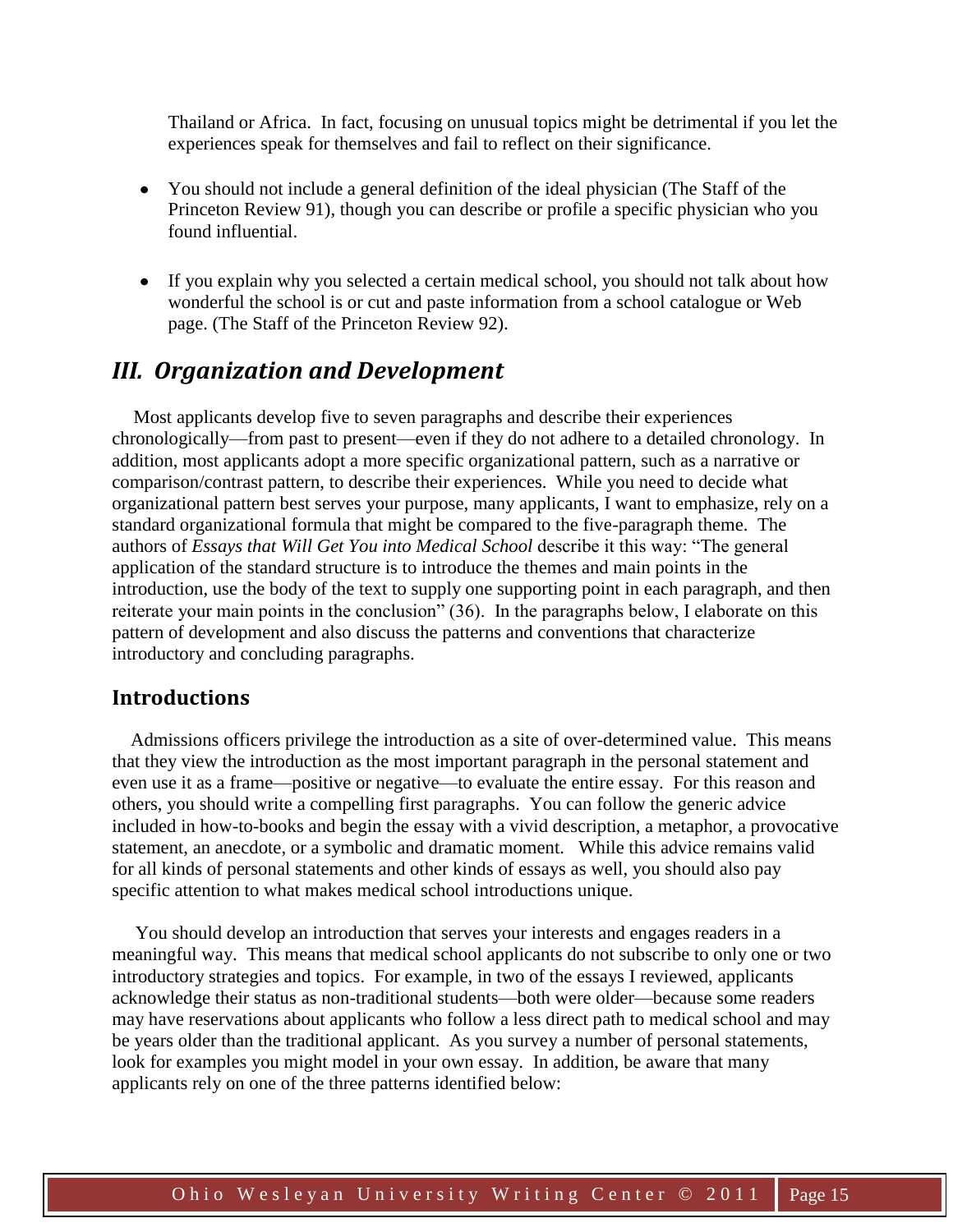Thailand or Africa. In fact, focusing on unusual topics might be detrimental if you let the experiences speak for themselves and fail to reflect on their significance.

- You should not include a general definition of the ideal physician (The Staff of the Princeton Review 91), though you can describe or profile a specific physician who you found influential.

- If you explain why you selected a certain medical school, you should not talk about how wonderful the school is or cut and paste information from a school catalogue or Web page. (The Staff of the Princeton Review 92).

## *III. Organization and Development*

Most applicants develop five to seven paragraphs and describe their experiences chronologically—from past to present—even if they do not adhere to a detailed chronology. In addition, most applicants adopt a more specific organizational pattern, such as a narrative or comparison/contrast pattern, to describe their experiences. While you need to decide what organizational pattern best serves your purpose, many applicants, I want to emphasize, rely on a standard organizational formula that might be compared to the five-paragraph theme. The authors of *Essays that Will Get You into Medical School* describe it this way: "The general application of the standard structure is to introduce the themes and main points in the introduction, use the body of the text to supply one supporting point in each paragraph, and then reiterate your main points in the conclusion" (36). In the paragraphs below, I elaborate on this pattern of development and also discuss the patterns and conventions that characterize introductory and concluding paragraphs.

### Introductions

Admissions officers privilege the introduction as a site of over-determined value. This means that they view the introduction as the most important paragraph in the personal statement and even use it as a frame—positive or negative—to evaluate the entire essay. For this reason and others, you should write a compelling first paragraphs. You can follow the generic advice included in how-to-books and begin the essay with a vivid description, a metaphor, a provocative statement, an anecdote, or a symbolic and dramatic moment. While this advice remains valid for all kinds of personal statements and other kinds of essays as well, you should also pay specific attention to what makes medical school introductions unique.

You should develop an introduction that serves your interests and engages readers in a meaningful way. This means that medical school applicants do not subscribe to only one or two introductory strategies and topics. For example, in two of the essays I reviewed, applicants acknowledge their status as non-traditional students—both were older—because some readers may have reservations about applicants who follow a less direct path to medical school and may be years older than the traditional applicant. As you survey a number of personal statements, look for examples you might model in your own essay. In addition, be aware that many applicants rely on one of the three patterns identified below: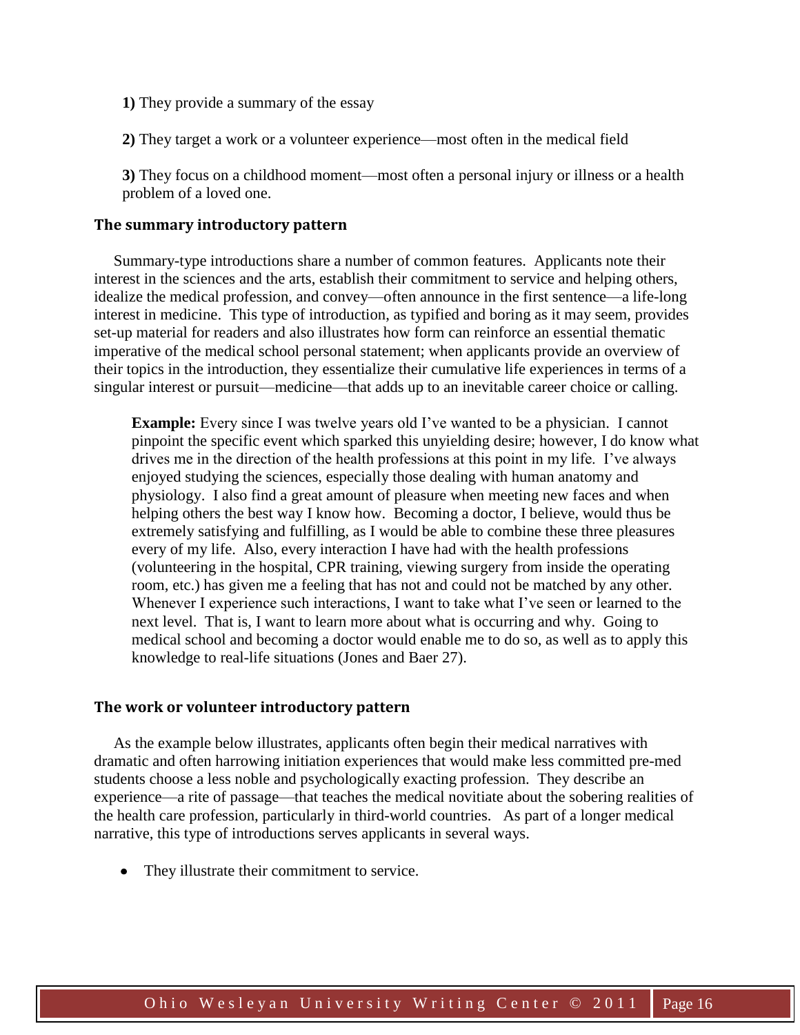**1)** They provide a summary of the essay

**2)** They target a work or a volunteer experience—most often in the medical field

**3)** They focus on a childhood moment—most often a personal injury or illness or a health problem of a loved one.

### The summary introductory pattern

Summary-type introductions share a number of common features. Applicants note their interest in the sciences and the arts, establish their commitment to service and helping others, idealize the medical profession, and convey—often announce in the first sentence—a life-long interest in medicine. This type of introduction, as typified and boring as it may seem, provides set-up material for readers and also illustrates how form can reinforce an essential thematic imperative of the medical school personal statement; when applicants provide an overview of their topics in the introduction, they essentialize their cumulative life experiences in terms of a singular interest or pursuit—medicine—that adds up to an inevitable career choice or calling.

> **Example:** Every since I was twelve years old I've wanted to be a physician. I cannot pinpoint the specific event which sparked this unyielding desire; however, I do know what drives me in the direction of the health professions at this point in my life. I've always enjoyed studying the sciences, especially those dealing with human anatomy and physiology. I also find a great amount of pleasure when meeting new faces and when helping others the best way I know how. Becoming a doctor, I believe, would thus be extremely satisfying and fulfilling, as I would be able to combine these three pleasures every of my life. Also, every interaction I have had with the health professions (volunteering in the hospital, CPR training, viewing surgery from inside the operating room, etc.) has given me a feeling that has not and could not be matched by any other. Whenever I experience such interactions, I want to take what I've seen or learned to the next level. That is, I want to learn more about what is occurring and why. Going to medical school and becoming a doctor would enable me to do so, as well as to apply this knowledge to real-life situations (Jones and Baer 27).

### The work or volunteer introductory pattern

As the example below illustrates, applicants often begin their medical narratives with dramatic and often harrowing initiation experiences that would make less committed pre-med students choose a less noble and psychologically exacting profession. They describe an experience—a rite of passage—that teaches the medical novitiate about the sobering realities of the health care profession, particularly in third-world countries. As part of a longer medical narrative, this type of introductions serves applicants in several ways.

- They illustrate their commitment to service.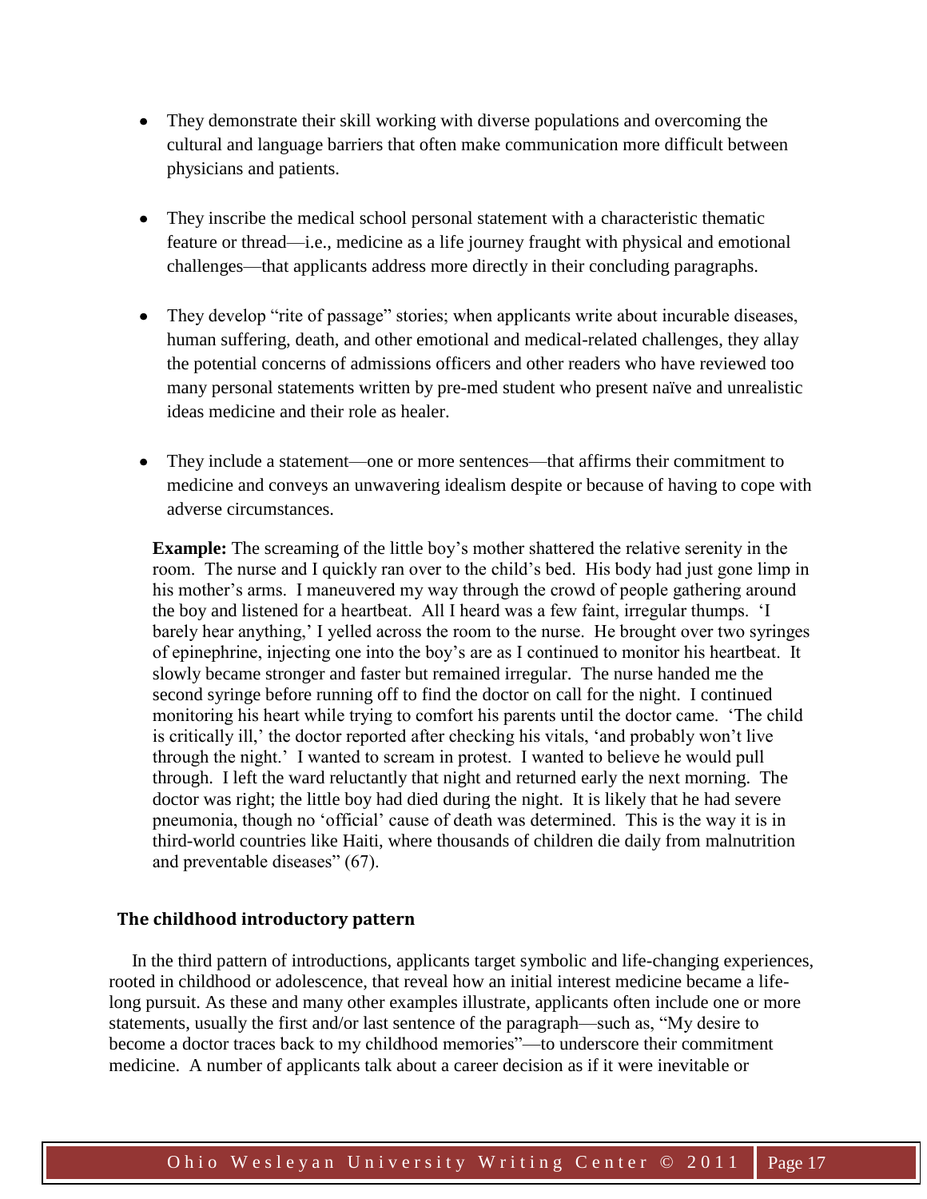- They demonstrate their skill working with diverse populations and overcoming the cultural and language barriers that often make communication more difficult between physicians and patients.

- They inscribe the medical school personal statement with a characteristic thematic feature or thread—i.e., medicine as a life journey fraught with physical and emotional challenges—that applicants address more directly in their concluding paragraphs.

- They develop "rite of passage" stories; when applicants write about incurable diseases, human suffering, death, and other emotional and medical-related challenges, they allay the potential concerns of admissions officers and other readers who have reviewed too many personal statements written by pre-med student who present naïve and unrealistic ideas medicine and their role as healer.

- They include a statement—one or more sentences—that affirms their commitment to medicine and conveys an unwavering idealism despite or because of having to cope with adverse circumstances.

**Example:** The screaming of the little boy's mother shattered the relative serenity in the room. The nurse and I quickly ran over to the child's bed. His body had just gone limp in his mother's arms. I maneuvered my way through the crowd of people gathering around the boy and listened for a heartbeat. All I heard was a few faint, irregular thumps. 'I barely hear anything,' I yelled across the room to the nurse. He brought over two syringes of epinephrine, injecting one into the boy's are as I continued to monitor his heartbeat. It slowly became stronger and faster but remained irregular. The nurse handed me the second syringe before running off to find the doctor on call for the night. I continued monitoring his heart while trying to comfort his parents until the doctor came. 'The child is critically ill,' the doctor reported after checking his vitals, 'and probably won't live through the night.' I wanted to scream in protest. I wanted to believe he would pull through. I left the ward reluctantly that night and returned early the next morning. The doctor was right; the little boy had died during the night. It is likely that he had severe pneumonia, though no 'official' cause of death was determined. This is the way it is in third-world countries like Haiti, where thousands of children die daily from malnutrition and preventable diseases" (67).

### The childhood introductory pattern

In the third pattern of introductions, applicants target symbolic and life-changing experiences, rooted in childhood or adolescence, that reveal how an initial interest medicine became a life-long pursuit. As these and many other examples illustrate, applicants often include one or more statements, usually the first and/or last sentence of the paragraph—such as, "My desire to become a doctor traces back to my childhood memories"—to underscore their commitment medicine. A number of applicants talk about a career decision as if it were inevitable or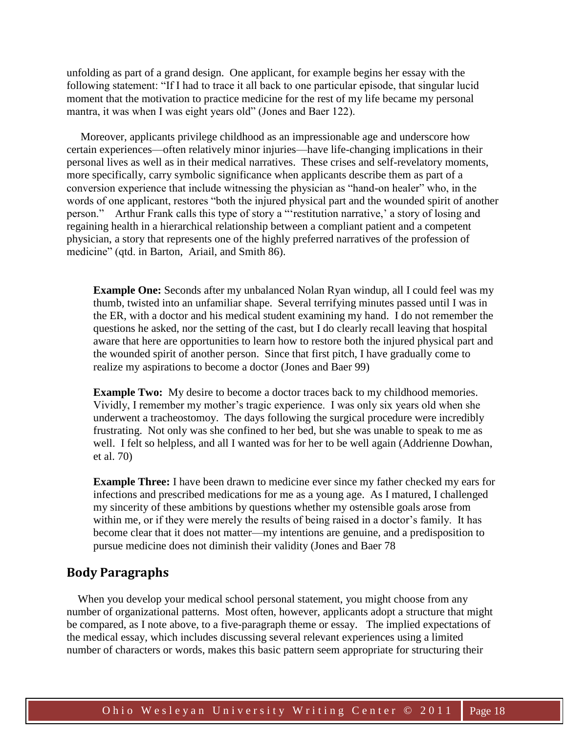unfolding as part of a grand design. One applicant, for example begins her essay with the following statement: "If I had to trace it all back to one particular episode, that singular lucid moment that the motivation to practice medicine for the rest of my life became my personal mantra, it was when I was eight years old" (Jones and Baer 122).

Moreover, applicants privilege childhood as an impressionable age and underscore how certain experiences—often relatively minor injuries—have life-changing implications in their personal lives as well as in their medical narratives. These crises and self-revelatory moments, more specifically, carry symbolic significance when applicants describe them as part of a conversion experience that include witnessing the physician as "hand-on healer" who, in the words of one applicant, restores "both the injured physical part and the wounded spirit of another person." Arthur Frank calls this type of story a "'restitution narrative,' a story of losing and regaining health in a hierarchical relationship between a compliant patient and a competent physician, a story that represents one of the highly preferred narratives of the profession of medicine" (qtd. in Barton, Ariail, and Smith 86).

> **Example One:** Seconds after my unbalanced Nolan Ryan windup, all I could feel was my thumb, twisted into an unfamiliar shape. Several terrifying minutes passed until I was in the ER, with a doctor and his medical student examining my hand. I do not remember the questions he asked, nor the setting of the cast, but I do clearly recall leaving that hospital aware that here are opportunities to learn how to restore both the injured physical part and the wounded spirit of another person. Since that first pitch, I have gradually come to realize my aspirations to become a doctor (Jones and Baer 99)

> **Example Two:** My desire to become a doctor traces back to my childhood memories. Vividly, I remember my mother's tragic experience. I was only six years old when she underwent a tracheostomoy. The days following the surgical procedure were incredibly frustrating. Not only was she confined to her bed, but she was unable to speak to me as well. I felt so helpless, and all I wanted was for her to be well again (Addrienne Dowhan, et al. 70)

> **Example Three:** I have been drawn to medicine ever since my father checked my ears for infections and prescribed medications for me as a young age. As I matured, I challenged my sincerity of these ambitions by questions whether my ostensible goals arose from within me, or if they were merely the results of being raised in a doctor's family. It has become clear that it does not matter—my intentions are genuine, and a predisposition to pursue medicine does not diminish their validity (Jones and Baer 78

## Body Paragraphs

When you develop your medical school personal statement, you might choose from any number of organizational patterns. Most often, however, applicants adopt a structure that might be compared, as I note above, to a five-paragraph theme or essay. The implied expectations of the medical essay, which includes discussing several relevant experiences using a limited number of characters or words, makes this basic pattern seem appropriate for structuring their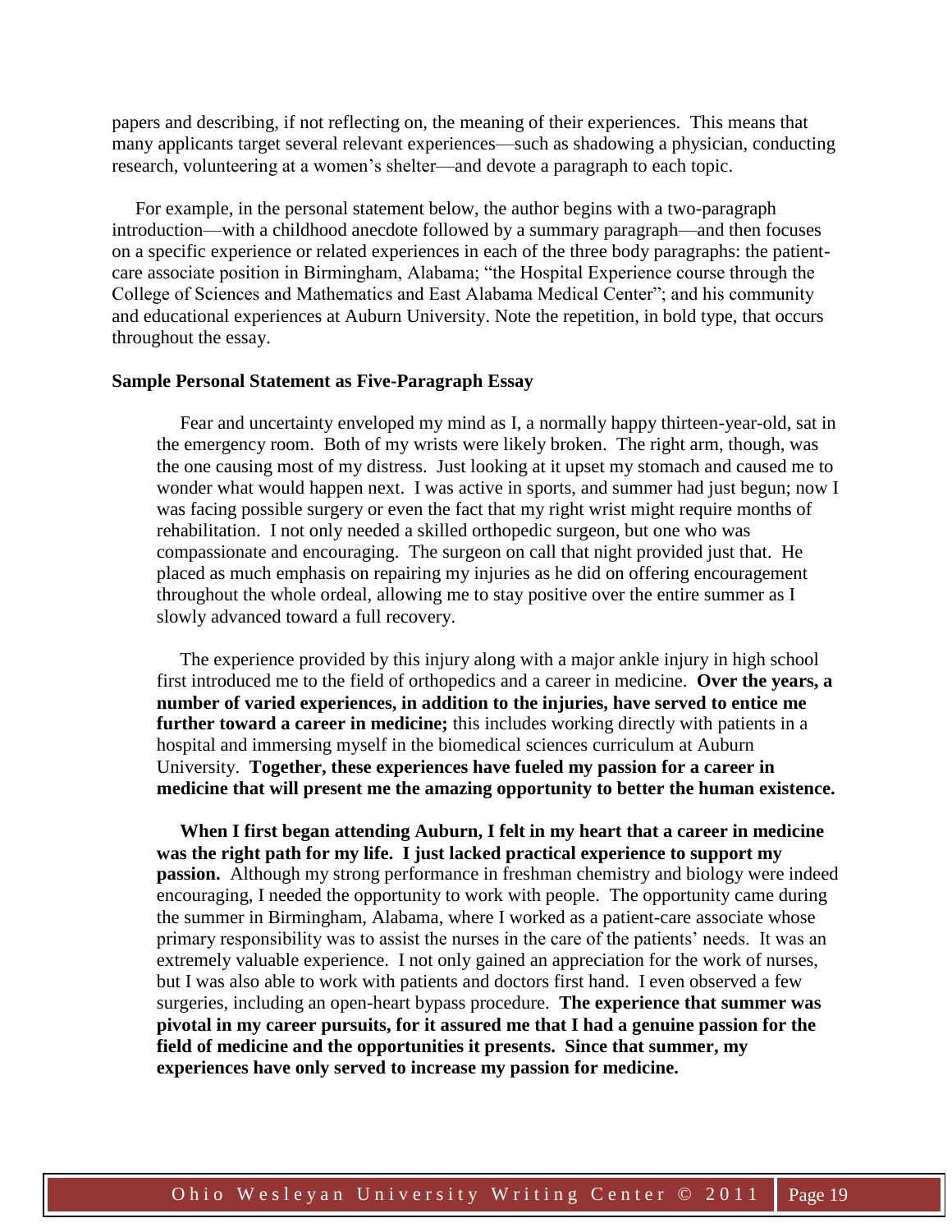papers and describing, if not reflecting on, the meaning of their experiences. This means that many applicants target several relevant experiences—such as shadowing a physician, conducting research, volunteering at a women's shelter—and devote a paragraph to each topic.

For example, in the personal statement below, the author begins with a two-paragraph introduction—with a childhood anecdote followed by a summary paragraph—and then focuses on a specific experience or related experiences in each of the three body paragraphs: the patient-care associate position in Birmingham, Alabama; "the Hospital Experience course through the College of Sciences and Mathematics and East Alabama Medical Center"; and his community and educational experiences at Auburn University. Note the repetition, in bold type, that occurs throughout the essay.

**Sample Personal Statement as Five-Paragraph Essay**

> Fear and uncertainty enveloped my mind as I, a normally happy thirteen-year-old, sat in the emergency room. Both of my wrists were likely broken. The right arm, though, was the one causing most of my distress. Just looking at it upset my stomach and caused me to wonder what would happen next. I was active in sports, and summer had just begun; now I was facing possible surgery or even the fact that my right wrist might require months of rehabilitation. I not only needed a skilled orthopedic surgeon, but one who was compassionate and encouraging. The surgeon on call that night provided just that. He placed as much emphasis on repairing my injuries as he did on offering encouragement throughout the whole ordeal, allowing me to stay positive over the entire summer as I slowly advanced toward a full recovery.
>
> The experience provided by this injury along with a major ankle injury in high school first introduced me to the field of orthopedics and a career in medicine. **Over the years, a number of varied experiences, in addition to the injuries, have served to entice me further toward a career in medicine;** this includes working directly with patients in a hospital and immersing myself in the biomedical sciences curriculum at Auburn University. **Together, these experiences have fueled my passion for a career in medicine that will present me the amazing opportunity to better the human existence.**
>
> **When I first began attending Auburn, I felt in my heart that a career in medicine was the right path for my life. I just lacked practical experience to support my passion.** Although my strong performance in freshman chemistry and biology were indeed encouraging, I needed the opportunity to work with people. The opportunity came during the summer in Birmingham, Alabama, where I worked as a patient-care associate whose primary responsibility was to assist the nurses in the care of the patients' needs. It was an extremely valuable experience. I not only gained an appreciation for the work of nurses, but I was also able to work with patients and doctors first hand. I even observed a few surgeries, including an open-heart bypass procedure. **The experience that summer was pivotal in my career pursuits, for it assured me that I had a genuine passion for the field of medicine and the opportunities it presents. Since that summer, my experiences have only served to increase my passion for medicine.**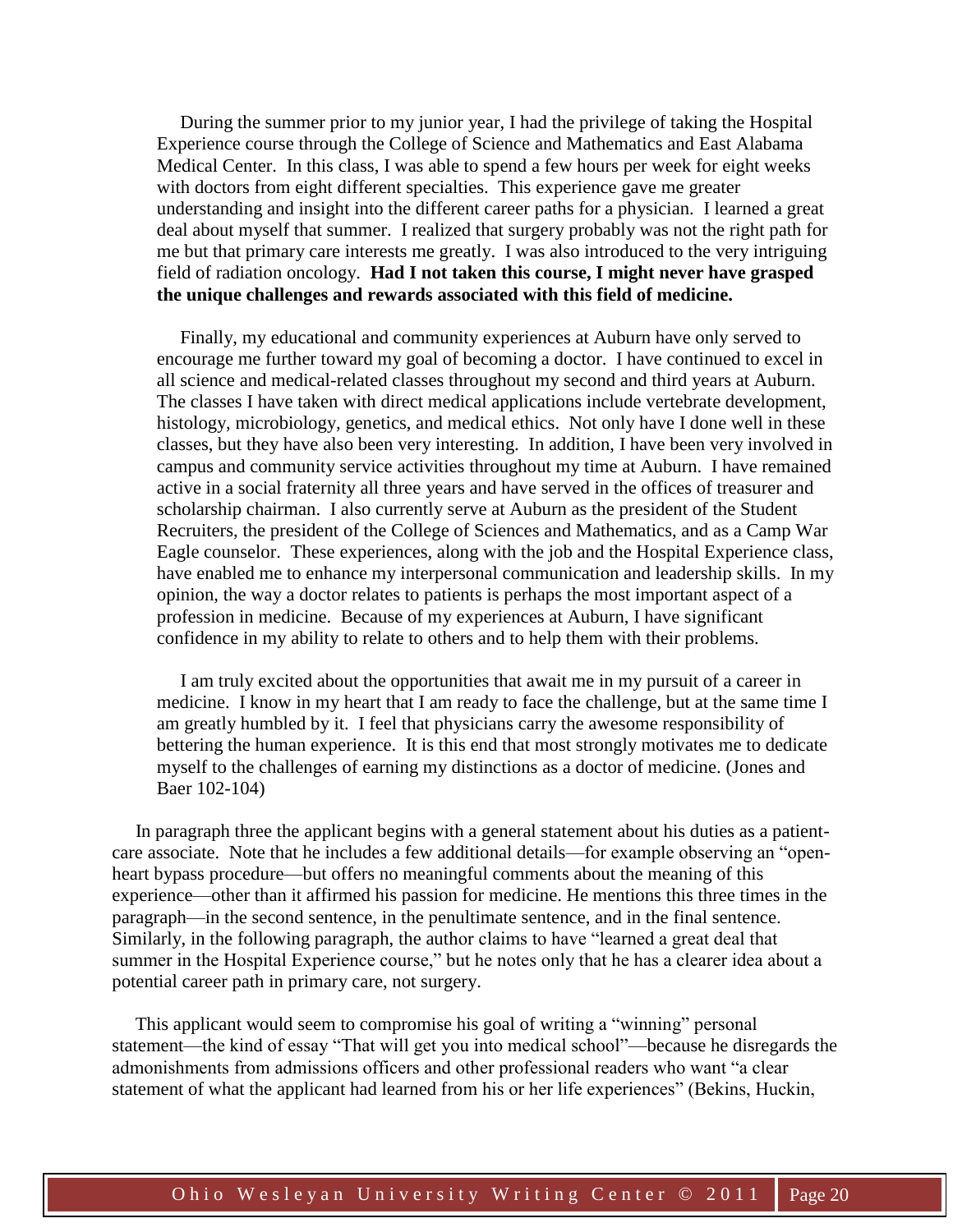During the summer prior to my junior year, I had the privilege of taking the Hospital Experience course through the College of Science and Mathematics and East Alabama Medical Center. In this class, I was able to spend a few hours per week for eight weeks with doctors from eight different specialties. This experience gave me greater understanding and insight into the different career paths for a physician. I learned a great deal about myself that summer. I realized that surgery probably was not the right path for me but that primary care interests me greatly. I was also introduced to the very intriguing field of radiation oncology. **Had I not taken this course, I might never have grasped the unique challenges and rewards associated with this field of medicine.**

Finally, my educational and community experiences at Auburn have only served to encourage me further toward my goal of becoming a doctor. I have continued to excel in all science and medical-related classes throughout my second and third years at Auburn. The classes I have taken with direct medical applications include vertebrate development, histology, microbiology, genetics, and medical ethics. Not only have I done well in these classes, but they have also been very interesting. In addition, I have been very involved in campus and community service activities throughout my time at Auburn. I have remained active in a social fraternity all three years and have served in the offices of treasurer and scholarship chairman. I also currently serve at Auburn as the president of the Student Recruiters, the president of the College of Sciences and Mathematics, and as a Camp War Eagle counselor. These experiences, along with the job and the Hospital Experience class, have enabled me to enhance my interpersonal communication and leadership skills. In my opinion, the way a doctor relates to patients is perhaps the most important aspect of a profession in medicine. Because of my experiences at Auburn, I have significant confidence in my ability to relate to others and to help them with their problems.

I am truly excited about the opportunities that await me in my pursuit of a career in medicine. I know in my heart that I am ready to face the challenge, but at the same time I am greatly humbled by it. I feel that physicians carry the awesome responsibility of bettering the human experience. It is this end that most strongly motivates me to dedicate myself to the challenges of earning my distinctions as a doctor of medicine. (Jones and Baer 102-104)

In paragraph three the applicant begins with a general statement about his duties as a patient-care associate. Note that he includes a few additional details—for example observing an "open-heart bypass procedure—but offers no meaningful comments about the meaning of this experience—other than it affirmed his passion for medicine. He mentions this three times in the paragraph—in the second sentence, in the penultimate sentence, and in the final sentence. Similarly, in the following paragraph, the author claims to have "learned a great deal that summer in the Hospital Experience course," but he notes only that he has a clearer idea about a potential career path in primary care, not surgery.

This applicant would seem to compromise his goal of writing a "winning" personal statement—the kind of essay "That will get you into medical school"—because he disregards the admonishments from admissions officers and other professional readers who want "a clear statement of what the applicant had learned from his or her life experiences" (Bekins, Huckin,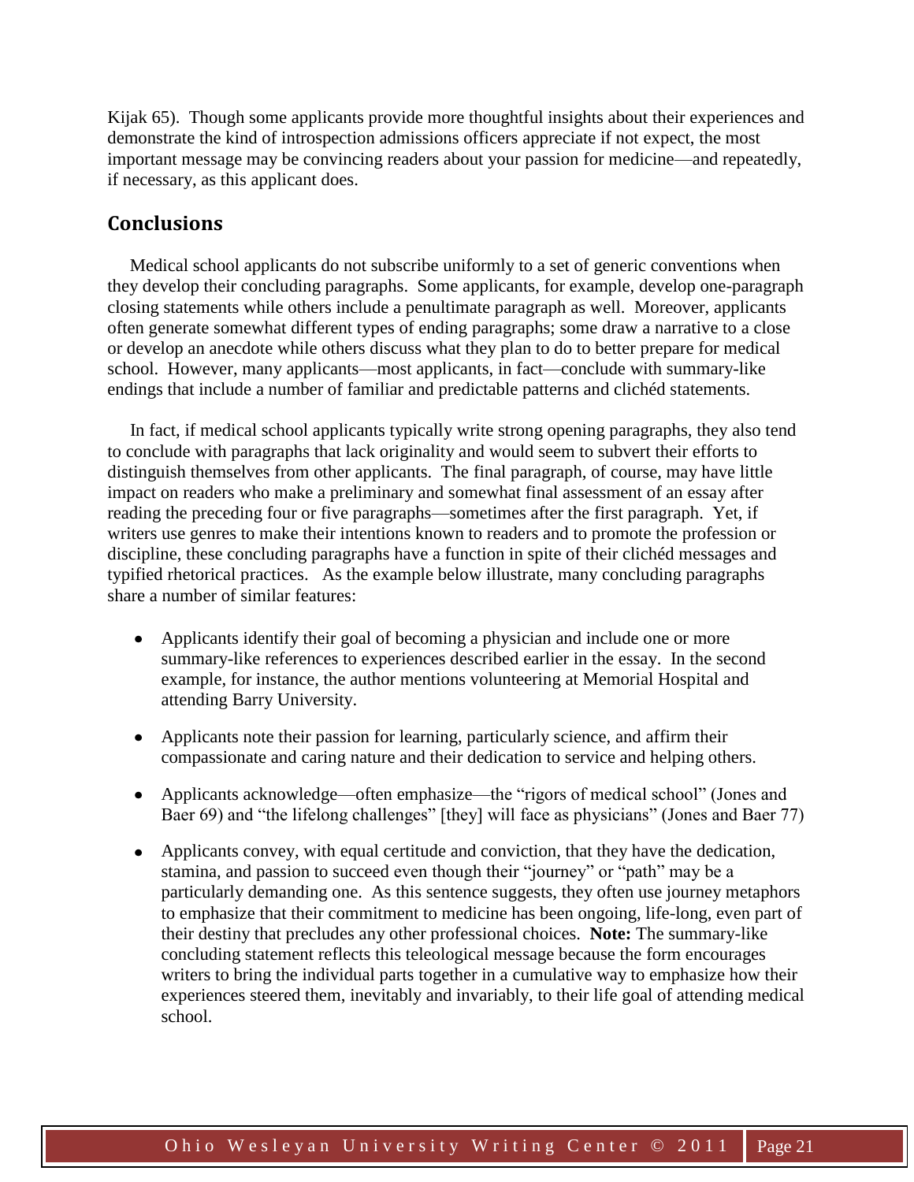Kijak 65). Though some applicants provide more thoughtful insights about their experiences and demonstrate the kind of introspection admissions officers appreciate if not expect, the most important message may be convincing readers about your passion for medicine—and repeatedly, if necessary, as this applicant does.

## Conclusions

Medical school applicants do not subscribe uniformly to a set of generic conventions when they develop their concluding paragraphs. Some applicants, for example, develop one-paragraph closing statements while others include a penultimate paragraph as well. Moreover, applicants often generate somewhat different types of ending paragraphs; some draw a narrative to a close or develop an anecdote while others discuss what they plan to do to better prepare for medical school. However, many applicants—most applicants, in fact—conclude with summary-like endings that include a number of familiar and predictable patterns and clichéd statements.

In fact, if medical school applicants typically write strong opening paragraphs, they also tend to conclude with paragraphs that lack originality and would seem to subvert their efforts to distinguish themselves from other applicants. The final paragraph, of course, may have little impact on readers who make a preliminary and somewhat final assessment of an essay after reading the preceding four or five paragraphs—sometimes after the first paragraph. Yet, if writers use genres to make their intentions known to readers and to promote the profession or discipline, these concluding paragraphs have a function in spite of their clichéd messages and typified rhetorical practices. As the example below illustrate, many concluding paragraphs share a number of similar features:

- Applicants identify their goal of becoming a physician and include one or more summary-like references to experiences described earlier in the essay. In the second example, for instance, the author mentions volunteering at Memorial Hospital and attending Barry University.

- Applicants note their passion for learning, particularly science, and affirm their compassionate and caring nature and their dedication to service and helping others.

- Applicants acknowledge—often emphasize—the "rigors of medical school" (Jones and Baer 69) and "the lifelong challenges" [they] will face as physicians" (Jones and Baer 77)

- Applicants convey, with equal certitude and conviction, that they have the dedication, stamina, and passion to succeed even though their "journey" or "path" may be a particularly demanding one. As this sentence suggests, they often use journey metaphors to emphasize that their commitment to medicine has been ongoing, life-long, even part of their destiny that precludes any other professional choices. **Note:** The summary-like concluding statement reflects this teleological message because the form encourages writers to bring the individual parts together in a cumulative way to emphasize how their experiences steered them, inevitably and invariably, to their life goal of attending medical school.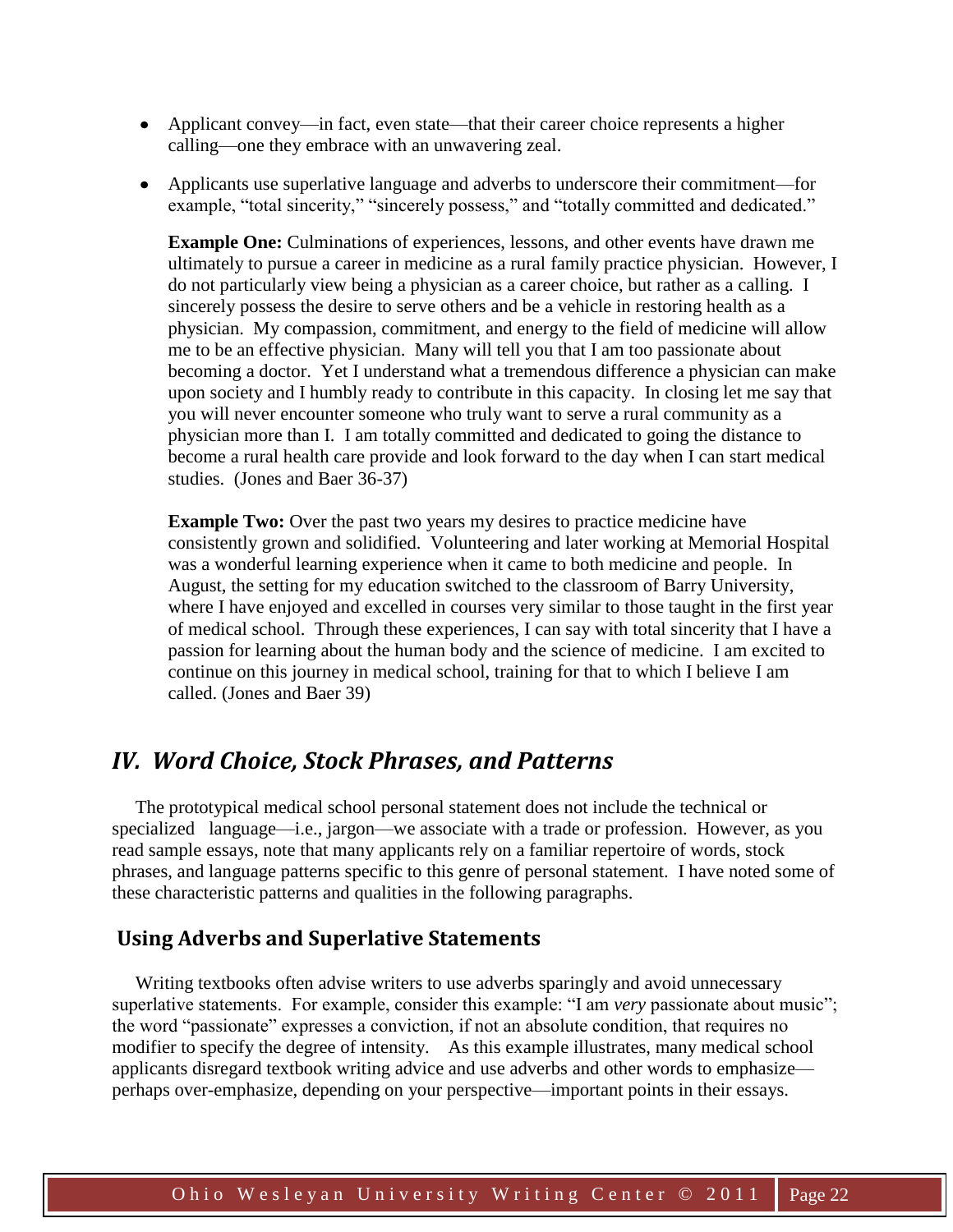- Applicant convey—in fact, even state—that their career choice represents a higher calling—one they embrace with an unwavering zeal.
- Applicants use superlative language and adverbs to underscore their commitment—for example, "total sincerity," "sincerely possess," and "totally committed and dedicated."

**Example One:** Culminations of experiences, lessons, and other events have drawn me ultimately to pursue a career in medicine as a rural family practice physician. However, I do not particularly view being a physician as a career choice, but rather as a calling. I sincerely possess the desire to serve others and be a vehicle in restoring health as a physician. My compassion, commitment, and energy to the field of medicine will allow me to be an effective physician. Many will tell you that I am too passionate about becoming a doctor. Yet I understand what a tremendous difference a physician can make upon society and I humbly ready to contribute in this capacity. In closing let me say that you will never encounter someone who truly want to serve a rural community as a physician more than I. I am totally committed and dedicated to going the distance to become a rural health care provide and look forward to the day when I can start medical studies. (Jones and Baer 36-37)

**Example Two:** Over the past two years my desires to practice medicine have consistently grown and solidified. Volunteering and later working at Memorial Hospital was a wonderful learning experience when it came to both medicine and people. In August, the setting for my education switched to the classroom of Barry University, where I have enjoyed and excelled in courses very similar to those taught in the first year of medical school. Through these experiences, I can say with total sincerity that I have a passion for learning about the human body and the science of medicine. I am excited to continue on this journey in medical school, training for that to which I believe I am called. (Jones and Baer 39)

## *IV. Word Choice, Stock Phrases, and Patterns*

The prototypical medical school personal statement does not include the technical or specialized language—i.e., jargon—we associate with a trade or profession. However, as you read sample essays, note that many applicants rely on a familiar repertoire of words, stock phrases, and language patterns specific to this genre of personal statement. I have noted some of these characteristic patterns and qualities in the following paragraphs.

### Using Adverbs and Superlative Statements

Writing textbooks often advise writers to use adverbs sparingly and avoid unnecessary superlative statements. For example, consider this example: "I am *very* passionate about music"; the word "passionate" expresses a conviction, if not an absolute condition, that requires no modifier to specify the degree of intensity. As this example illustrates, many medical school applicants disregard textbook writing advice and use adverbs and other words to emphasize—perhaps over-emphasize, depending on your perspective—important points in their essays.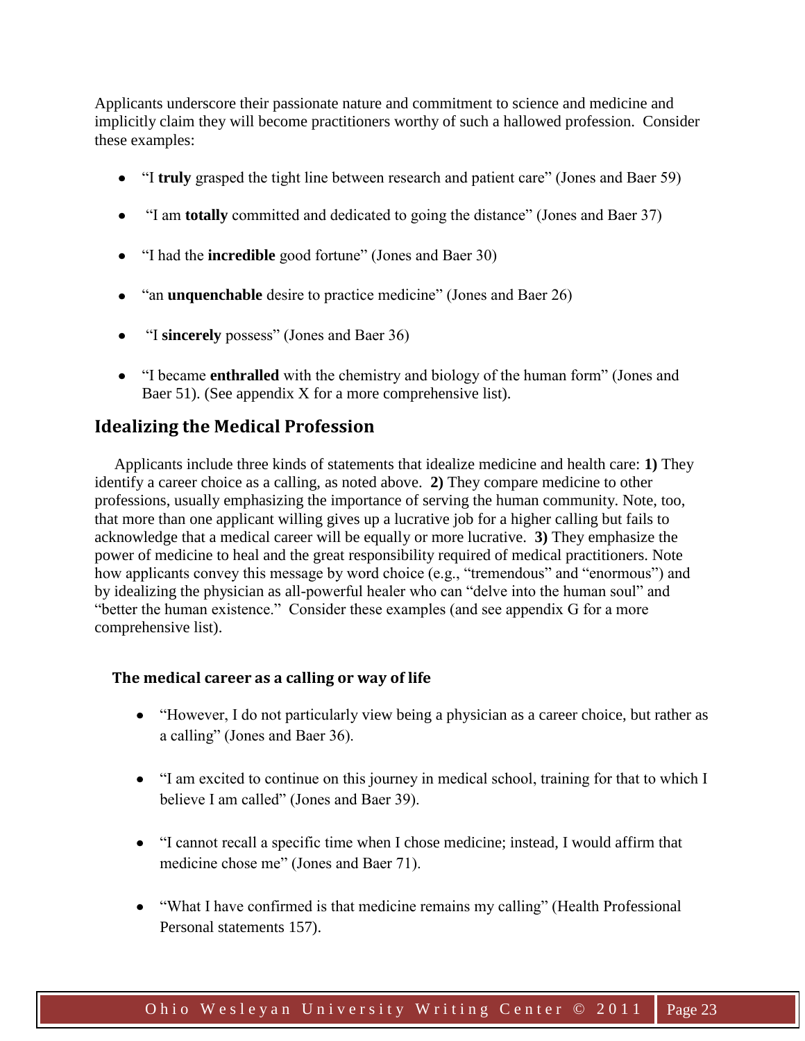Applicants underscore their passionate nature and commitment to science and medicine and implicitly claim they will become practitioners worthy of such a hallowed profession. Consider these examples:

- "I **truly** grasped the tight line between research and patient care" (Jones and Baer 59)
- "I am **totally** committed and dedicated to going the distance" (Jones and Baer 37)
- "I had the **incredible** good fortune" (Jones and Baer 30)
- "an **unquenchable** desire to practice medicine" (Jones and Baer 26)
- "I **sincerely** possess" (Jones and Baer 36)
- "I became **enthralled** with the chemistry and biology of the human form" (Jones and Baer 51). (See appendix X for a more comprehensive list).

## Idealizing the Medical Profession

Applicants include three kinds of statements that idealize medicine and health care: **1)** They identify a career choice as a calling, as noted above. **2)** They compare medicine to other professions, usually emphasizing the importance of serving the human community. Note, too, that more than one applicant willing gives up a lucrative job for a higher calling but fails to acknowledge that a medical career will be equally or more lucrative. **3)** They emphasize the power of medicine to heal and the great responsibility required of medical practitioners. Note how applicants convey this message by word choice (e.g., "tremendous" and "enormous") and by idealizing the physician as all-powerful healer who can "delve into the human soul" and "better the human existence." Consider these examples (and see appendix G for a more comprehensive list).

### The medical career as a calling or way of life

- "However, I do not particularly view being a physician as a career choice, but rather as a calling" (Jones and Baer 36).
- "I am excited to continue on this journey in medical school, training for that to which I believe I am called" (Jones and Baer 39).
- "I cannot recall a specific time when I chose medicine; instead, I would affirm that medicine chose me" (Jones and Baer 71).
- "What I have confirmed is that medicine remains my calling" (Health Professional Personal statements 157).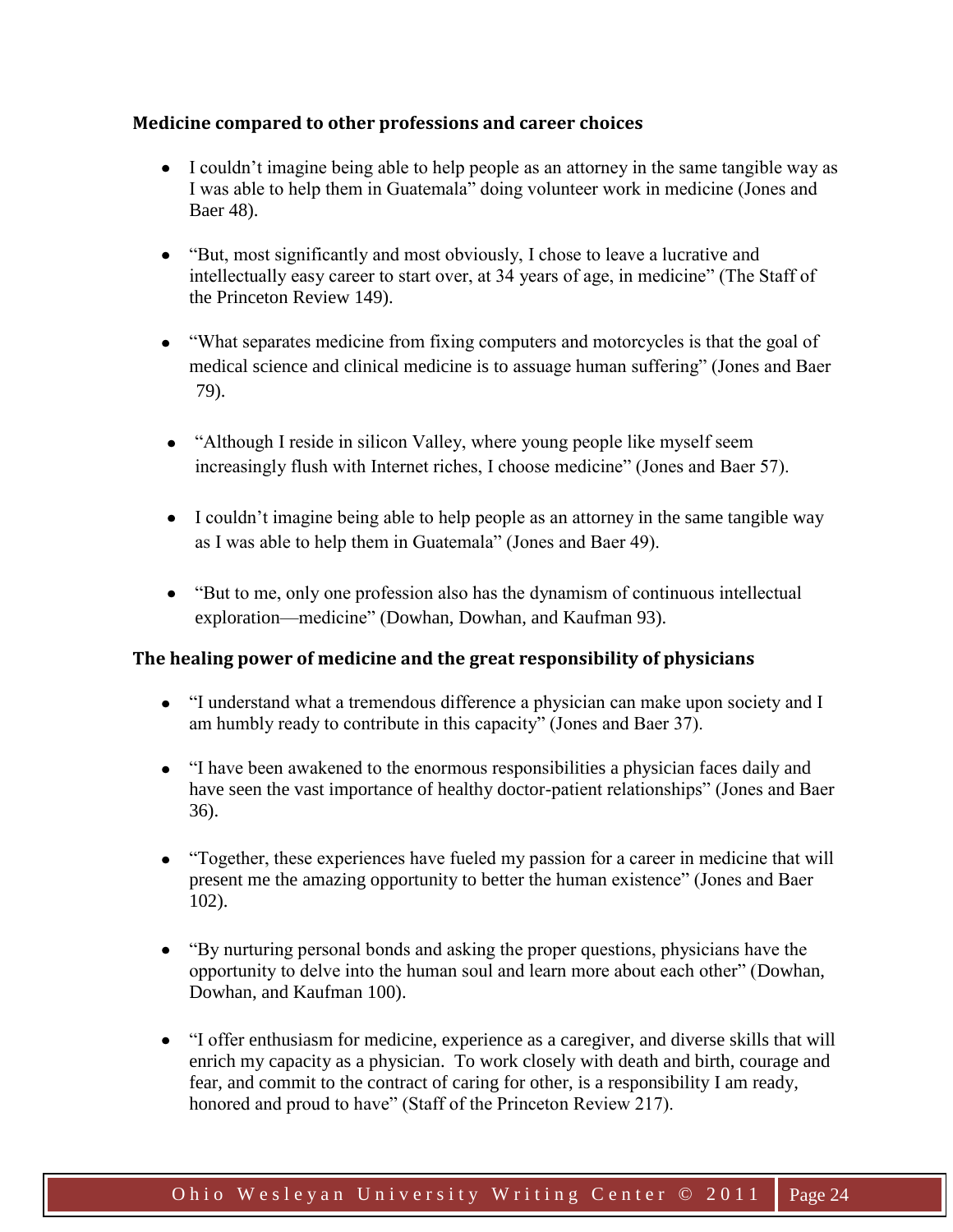### Medicine compared to other professions and career choices

- I couldn't imagine being able to help people as an attorney in the same tangible way as I was able to help them in Guatemala" doing volunteer work in medicine (Jones and Baer 48).
- "But, most significantly and most obviously, I chose to leave a lucrative and intellectually easy career to start over, at 34 years of age, in medicine" (The Staff of the Princeton Review 149).
- "What separates medicine from fixing computers and motorcycles is that the goal of medical science and clinical medicine is to assuage human suffering" (Jones and Baer 79).
- "Although I reside in silicon Valley, where young people like myself seem increasingly flush with Internet riches, I choose medicine" (Jones and Baer 57).
- I couldn't imagine being able to help people as an attorney in the same tangible way as I was able to help them in Guatemala" (Jones and Baer 49).
- "But to me, only one profession also has the dynamism of continuous intellectual exploration—medicine" (Dowhan, Dowhan, and Kaufman 93).

### The healing power of medicine and the great responsibility of physicians

- "I understand what a tremendous difference a physician can make upon society and I am humbly ready to contribute in this capacity" (Jones and Baer 37).
- "I have been awakened to the enormous responsibilities a physician faces daily and have seen the vast importance of healthy doctor-patient relationships" (Jones and Baer 36).
- "Together, these experiences have fueled my passion for a career in medicine that will present me the amazing opportunity to better the human existence" (Jones and Baer 102).
- "By nurturing personal bonds and asking the proper questions, physicians have the opportunity to delve into the human soul and learn more about each other" (Dowhan, Dowhan, and Kaufman 100).
- "I offer enthusiasm for medicine, experience as a caregiver, and diverse skills that will enrich my capacity as a physician. To work closely with death and birth, courage and fear, and commit to the contract of caring for other, is a responsibility I am ready, honored and proud to have" (Staff of the Princeton Review 217).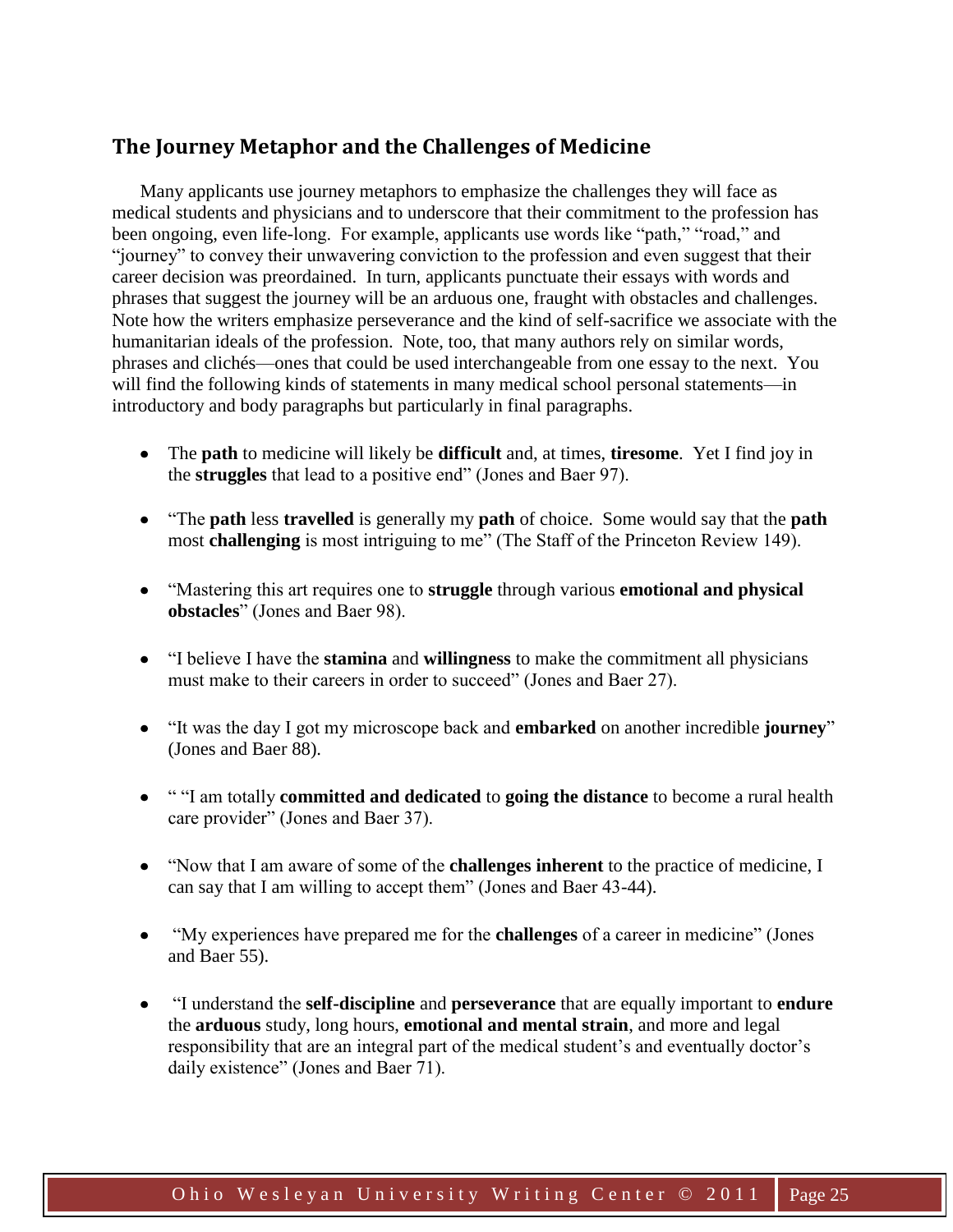## The Journey Metaphor and the Challenges of Medicine

Many applicants use journey metaphors to emphasize the challenges they will face as medical students and physicians and to underscore that their commitment to the profession has been ongoing, even life-long. For example, applicants use words like "path," "road," and "journey" to convey their unwavering conviction to the profession and even suggest that their career decision was preordained. In turn, applicants punctuate their essays with words and phrases that suggest the journey will be an arduous one, fraught with obstacles and challenges. Note how the writers emphasize perseverance and the kind of self-sacrifice we associate with the humanitarian ideals of the profession. Note, too, that many authors rely on similar words, phrases and clichés—ones that could be used interchangeable from one essay to the next. You will find the following kinds of statements in many medical school personal statements—in introductory and body paragraphs but particularly in final paragraphs.

- The **path** to medicine will likely be **difficult** and, at times, **tiresome**. Yet I find joy in the **struggles** that lead to a positive end" (Jones and Baer 97).
- "The **path** less **travelled** is generally my **path** of choice. Some would say that the **path** most **challenging** is most intriguing to me" (The Staff of the Princeton Review 149).
- "Mastering this art requires one to **struggle** through various **emotional and physical obstacles**" (Jones and Baer 98).
- "I believe I have the **stamina** and **willingness** to make the commitment all physicians must make to their careers in order to succeed" (Jones and Baer 27).
- "It was the day I got my microscope back and **embarked** on another incredible **journey**" (Jones and Baer 88).
- " "I am totally **committed and dedicated** to **going the distance** to become a rural health care provider" (Jones and Baer 37).
- "Now that I am aware of some of the **challenges inherent** to the practice of medicine, I can say that I am willing to accept them" (Jones and Baer 43-44).
- "My experiences have prepared me for the **challenges** of a career in medicine" (Jones and Baer 55).
- "I understand the **self-discipline** and **perseverance** that are equally important to **endure** the **arduous** study, long hours, **emotional and mental strain**, and more and legal responsibility that are an integral part of the medical student's and eventually doctor's daily existence" (Jones and Baer 71).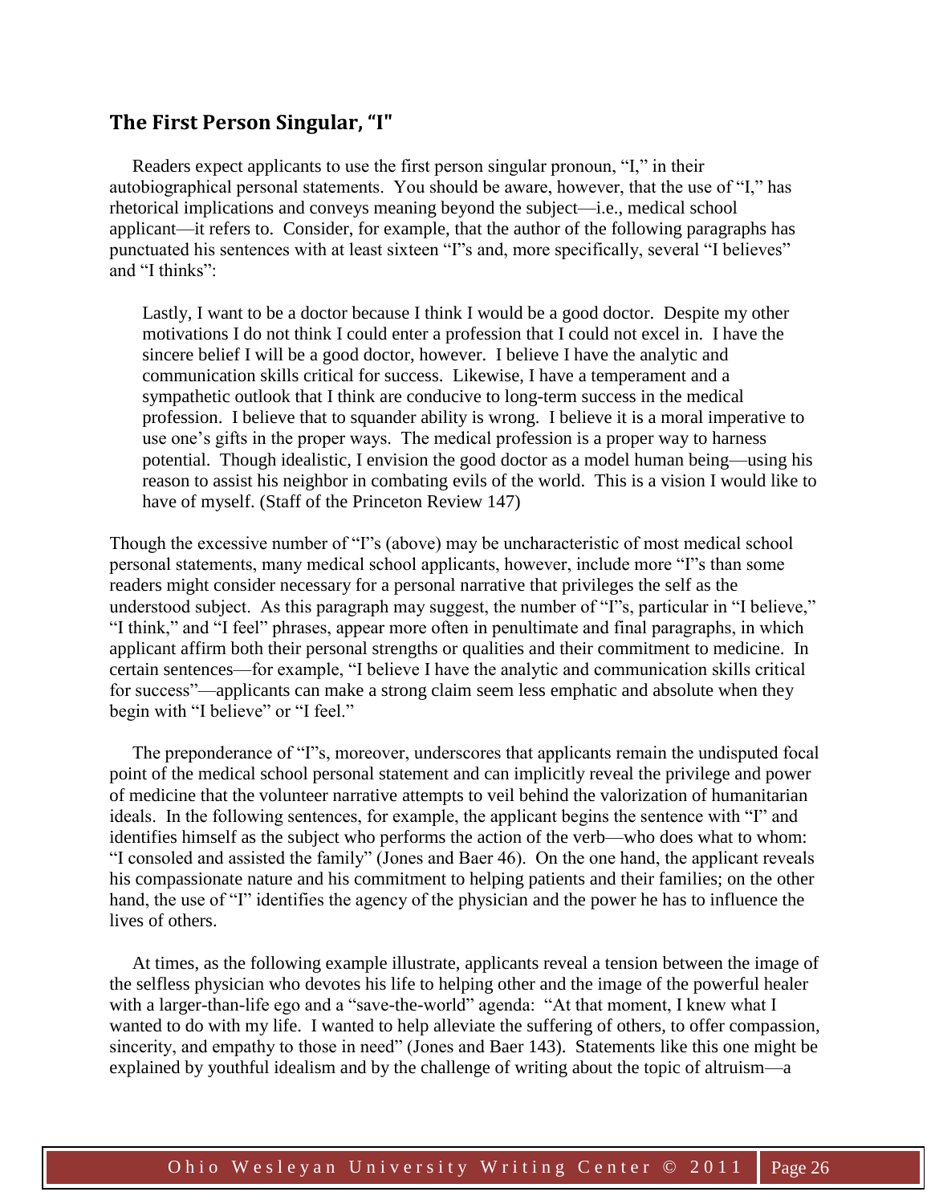## The First Person Singular, "I"

Readers expect applicants to use the first person singular pronoun, "I," in their autobiographical personal statements. You should be aware, however, that the use of "I," has rhetorical implications and conveys meaning beyond the subject—i.e., medical school applicant—it refers to. Consider, for example, that the author of the following paragraphs has punctuated his sentences with at least sixteen "I"s and, more specifically, several "I believes" and "I thinks":

> Lastly, I want to be a doctor because I think I would be a good doctor. Despite my other motivations I do not think I could enter a profession that I could not excel in. I have the sincere belief I will be a good doctor, however. I believe I have the analytic and communication skills critical for success. Likewise, I have a temperament and a sympathetic outlook that I think are conducive to long-term success in the medical profession. I believe that to squander ability is wrong. I believe it is a moral imperative to use one's gifts in the proper ways. The medical profession is a proper way to harness potential. Though idealistic, I envision the good doctor as a model human being—using his reason to assist his neighbor in combating evils of the world. This is a vision I would like to have of myself. (Staff of the Princeton Review 147)

Though the excessive number of "I"s (above) may be uncharacteristic of most medical school personal statements, many medical school applicants, however, include more "I"s than some readers might consider necessary for a personal narrative that privileges the self as the understood subject. As this paragraph may suggest, the number of "I"s, particular in "I believe," "I think," and "I feel" phrases, appear more often in penultimate and final paragraphs, in which applicant affirm both their personal strengths or qualities and their commitment to medicine. In certain sentences—for example, "I believe I have the analytic and communication skills critical for success"—applicants can make a strong claim seem less emphatic and absolute when they begin with "I believe" or "I feel."

The preponderance of "I"s, moreover, underscores that applicants remain the undisputed focal point of the medical school personal statement and can implicitly reveal the privilege and power of medicine that the volunteer narrative attempts to veil behind the valorization of humanitarian ideals. In the following sentences, for example, the applicant begins the sentence with "I" and identifies himself as the subject who performs the action of the verb—who does what to whom: "I consoled and assisted the family" (Jones and Baer 46). On the one hand, the applicant reveals his compassionate nature and his commitment to helping patients and their families; on the other hand, the use of "I" identifies the agency of the physician and the power he has to influence the lives of others.

At times, as the following example illustrate, applicants reveal a tension between the image of the selfless physician who devotes his life to helping other and the image of the powerful healer with a larger-than-life ego and a "save-the-world" agenda: "At that moment, I knew what I wanted to do with my life. I wanted to help alleviate the suffering of others, to offer compassion, sincerity, and empathy to those in need" (Jones and Baer 143). Statements like this one might be explained by youthful idealism and by the challenge of writing about the topic of altruism—a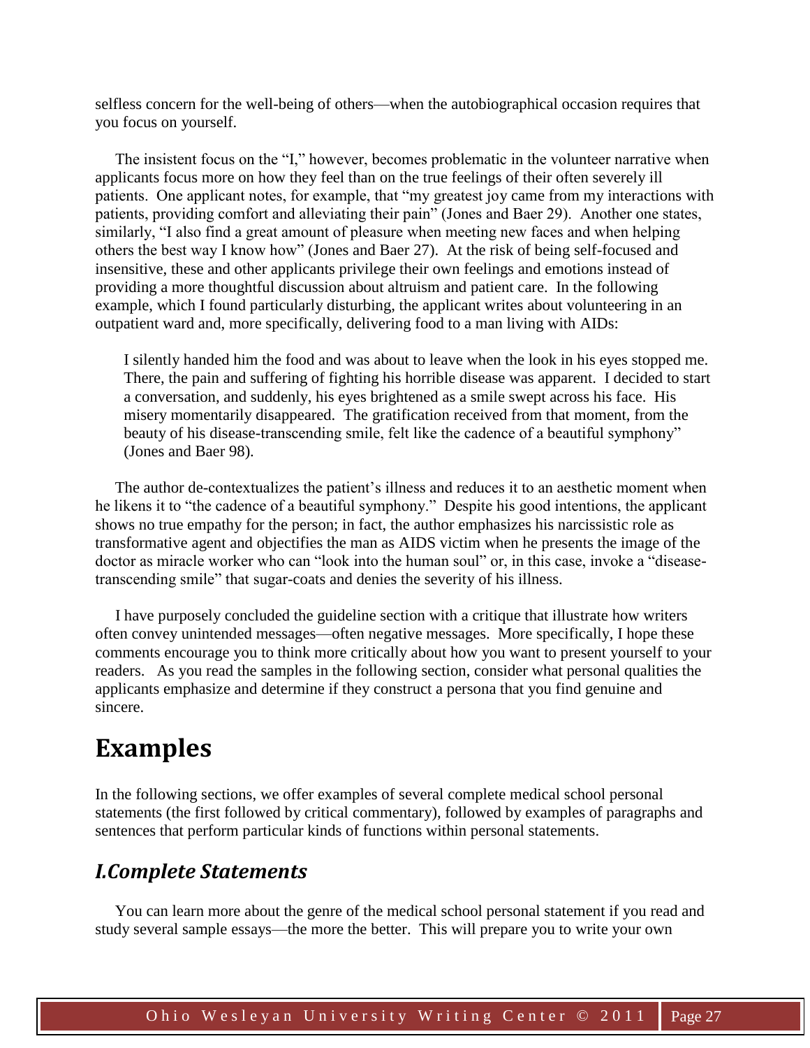selfless concern for the well-being of others—when the autobiographical occasion requires that you focus on yourself.

The insistent focus on the "I," however, becomes problematic in the volunteer narrative when applicants focus more on how they feel than on the true feelings of their often severely ill patients. One applicant notes, for example, that "my greatest joy came from my interactions with patients, providing comfort and alleviating their pain" (Jones and Baer 29). Another one states, similarly, "I also find a great amount of pleasure when meeting new faces and when helping others the best way I know how" (Jones and Baer 27). At the risk of being self-focused and insensitive, these and other applicants privilege their own feelings and emotions instead of providing a more thoughtful discussion about altruism and patient care. In the following example, which I found particularly disturbing, the applicant writes about volunteering in an outpatient ward and, more specifically, delivering food to a man living with AIDs:

> I silently handed him the food and was about to leave when the look in his eyes stopped me. There, the pain and suffering of fighting his horrible disease was apparent. I decided to start a conversation, and suddenly, his eyes brightened as a smile swept across his face. His misery momentarily disappeared. The gratification received from that moment, from the beauty of his disease-transcending smile, felt like the cadence of a beautiful symphony" (Jones and Baer 98).

The author de-contextualizes the patient's illness and reduces it to an aesthetic moment when he likens it to "the cadence of a beautiful symphony." Despite his good intentions, the applicant shows no true empathy for the person; in fact, the author emphasizes his narcissistic role as transformative agent and objectifies the man as AIDS victim when he presents the image of the doctor as miracle worker who can "look into the human soul" or, in this case, invoke a "disease-transcending smile" that sugar-coats and denies the severity of his illness.

I have purposely concluded the guideline section with a critique that illustrate how writers often convey unintended messages—often negative messages. More specifically, I hope these comments encourage you to think more critically about how you want to present yourself to your readers. As you read the samples in the following section, consider what personal qualities the applicants emphasize and determine if they construct a persona that you find genuine and sincere.

# Examples

In the following sections, we offer examples of several complete medical school personal statements (the first followed by critical commentary), followed by examples of paragraphs and sentences that perform particular kinds of functions within personal statements.

## *I.Complete Statements*

You can learn more about the genre of the medical school personal statement if you read and study several sample essays—the more the better. This will prepare you to write your own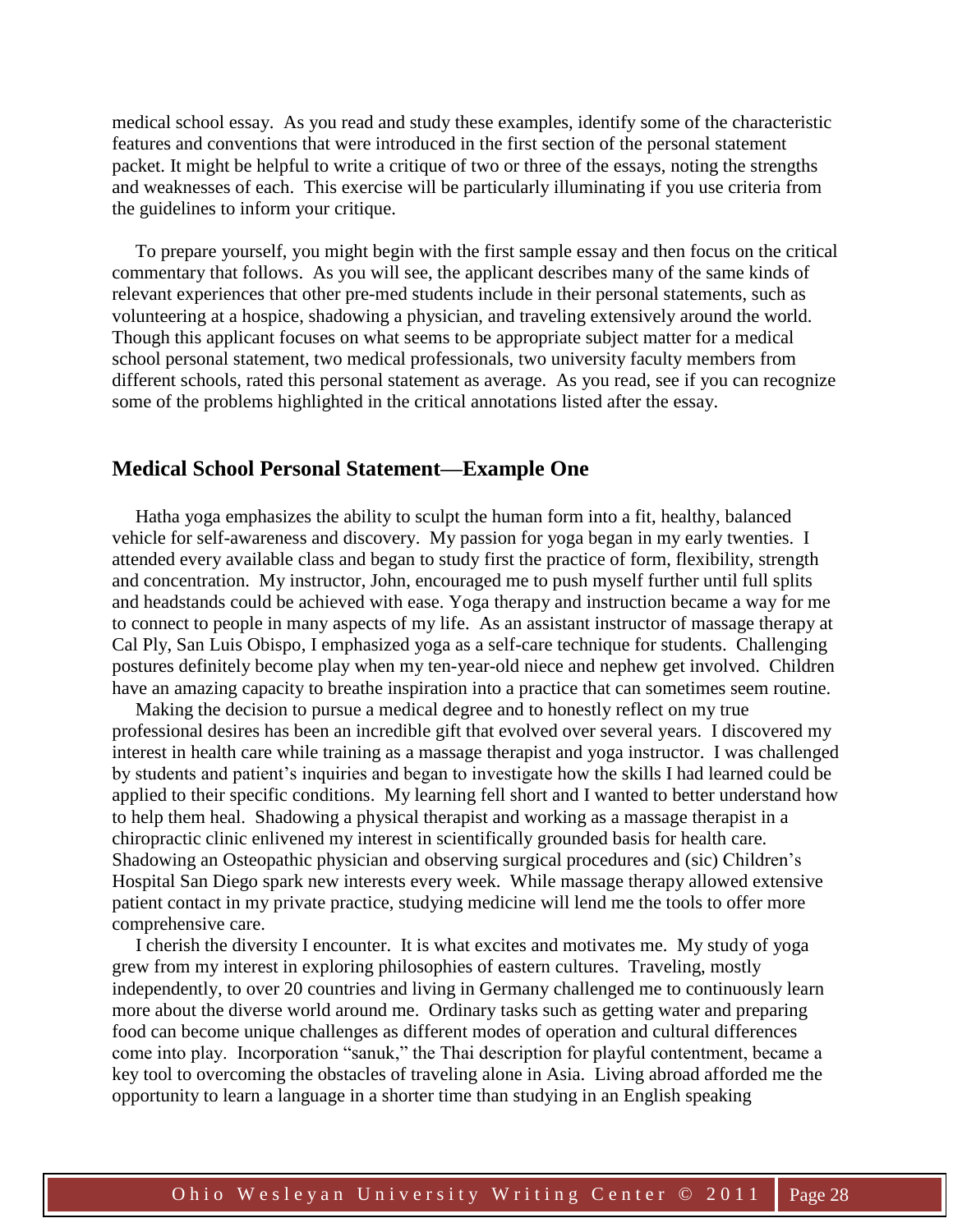medical school essay. As you read and study these examples, identify some of the characteristic features and conventions that were introduced in the first section of the personal statement packet. It might be helpful to write a critique of two or three of the essays, noting the strengths and weaknesses of each. This exercise will be particularly illuminating if you use criteria from the guidelines to inform your critique.

To prepare yourself, you might begin with the first sample essay and then focus on the critical commentary that follows. As you will see, the applicant describes many of the same kinds of relevant experiences that other pre-med students include in their personal statements, such as volunteering at a hospice, shadowing a physician, and traveling extensively around the world. Though this applicant focuses on what seems to be appropriate subject matter for a medical school personal statement, two medical professionals, two university faculty members from different schools, rated this personal statement as average. As you read, see if you can recognize some of the problems highlighted in the critical annotations listed after the essay.

## Medical School Personal Statement—Example One

Hatha yoga emphasizes the ability to sculpt the human form into a fit, healthy, balanced vehicle for self-awareness and discovery. My passion for yoga began in my early twenties. I attended every available class and began to study first the practice of form, flexibility, strength and concentration. My instructor, John, encouraged me to push myself further until full splits and headstands could be achieved with ease. Yoga therapy and instruction became a way for me to connect to people in many aspects of my life. As an assistant instructor of massage therapy at Cal Ply, San Luis Obispo, I emphasized yoga as a self-care technique for students. Challenging postures definitely become play when my ten-year-old niece and nephew get involved. Children have an amazing capacity to breathe inspiration into a practice that can sometimes seem routine.

Making the decision to pursue a medical degree and to honestly reflect on my true professional desires has been an incredible gift that evolved over several years. I discovered my interest in health care while training as a massage therapist and yoga instructor. I was challenged by students and patient's inquiries and began to investigate how the skills I had learned could be applied to their specific conditions. My learning fell short and I wanted to better understand how to help them heal. Shadowing a physical therapist and working as a massage therapist in a chiropractic clinic enlivened my interest in scientifically grounded basis for health care. Shadowing an Osteopathic physician and observing surgical procedures and (sic) Children's Hospital San Diego spark new interests every week. While massage therapy allowed extensive patient contact in my private practice, studying medicine will lend me the tools to offer more comprehensive care.

I cherish the diversity I encounter. It is what excites and motivates me. My study of yoga grew from my interest in exploring philosophies of eastern cultures. Traveling, mostly independently, to over 20 countries and living in Germany challenged me to continuously learn more about the diverse world around me. Ordinary tasks such as getting water and preparing food can become unique challenges as different modes of operation and cultural differences come into play. Incorporation "sanuk," the Thai description for playful contentment, became a key tool to overcoming the obstacles of traveling alone in Asia. Living abroad afforded me the opportunity to learn a language in a shorter time than studying in an English speaking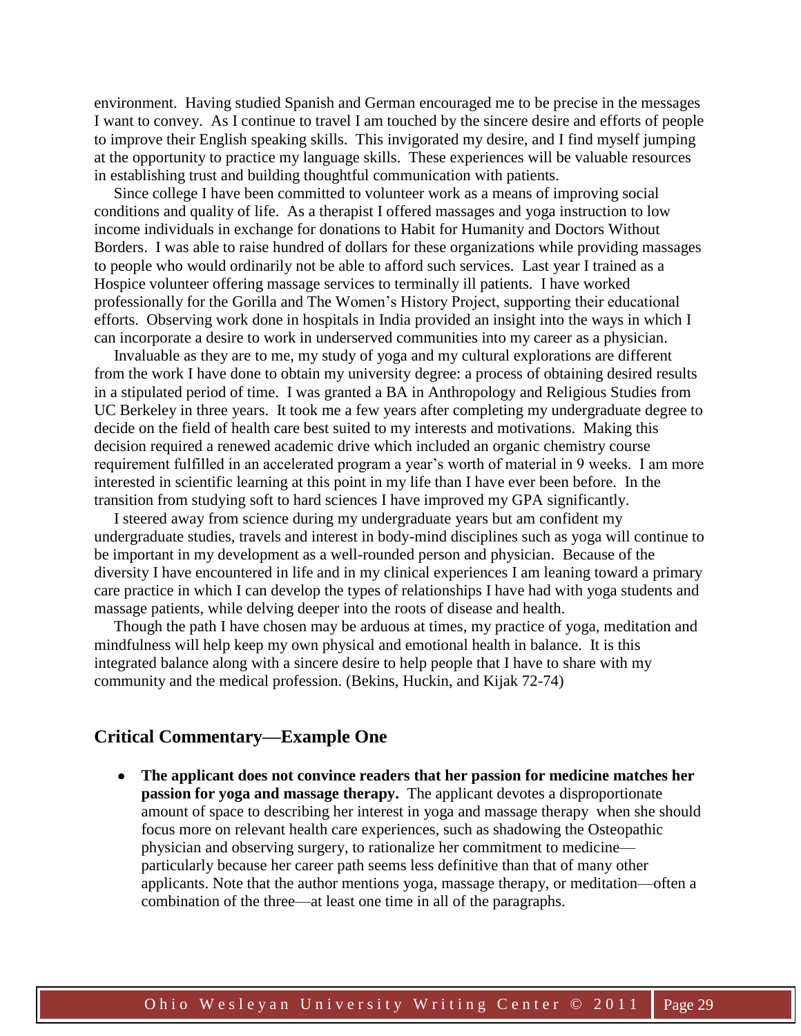environment. Having studied Spanish and German encouraged me to be precise in the messages I want to convey. As I continue to travel I am touched by the sincere desire and efforts of people to improve their English speaking skills. This invigorated my desire, and I find myself jumping at the opportunity to practice my language skills. These experiences will be valuable resources in establishing trust and building thoughtful communication with patients.

Since college I have been committed to volunteer work as a means of improving social conditions and quality of life. As a therapist I offered massages and yoga instruction to low income individuals in exchange for donations to Habit for Humanity and Doctors Without Borders. I was able to raise hundred of dollars for these organizations while providing massages to people who would ordinarily not be able to afford such services. Last year I trained as a Hospice volunteer offering massage services to terminally ill patients. I have worked professionally for the Gorilla and The Women's History Project, supporting their educational efforts. Observing work done in hospitals in India provided an insight into the ways in which I can incorporate a desire to work in underserved communities into my career as a physician.

Invaluable as they are to me, my study of yoga and my cultural explorations are different from the work I have done to obtain my university degree: a process of obtaining desired results in a stipulated period of time. I was granted a BA in Anthropology and Religious Studies from UC Berkeley in three years. It took me a few years after completing my undergraduate degree to decide on the field of health care best suited to my interests and motivations. Making this decision required a renewed academic drive which included an organic chemistry course requirement fulfilled in an accelerated program a year's worth of material in 9 weeks. I am more interested in scientific learning at this point in my life than I have ever been before. In the transition from studying soft to hard sciences I have improved my GPA significantly.

I steered away from science during my undergraduate years but am confident my undergraduate studies, travels and interest in body-mind disciplines such as yoga will continue to be important in my development as a well-rounded person and physician. Because of the diversity I have encountered in life and in my clinical experiences I am leaning toward a primary care practice in which I can develop the types of relationships I have had with yoga students and massage patients, while delving deeper into the roots of disease and health.

Though the path I have chosen may be arduous at times, my practice of yoga, meditation and mindfulness will help keep my own physical and emotional health in balance. It is this integrated balance along with a sincere desire to help people that I have to share with my community and the medical profession. (Bekins, Huckin, and Kijak 72-74)

## Critical Commentary—Example One

- **The applicant does not convince readers that her passion for medicine matches her passion for yoga and massage therapy.** The applicant devotes a disproportionate amount of space to describing her interest in yoga and massage therapy when she should focus more on relevant health care experiences, such as shadowing the Osteopathic physician and observing surgery, to rationalize her commitment to medicine—particularly because her career path seems less definitive than that of many other applicants. Note that the author mentions yoga, massage therapy, or meditation—often a combination of the three—at least one time in all of the paragraphs.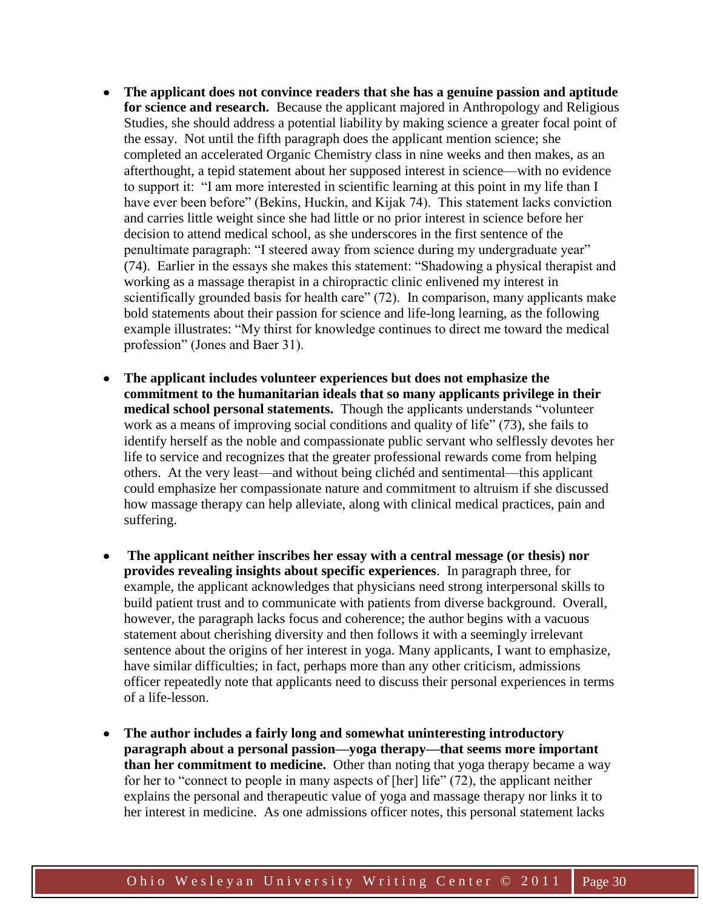- **The applicant does not convince readers that she has a genuine passion and aptitude for science and research.** Because the applicant majored in Anthropology and Religious Studies, she should address a potential liability by making science a greater focal point of the essay. Not until the fifth paragraph does the applicant mention science; she completed an accelerated Organic Chemistry class in nine weeks and then makes, as an afterthought, a tepid statement about her supposed interest in science—with no evidence to support it: "I am more interested in scientific learning at this point in my life than I have ever been before" (Bekins, Huckin, and Kijak 74). This statement lacks conviction and carries little weight since she had little or no prior interest in science before her decision to attend medical school, as she underscores in the first sentence of the penultimate paragraph: "I steered away from science during my undergraduate year" (74). Earlier in the essays she makes this statement: "Shadowing a physical therapist and working as a massage therapist in a chiropractic clinic enlivened my interest in scientifically grounded basis for health care" (72). In comparison, many applicants make bold statements about their passion for science and life-long learning, as the following example illustrates: "My thirst for knowledge continues to direct me toward the medical profession" (Jones and Baer 31).

- **The applicant includes volunteer experiences but does not emphasize the commitment to the humanitarian ideals that so many applicants privilege in their medical school personal statements.** Though the applicants understands "volunteer work as a means of improving social conditions and quality of life" (73), she fails to identify herself as the noble and compassionate public servant who selflessly devotes her life to service and recognizes that the greater professional rewards come from helping others. At the very least—and without being clichéd and sentimental—this applicant could emphasize her compassionate nature and commitment to altruism if she discussed how massage therapy can help alleviate, along with clinical medical practices, pain and suffering.

- **The applicant neither inscribes her essay with a central message (or thesis) nor provides revealing insights about specific experiences**. In paragraph three, for example, the applicant acknowledges that physicians need strong interpersonal skills to build patient trust and to communicate with patients from diverse background. Overall, however, the paragraph lacks focus and coherence; the author begins with a vacuous statement about cherishing diversity and then follows it with a seemingly irrelevant sentence about the origins of her interest in yoga. Many applicants, I want to emphasize, have similar difficulties; in fact, perhaps more than any other criticism, admissions officer repeatedly note that applicants need to discuss their personal experiences in terms of a life-lesson.

- **The author includes a fairly long and somewhat uninteresting introductory paragraph about a personal passion—yoga therapy—that seems more important than her commitment to medicine.** Other than noting that yoga therapy became a way for her to "connect to people in many aspects of [her] life" (72), the applicant neither explains the personal and therapeutic value of yoga and massage therapy nor links it to her interest in medicine. As one admissions officer notes, this personal statement lacks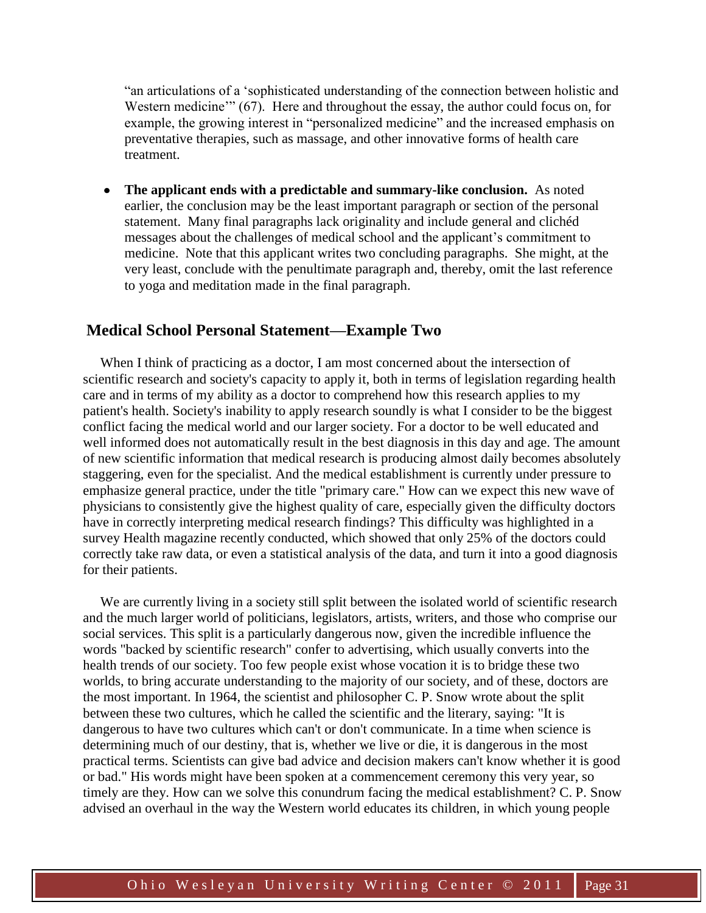"an articulations of a 'sophisticated understanding of the connection between holistic and Western medicine'" (67). Here and throughout the essay, the author could focus on, for example, the growing interest in "personalized medicine" and the increased emphasis on preventative therapies, such as massage, and other innovative forms of health care treatment.

- **The applicant ends with a predictable and summary-like conclusion.** As noted earlier, the conclusion may be the least important paragraph or section of the personal statement. Many final paragraphs lack originality and include general and clichéd messages about the challenges of medical school and the applicant's commitment to medicine. Note that this applicant writes two concluding paragraphs. She might, at the very least, conclude with the penultimate paragraph and, thereby, omit the last reference to yoga and meditation made in the final paragraph.

## Medical School Personal Statement—Example Two

When I think of practicing as a doctor, I am most concerned about the intersection of scientific research and society's capacity to apply it, both in terms of legislation regarding health care and in terms of my ability as a doctor to comprehend how this research applies to my patient's health. Society's inability to apply research soundly is what I consider to be the biggest conflict facing the medical world and our larger society. For a doctor to be well educated and well informed does not automatically result in the best diagnosis in this day and age. The amount of new scientific information that medical research is producing almost daily becomes absolutely staggering, even for the specialist. And the medical establishment is currently under pressure to emphasize general practice, under the title "primary care." How can we expect this new wave of physicians to consistently give the highest quality of care, especially given the difficulty doctors have in correctly interpreting medical research findings? This difficulty was highlighted in a survey Health magazine recently conducted, which showed that only 25% of the doctors could correctly take raw data, or even a statistical analysis of the data, and turn it into a good diagnosis for their patients.

We are currently living in a society still split between the isolated world of scientific research and the much larger world of politicians, legislators, artists, writers, and those who comprise our social services. This split is a particularly dangerous now, given the incredible influence the words "backed by scientific research" confer to advertising, which usually converts into the health trends of our society. Too few people exist whose vocation it is to bridge these two worlds, to bring accurate understanding to the majority of our society, and of these, doctors are the most important. In 1964, the scientist and philosopher C. P. Snow wrote about the split between these two cultures, which he called the scientific and the literary, saying: "It is dangerous to have two cultures which can't or don't communicate. In a time when science is determining much of our destiny, that is, whether we live or die, it is dangerous in the most practical terms. Scientists can give bad advice and decision makers can't know whether it is good or bad." His words might have been spoken at a commencement ceremony this very year, so timely are they. How can we solve this conundrum facing the medical establishment? C. P. Snow advised an overhaul in the way the Western world educates its children, in which young people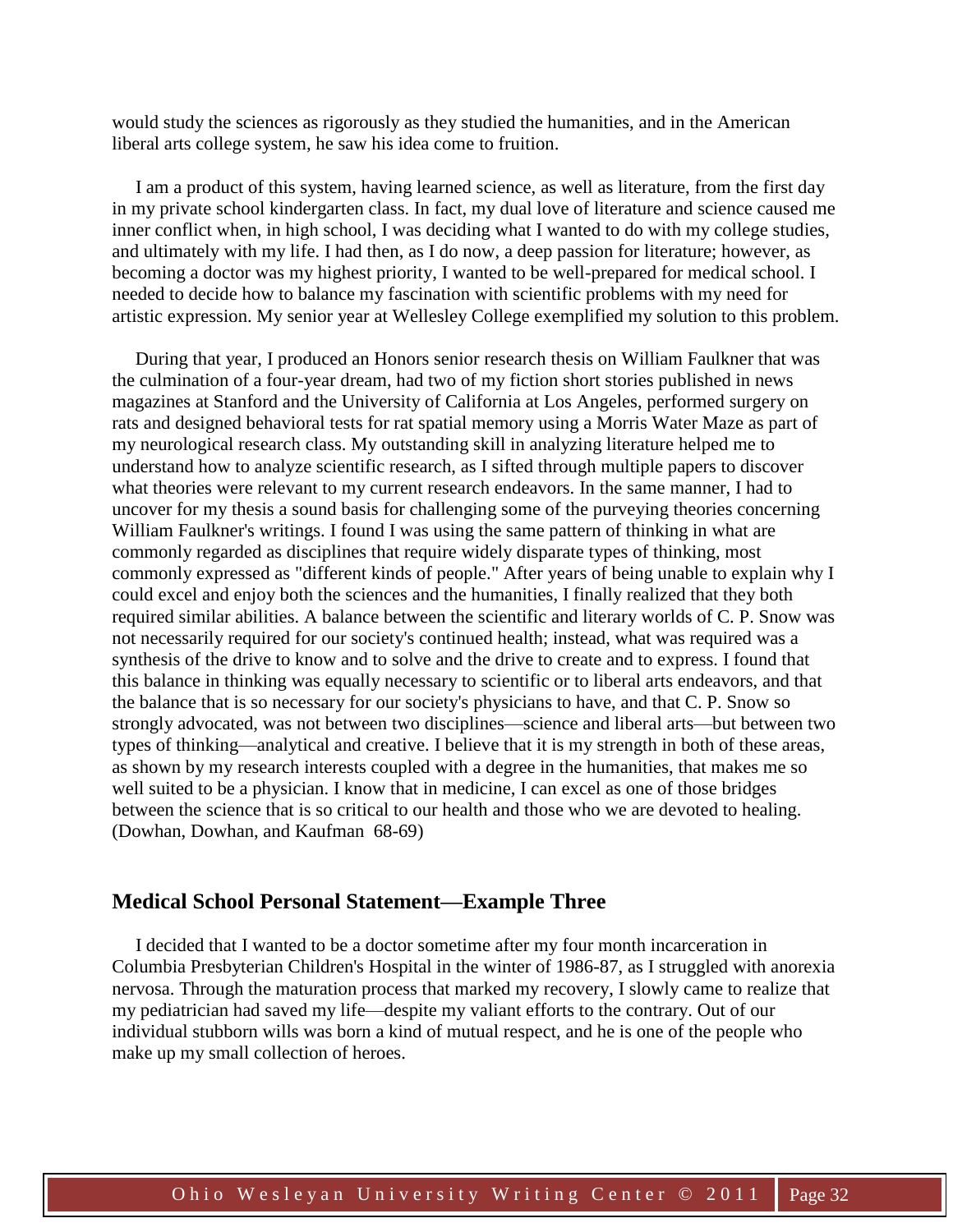would study the sciences as rigorously as they studied the humanities, and in the American liberal arts college system, he saw his idea come to fruition.

I am a product of this system, having learned science, as well as literature, from the first day in my private school kindergarten class. In fact, my dual love of literature and science caused me inner conflict when, in high school, I was deciding what I wanted to do with my college studies, and ultimately with my life. I had then, as I do now, a deep passion for literature; however, as becoming a doctor was my highest priority, I wanted to be well-prepared for medical school. I needed to decide how to balance my fascination with scientific problems with my need for artistic expression. My senior year at Wellesley College exemplified my solution to this problem.

During that year, I produced an Honors senior research thesis on William Faulkner that was the culmination of a four-year dream, had two of my fiction short stories published in news magazines at Stanford and the University of California at Los Angeles, performed surgery on rats and designed behavioral tests for rat spatial memory using a Morris Water Maze as part of my neurological research class. My outstanding skill in analyzing literature helped me to understand how to analyze scientific research, as I sifted through multiple papers to discover what theories were relevant to my current research endeavors. In the same manner, I had to uncover for my thesis a sound basis for challenging some of the purveying theories concerning William Faulkner's writings. I found I was using the same pattern of thinking in what are commonly regarded as disciplines that require widely disparate types of thinking, most commonly expressed as "different kinds of people." After years of being unable to explain why I could excel and enjoy both the sciences and the humanities, I finally realized that they both required similar abilities. A balance between the scientific and literary worlds of C. P. Snow was not necessarily required for our society's continued health; instead, what was required was a synthesis of the drive to know and to solve and the drive to create and to express. I found that this balance in thinking was equally necessary to scientific or to liberal arts endeavors, and that the balance that is so necessary for our society's physicians to have, and that C. P. Snow so strongly advocated, was not between two disciplines—science and liberal arts—but between two types of thinking—analytical and creative. I believe that it is my strength in both of these areas, as shown by my research interests coupled with a degree in the humanities, that makes me so well suited to be a physician. I know that in medicine, I can excel as one of those bridges between the science that is so critical to our health and those who we are devoted to healing. (Dowhan, Dowhan, and Kaufman 68-69)

## Medical School Personal Statement—Example Three

I decided that I wanted to be a doctor sometime after my four month incarceration in Columbia Presbyterian Children's Hospital in the winter of 1986-87, as I struggled with anorexia nervosa. Through the maturation process that marked my recovery, I slowly came to realize that my pediatrician had saved my life—despite my valiant efforts to the contrary. Out of our individual stubborn wills was born a kind of mutual respect, and he is one of the people who make up my small collection of heroes.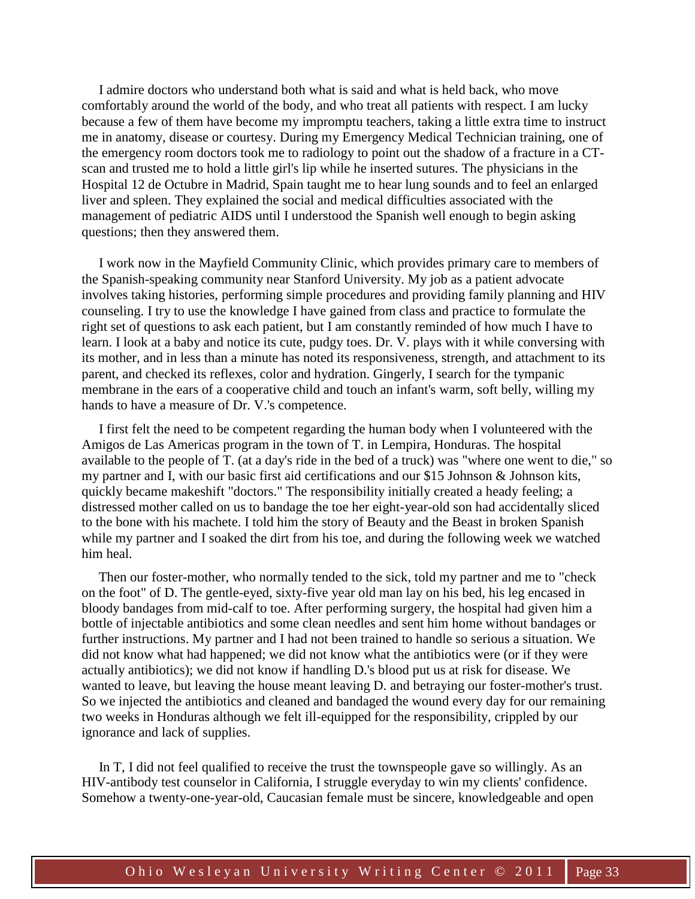I admire doctors who understand both what is said and what is held back, who move comfortably around the world of the body, and who treat all patients with respect. I am lucky because a few of them have become my impromptu teachers, taking a little extra time to instruct me in anatomy, disease or courtesy. During my Emergency Medical Technician training, one of the emergency room doctors took me to radiology to point out the shadow of a fracture in a CT-scan and trusted me to hold a little girl's lip while he inserted sutures. The physicians in the Hospital 12 de Octubre in Madrid, Spain taught me to hear lung sounds and to feel an enlarged liver and spleen. They explained the social and medical difficulties associated with the management of pediatric AIDS until I understood the Spanish well enough to begin asking questions; then they answered them.

I work now in the Mayfield Community Clinic, which provides primary care to members of the Spanish-speaking community near Stanford University. My job as a patient advocate involves taking histories, performing simple procedures and providing family planning and HIV counseling. I try to use the knowledge I have gained from class and practice to formulate the right set of questions to ask each patient, but I am constantly reminded of how much I have to learn. I look at a baby and notice its cute, pudgy toes. Dr. V. plays with it while conversing with its mother, and in less than a minute has noted its responsiveness, strength, and attachment to its parent, and checked its reflexes, color and hydration. Gingerly, I search for the tympanic membrane in the ears of a cooperative child and touch an infant's warm, soft belly, willing my hands to have a measure of Dr. V.'s competence.

I first felt the need to be competent regarding the human body when I volunteered with the Amigos de Las Americas program in the town of T. in Lempira, Honduras. The hospital available to the people of T. (at a day's ride in the bed of a truck) was "where one went to die," so my partner and I, with our basic first aid certifications and our $15 Johnson & Johnson kits, quickly became makeshift "doctors." The responsibility initially created a heady feeling; a distressed mother called on us to bandage the toe her eight-year-old son had accidentally sliced to the bone with his machete. I told him the story of Beauty and the Beast in broken Spanish while my partner and I soaked the dirt from his toe, and during the following week we watched him heal.

Then our foster-mother, who normally tended to the sick, told my partner and me to "check on the foot" of D. The gentle-eyed, sixty-five year old man lay on his bed, his leg encased in bloody bandages from mid-calf to toe. After performing surgery, the hospital had given him a bottle of injectable antibiotics and some clean needles and sent him home without bandages or further instructions. My partner and I had not been trained to handle so serious a situation. We did not know what had happened; we did not know what the antibiotics were (or if they were actually antibiotics); we did not know if handling D.'s blood put us at risk for disease. We wanted to leave, but leaving the house meant leaving D. and betraying our foster-mother's trust. So we injected the antibiotics and cleaned and bandaged the wound every day for our remaining two weeks in Honduras although we felt ill-equipped for the responsibility, crippled by our ignorance and lack of supplies.

In T, I did not feel qualified to receive the trust the townspeople gave so willingly. As an HIV-antibody test counselor in California, I struggle everyday to win my clients' confidence. Somehow a twenty-one-year-old, Caucasian female must be sincere, knowledgeable and open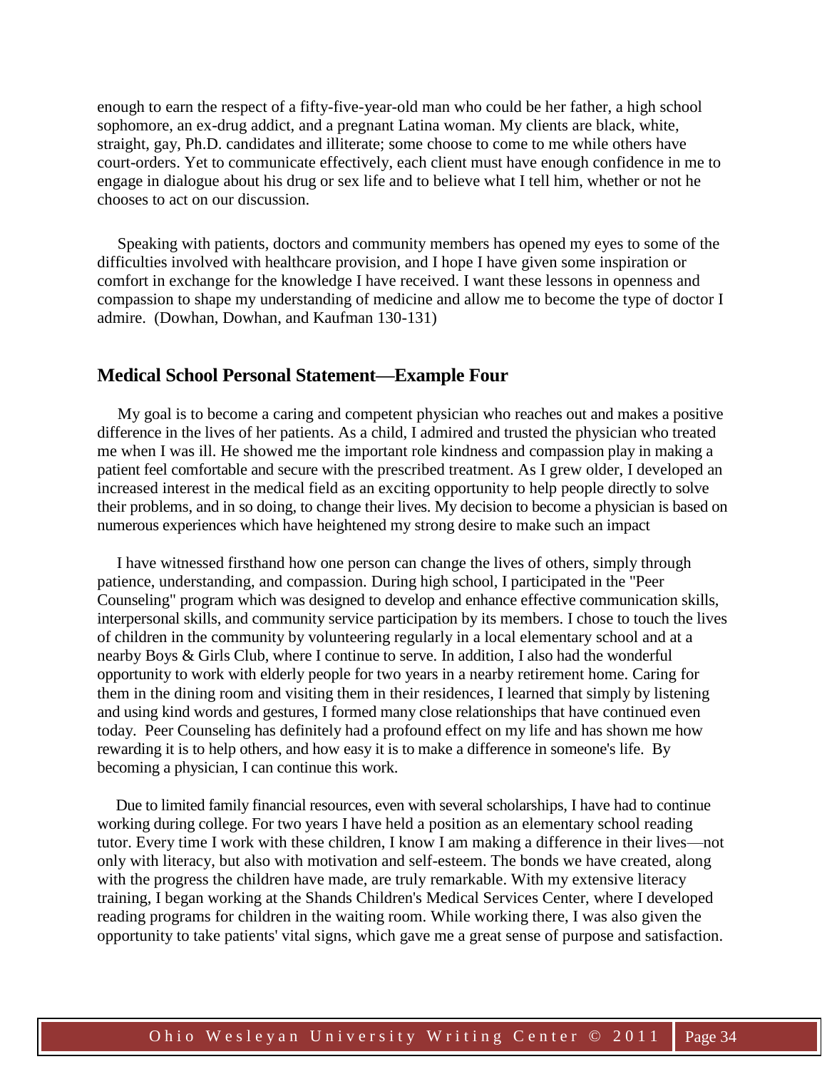enough to earn the respect of a fifty-five-year-old man who could be her father, a high school sophomore, an ex-drug addict, and a pregnant Latina woman. My clients are black, white, straight, gay, Ph.D. candidates and illiterate; some choose to come to me while others have court-orders. Yet to communicate effectively, each client must have enough confidence in me to engage in dialogue about his drug or sex life and to believe what I tell him, whether or not he chooses to act on our discussion.

Speaking with patients, doctors and community members has opened my eyes to some of the difficulties involved with healthcare provision, and I hope I have given some inspiration or comfort in exchange for the knowledge I have received. I want these lessons in openness and compassion to shape my understanding of medicine and allow me to become the type of doctor I admire. (Dowhan, Dowhan, and Kaufman 130-131)

## Medical School Personal Statement—Example Four

My goal is to become a caring and competent physician who reaches out and makes a positive difference in the lives of her patients. As a child, I admired and trusted the physician who treated me when I was ill. He showed me the important role kindness and compassion play in making a patient feel comfortable and secure with the prescribed treatment. As I grew older, I developed an increased interest in the medical field as an exciting opportunity to help people directly to solve their problems, and in so doing, to change their lives. My decision to become a physician is based on numerous experiences which have heightened my strong desire to make such an impact

I have witnessed firsthand how one person can change the lives of others, simply through patience, understanding, and compassion. During high school, I participated in the "Peer Counseling" program which was designed to develop and enhance effective communication skills, interpersonal skills, and community service participation by its members. I chose to touch the lives of children in the community by volunteering regularly in a local elementary school and at a nearby Boys & Girls Club, where I continue to serve. In addition, I also had the wonderful opportunity to work with elderly people for two years in a nearby retirement home. Caring for them in the dining room and visiting them in their residences, I learned that simply by listening and using kind words and gestures, I formed many close relationships that have continued even today. Peer Counseling has definitely had a profound effect on my life and has shown me how rewarding it is to help others, and how easy it is to make a difference in someone's life. By becoming a physician, I can continue this work.

Due to limited family financial resources, even with several scholarships, I have had to continue working during college. For two years I have held a position as an elementary school reading tutor. Every time I work with these children, I know I am making a difference in their lives—not only with literacy, but also with motivation and self-esteem. The bonds we have created, along with the progress the children have made, are truly remarkable. With my extensive literacy training, I began working at the Shands Children's Medical Services Center, where I developed reading programs for children in the waiting room. While working there, I was also given the opportunity to take patients' vital signs, which gave me a great sense of purpose and satisfaction.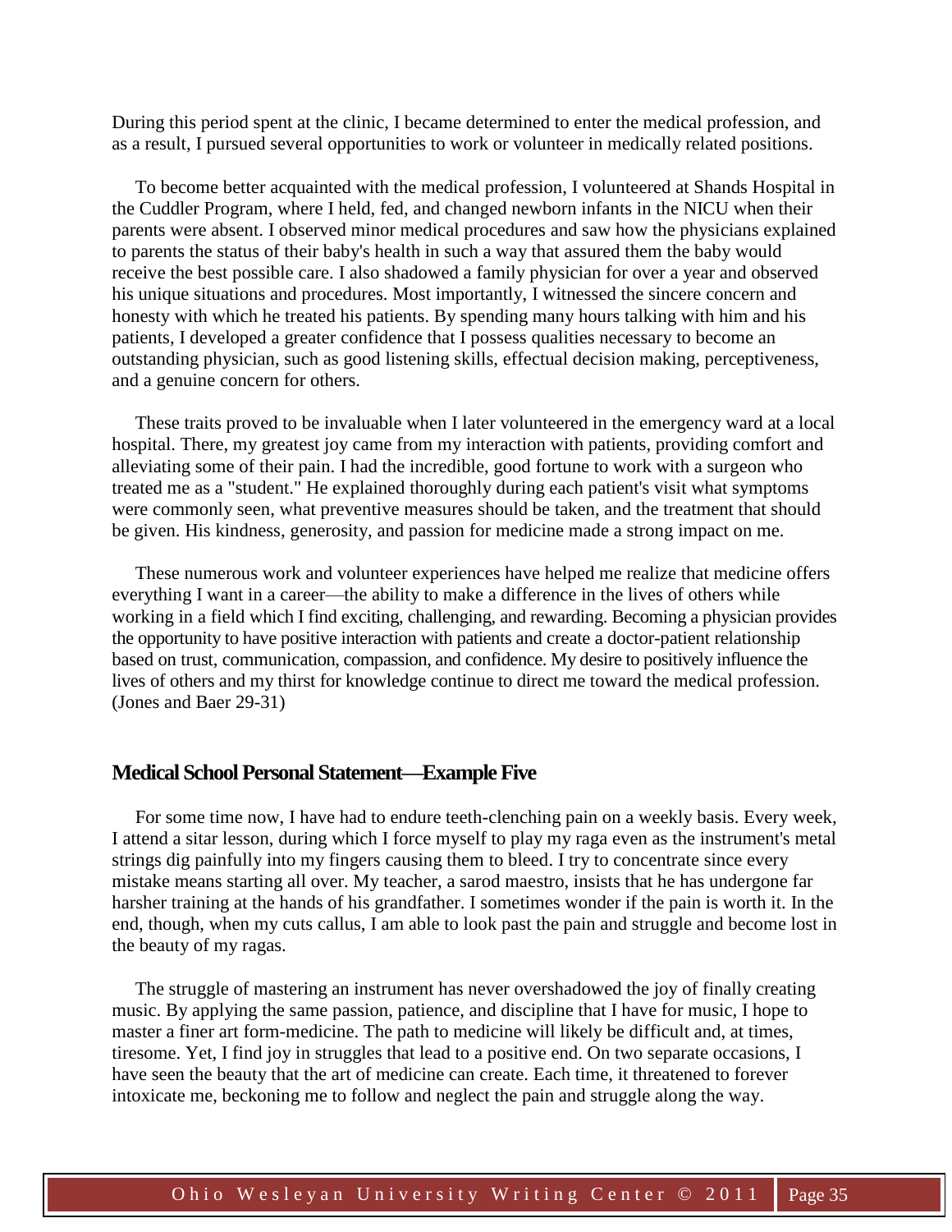During this period spent at the clinic, I became determined to enter the medical profession, and as a result, I pursued several opportunities to work or volunteer in medically related positions.

To become better acquainted with the medical profession, I volunteered at Shands Hospital in the Cuddler Program, where I held, fed, and changed newborn infants in the NICU when their parents were absent. I observed minor medical procedures and saw how the physicians explained to parents the status of their baby's health in such a way that assured them the baby would receive the best possible care. I also shadowed a family physician for over a year and observed his unique situations and procedures. Most importantly, I witnessed the sincere concern and honesty with which he treated his patients. By spending many hours talking with him and his patients, I developed a greater confidence that I possess qualities necessary to become an outstanding physician, such as good listening skills, effectual decision making, perceptiveness, and a genuine concern for others.

These traits proved to be invaluable when I later volunteered in the emergency ward at a local hospital. There, my greatest joy came from my interaction with patients, providing comfort and alleviating some of their pain. I had the incredible, good fortune to work with a surgeon who treated me as a "student." He explained thoroughly during each patient's visit what symptoms were commonly seen, what preventive measures should be taken, and the treatment that should be given. His kindness, generosity, and passion for medicine made a strong impact on me.

These numerous work and volunteer experiences have helped me realize that medicine offers everything I want in a career—the ability to make a difference in the lives of others while working in a field which I find exciting, challenging, and rewarding. Becoming a physician provides the opportunity to have positive interaction with patients and create a doctor-patient relationship based on trust, communication, compassion, and confidence. My desire to positively influence the lives of others and my thirst for knowledge continue to direct me toward the medical profession. (Jones and Baer 29-31)

## Medical School Personal Statement—Example Five

For some time now, I have had to endure teeth-clenching pain on a weekly basis. Every week, I attend a sitar lesson, during which I force myself to play my raga even as the instrument's metal strings dig painfully into my fingers causing them to bleed. I try to concentrate since every mistake means starting all over. My teacher, a sarod maestro, insists that he has undergone far harsher training at the hands of his grandfather. I sometimes wonder if the pain is worth it. In the end, though, when my cuts callus, I am able to look past the pain and struggle and become lost in the beauty of my ragas.

The struggle of mastering an instrument has never overshadowed the joy of finally creating music. By applying the same passion, patience, and discipline that I have for music, I hope to master a finer art form-medicine. The path to medicine will likely be difficult and, at times, tiresome. Yet, I find joy in struggles that lead to a positive end. On two separate occasions, I have seen the beauty that the art of medicine can create. Each time, it threatened to forever intoxicate me, beckoning me to follow and neglect the pain and struggle along the way.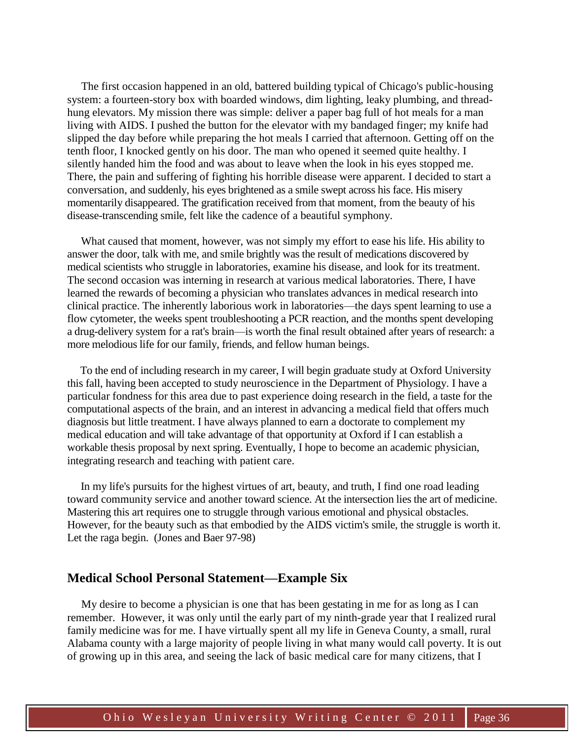The first occasion happened in an old, battered building typical of Chicago's public-housing system: a fourteen-story box with boarded windows, dim lighting, leaky plumbing, and thread-hung elevators. My mission there was simple: deliver a paper bag full of hot meals for a man living with AIDS. I pushed the button for the elevator with my bandaged finger; my knife had slipped the day before while preparing the hot meals I carried that afternoon. Getting off on the tenth floor, I knocked gently on his door. The man who opened it seemed quite healthy. I silently handed him the food and was about to leave when the look in his eyes stopped me. There, the pain and suffering of fighting his horrible disease were apparent. I decided to start a conversation, and suddenly, his eyes brightened as a smile swept across his face. His misery momentarily disappeared. The gratification received from that moment, from the beauty of his disease-transcending smile, felt like the cadence of a beautiful symphony.

What caused that moment, however, was not simply my effort to ease his life. His ability to answer the door, talk with me, and smile brightly was the result of medications discovered by medical scientists who struggle in laboratories, examine his disease, and look for its treatment. The second occasion was interning in research at various medical laboratories. There, I have learned the rewards of becoming a physician who translates advances in medical research into clinical practice. The inherently laborious work in laboratories—the days spent learning to use a flow cytometer, the weeks spent troubleshooting a PCR reaction, and the months spent developing a drug-delivery system for a rat's brain—is worth the final result obtained after years of research: a more melodious life for our family, friends, and fellow human beings.

To the end of including research in my career, I will begin graduate study at Oxford University this fall, having been accepted to study neuroscience in the Department of Physiology. I have a particular fondness for this area due to past experience doing research in the field, a taste for the computational aspects of the brain, and an interest in advancing a medical field that offers much diagnosis but little treatment. I have always planned to earn a doctorate to complement my medical education and will take advantage of that opportunity at Oxford if I can establish a workable thesis proposal by next spring. Eventually, I hope to become an academic physician, integrating research and teaching with patient care.

In my life's pursuits for the highest virtues of art, beauty, and truth, I find one road leading toward community service and another toward science. At the intersection lies the art of medicine. Mastering this art requires one to struggle through various emotional and physical obstacles. However, for the beauty such as that embodied by the AIDS victim's smile, the struggle is worth it. Let the raga begin. (Jones and Baer 97-98)

## Medical School Personal Statement—Example Six

My desire to become a physician is one that has been gestating in me for as long as I can remember. However, it was only until the early part of my ninth-grade year that I realized rural family medicine was for me. I have virtually spent all my life in Geneva County, a small, rural Alabama county with a large majority of people living in what many would call poverty. It is out of growing up in this area, and seeing the lack of basic medical care for many citizens, that I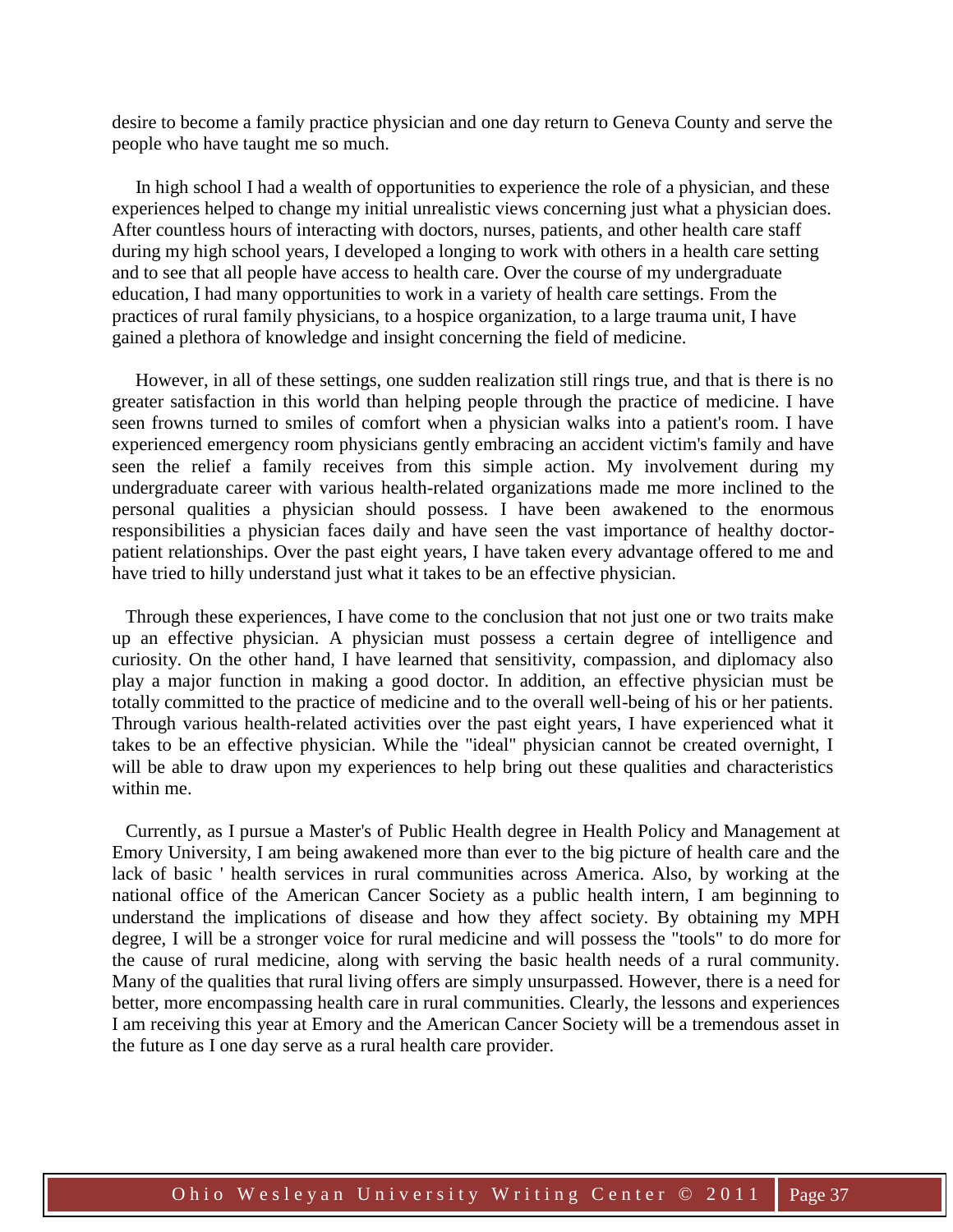desire to become a family practice physician and one day return to Geneva County and serve the people who have taught me so much.

In high school I had a wealth of opportunities to experience the role of a physician, and these experiences helped to change my initial unrealistic views concerning just what a physician does. After countless hours of interacting with doctors, nurses, patients, and other health care staff during my high school years, I developed a longing to work with others in a health care setting and to see that all people have access to health care. Over the course of my undergraduate education, I had many opportunities to work in a variety of health care settings. From the practices of rural family physicians, to a hospice organization, to a large trauma unit, I have gained a plethora of knowledge and insight concerning the field of medicine.

However, in all of these settings, one sudden realization still rings true, and that is there is no greater satisfaction in this world than helping people through the practice of medicine. I have seen frowns turned to smiles of comfort when a physician walks into a patient's room. I have experienced emergency room physicians gently embracing an accident victim's family and have seen the relief a family receives from this simple action. My involvement during my undergraduate career with various health-related organizations made me more inclined to the personal qualities a physician should possess. I have been awakened to the enormous responsibilities a physician faces daily and have seen the vast importance of healthy doctor-patient relationships. Over the past eight years, I have taken every advantage offered to me and have tried to hilly understand just what it takes to be an effective physician.

Through these experiences, I have come to the conclusion that not just one or two traits make up an effective physician. A physician must possess a certain degree of intelligence and curiosity. On the other hand, I have learned that sensitivity, compassion, and diplomacy also play a major function in making a good doctor. In addition, an effective physician must be totally committed to the practice of medicine and to the overall well-being of his or her patients. Through various health-related activities over the past eight years, I have experienced what it takes to be an effective physician. While the "ideal" physician cannot be created overnight, I will be able to draw upon my experiences to help bring out these qualities and characteristics within me.

Currently, as I pursue a Master's of Public Health degree in Health Policy and Management at Emory University, I am being awakened more than ever to the big picture of health care and the lack of basic ' health services in rural communities across America. Also, by working at the national office of the American Cancer Society as a public health intern, I am beginning to understand the implications of disease and how they affect society. By obtaining my MPH degree, I will be a stronger voice for rural medicine and will possess the "tools" to do more for the cause of rural medicine, along with serving the basic health needs of a rural community. Many of the qualities that rural living offers are simply unsurpassed. However, there is a need for better, more encompassing health care in rural communities. Clearly, the lessons and experiences I am receiving this year at Emory and the American Cancer Society will be a tremendous asset in the future as I one day serve as a rural health care provider.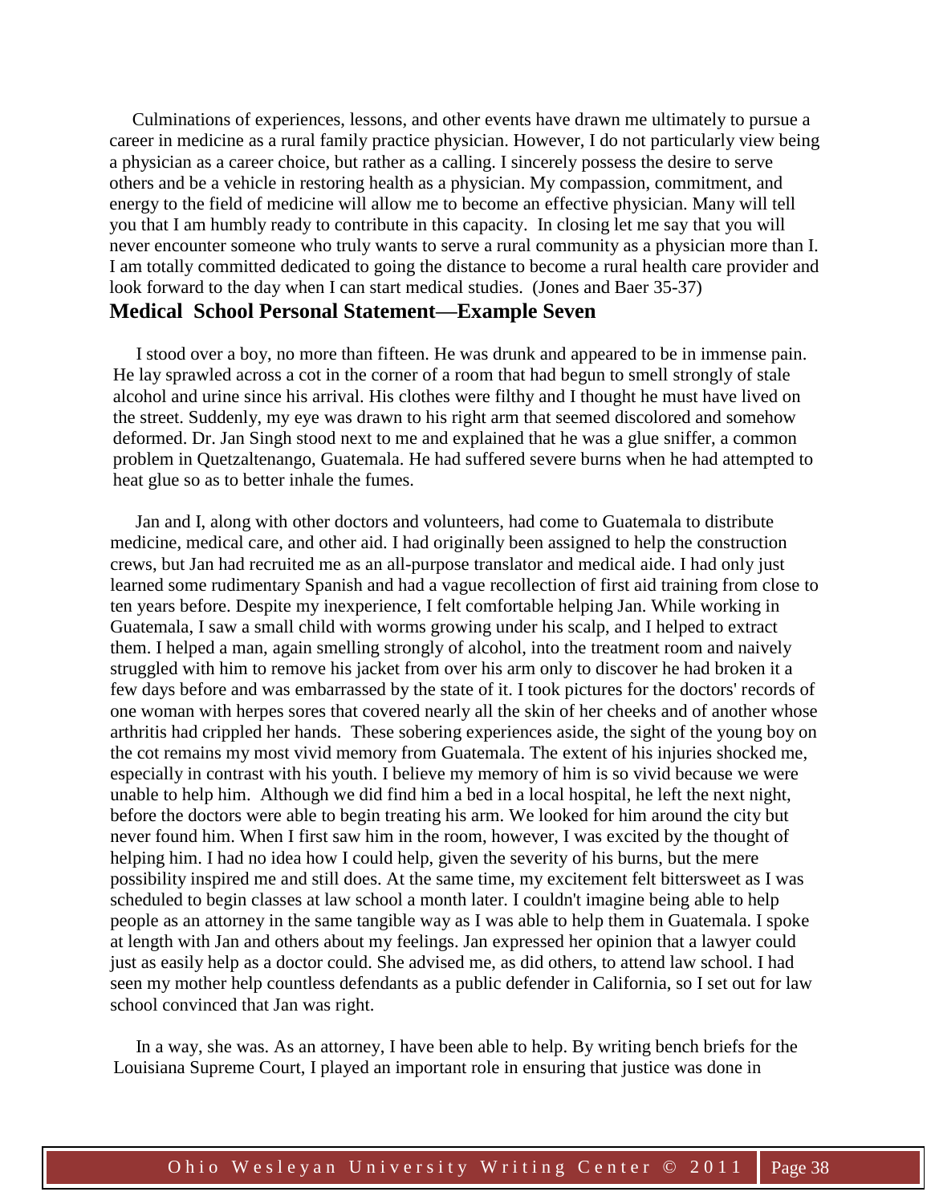Culminations of experiences, lessons, and other events have drawn me ultimately to pursue a career in medicine as a rural family practice physician. However, I do not particularly view being a physician as a career choice, but rather as a calling. I sincerely possess the desire to serve others and be a vehicle in restoring health as a physician. My compassion, commitment, and energy to the field of medicine will allow me to become an effective physician. Many will tell you that I am humbly ready to contribute in this capacity. In closing let me say that you will never encounter someone who truly wants to serve a rural community as a physician more than I. I am totally committed dedicated to going the distance to become a rural health care provider and look forward to the day when I can start medical studies. (Jones and Baer 35-37)

## Medical School Personal Statement—Example Seven

I stood over a boy, no more than fifteen. He was drunk and appeared to be in immense pain. He lay sprawled across a cot in the corner of a room that had begun to smell strongly of stale alcohol and urine since his arrival. His clothes were filthy and I thought he must have lived on the street. Suddenly, my eye was drawn to his right arm that seemed discolored and somehow deformed. Dr. Jan Singh stood next to me and explained that he was a glue sniffer, a common problem in Quetzaltenango, Guatemala. He had suffered severe burns when he had attempted to heat glue so as to better inhale the fumes.

Jan and I, along with other doctors and volunteers, had come to Guatemala to distribute medicine, medical care, and other aid. I had originally been assigned to help the construction crews, but Jan had recruited me as an all-purpose translator and medical aide. I had only just learned some rudimentary Spanish and had a vague recollection of first aid training from close to ten years before. Despite my inexperience, I felt comfortable helping Jan. While working in Guatemala, I saw a small child with worms growing under his scalp, and I helped to extract them. I helped a man, again smelling strongly of alcohol, into the treatment room and naively struggled with him to remove his jacket from over his arm only to discover he had broken it a few days before and was embarrassed by the state of it. I took pictures for the doctors' records of one woman with herpes sores that covered nearly all the skin of her cheeks and of another whose arthritis had crippled her hands. These sobering experiences aside, the sight of the young boy on the cot remains my most vivid memory from Guatemala. The extent of his injuries shocked me, especially in contrast with his youth. I believe my memory of him is so vivid because we were unable to help him. Although we did find him a bed in a local hospital, he left the next night, before the doctors were able to begin treating his arm. We looked for him around the city but never found him. When I first saw him in the room, however, I was excited by the thought of helping him. I had no idea how I could help, given the severity of his burns, but the mere possibility inspired me and still does. At the same time, my excitement felt bittersweet as I was scheduled to begin classes at law school a month later. I couldn't imagine being able to help people as an attorney in the same tangible way as I was able to help them in Guatemala. I spoke at length with Jan and others about my feelings. Jan expressed her opinion that a lawyer could just as easily help as a doctor could. She advised me, as did others, to attend law school. I had seen my mother help countless defendants as a public defender in California, so I set out for law school convinced that Jan was right.

In a way, she was. As an attorney, I have been able to help. By writing bench briefs for the Louisiana Supreme Court, I played an important role in ensuring that justice was done in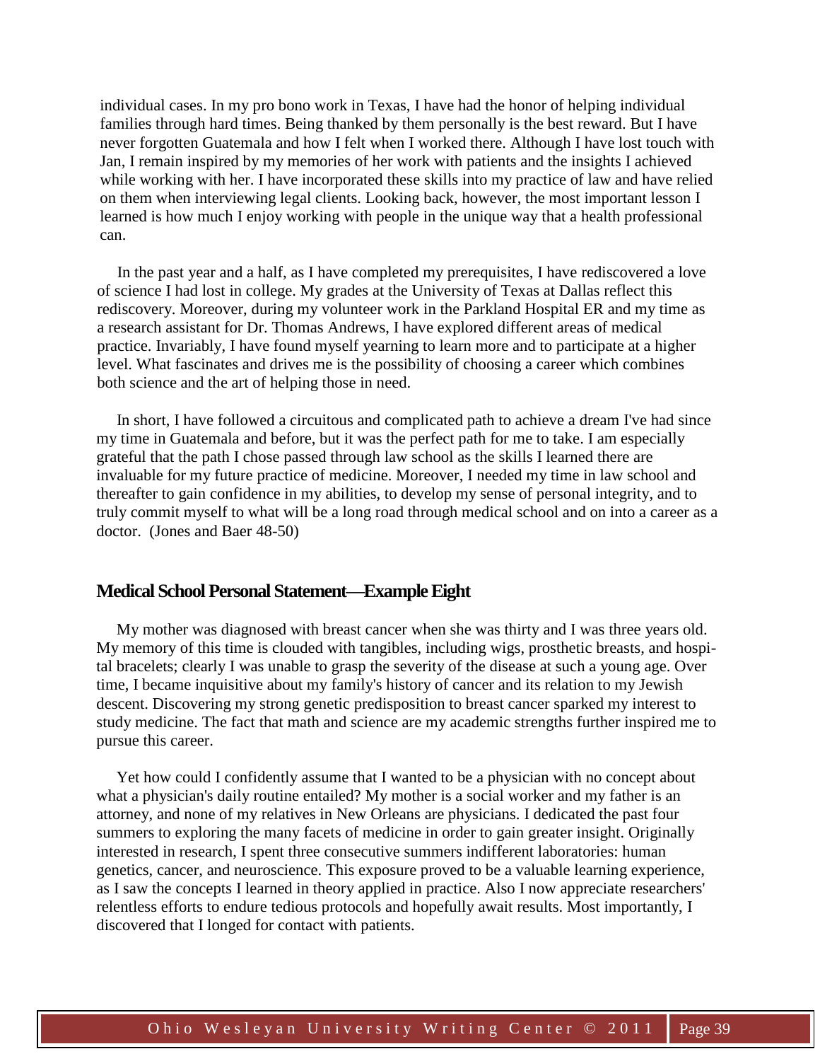individual cases. In my pro bono work in Texas, I have had the honor of helping individual families through hard times. Being thanked by them personally is the best reward. But I have never forgotten Guatemala and how I felt when I worked there. Although I have lost touch with Jan, I remain inspired by my memories of her work with patients and the insights I achieved while working with her. I have incorporated these skills into my practice of law and have relied on them when interviewing legal clients. Looking back, however, the most important lesson I learned is how much I enjoy working with people in the unique way that a health professional can.

In the past year and a half, as I have completed my prerequisites, I have rediscovered a love of science I had lost in college. My grades at the University of Texas at Dallas reflect this rediscovery. Moreover, during my volunteer work in the Parkland Hospital ER and my time as a research assistant for Dr. Thomas Andrews, I have explored different areas of medical practice. Invariably, I have found myself yearning to learn more and to participate at a higher level. What fascinates and drives me is the possibility of choosing a career which combines both science and the art of helping those in need.

In short, I have followed a circuitous and complicated path to achieve a dream I've had since my time in Guatemala and before, but it was the perfect path for me to take. I am especially grateful that the path I chose passed through law school as the skills I learned there are invaluable for my future practice of medicine. Moreover, I needed my time in law school and thereafter to gain confidence in my abilities, to develop my sense of personal integrity, and to truly commit myself to what will be a long road through medical school and on into a career as a doctor. (Jones and Baer 48-50)

## Medical School Personal Statement—Example Eight

My mother was diagnosed with breast cancer when she was thirty and I was three years old. My memory of this time is clouded with tangibles, including wigs, prosthetic breasts, and hospital bracelets; clearly I was unable to grasp the severity of the disease at such a young age. Over time, I became inquisitive about my family's history of cancer and its relation to my Jewish descent. Discovering my strong genetic predisposition to breast cancer sparked my interest to study medicine. The fact that math and science are my academic strengths further inspired me to pursue this career.

Yet how could I confidently assume that I wanted to be a physician with no concept about what a physician's daily routine entailed? My mother is a social worker and my father is an attorney, and none of my relatives in New Orleans are physicians. I dedicated the past four summers to exploring the many facets of medicine in order to gain greater insight. Originally interested in research, I spent three consecutive summers indifferent laboratories: human genetics, cancer, and neuroscience. This exposure proved to be a valuable learning experience, as I saw the concepts I learned in theory applied in practice. Also I now appreciate researchers' relentless efforts to endure tedious protocols and hopefully await results. Most importantly, I discovered that I longed for contact with patients.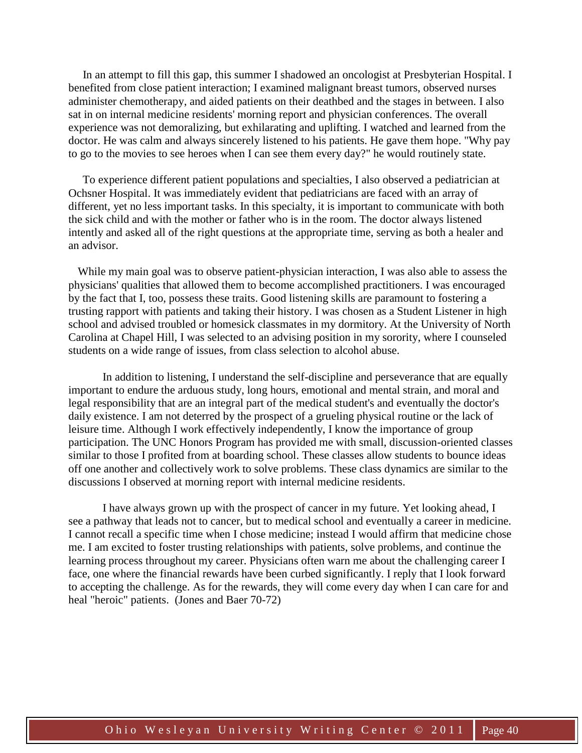In an attempt to fill this gap, this summer I shadowed an oncologist at Presbyterian Hospital. I benefited from close patient interaction; I examined malignant breast tumors, observed nurses administer chemotherapy, and aided patients on their deathbed and the stages in between. I also sat in on internal medicine residents' morning report and physician conferences. The overall experience was not demoralizing, but exhilarating and uplifting. I watched and learned from the doctor. He was calm and always sincerely listened to his patients. He gave them hope. "Why pay to go to the movies to see heroes when I can see them every day?" he would routinely state.

To experience different patient populations and specialties, I also observed a pediatrician at Ochsner Hospital. It was immediately evident that pediatricians are faced with an array of different, yet no less important tasks. In this specialty, it is important to communicate with both the sick child and with the mother or father who is in the room. The doctor always listened intently and asked all of the right questions at the appropriate time, serving as both a healer and an advisor.

While my main goal was to observe patient-physician interaction, I was also able to assess the physicians' qualities that allowed them to become accomplished practitioners. I was encouraged by the fact that I, too, possess these traits. Good listening skills are paramount to fostering a trusting rapport with patients and taking their history. I was chosen as a Student Listener in high school and advised troubled or homesick classmates in my dormitory. At the University of North Carolina at Chapel Hill, I was selected to an advising position in my sorority, where I counseled students on a wide range of issues, from class selection to alcohol abuse.

In addition to listening, I understand the self-discipline and perseverance that are equally important to endure the arduous study, long hours, emotional and mental strain, and moral and legal responsibility that are an integral part of the medical student's and eventually the doctor's daily existence. I am not deterred by the prospect of a grueling physical routine or the lack of leisure time. Although I work effectively independently, I know the importance of group participation. The UNC Honors Program has provided me with small, discussion-oriented classes similar to those I profited from at boarding school. These classes allow students to bounce ideas off one another and collectively work to solve problems. These class dynamics are similar to the discussions I observed at morning report with internal medicine residents.

I have always grown up with the prospect of cancer in my future. Yet looking ahead, I see a pathway that leads not to cancer, but to medical school and eventually a career in medicine. I cannot recall a specific time when I chose medicine; instead I would affirm that medicine chose me. I am excited to foster trusting relationships with patients, solve problems, and continue the learning process throughout my career. Physicians often warn me about the challenging career I face, one where the financial rewards have been curbed significantly. I reply that I look forward to accepting the challenge. As for the rewards, they will come every day when I can care for and heal "heroic" patients. (Jones and Baer 70-72)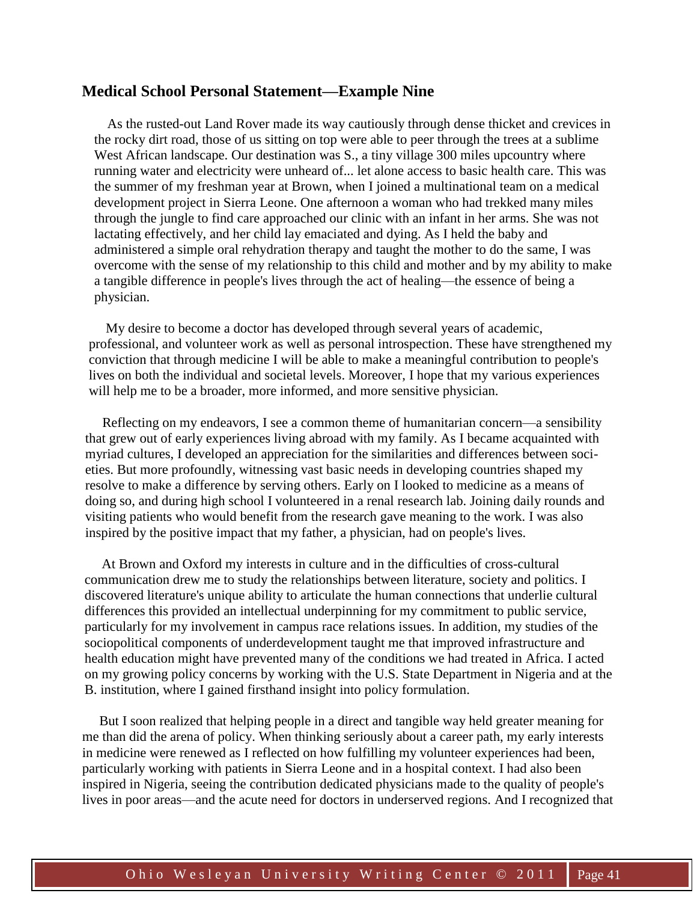## Medical School Personal Statement—Example Nine

As the rusted-out Land Rover made its way cautiously through dense thicket and crevices in the rocky dirt road, those of us sitting on top were able to peer through the trees at a sublime West African landscape. Our destination was S., a tiny village 300 miles upcountry where running water and electricity were unheard of... let alone access to basic health care. This was the summer of my freshman year at Brown, when I joined a multinational team on a medical development project in Sierra Leone. One afternoon a woman who had trekked many miles through the jungle to find care approached our clinic with an infant in her arms. She was not lactating effectively, and her child lay emaciated and dying. As I held the baby and administered a simple oral rehydration therapy and taught the mother to do the same, I was overcome with the sense of my relationship to this child and mother and by my ability to make a tangible difference in people's lives through the act of healing—the essence of being a physician.

My desire to become a doctor has developed through several years of academic, professional, and volunteer work as well as personal introspection. These have strengthened my conviction that through medicine I will be able to make a meaningful contribution to people's lives on both the individual and societal levels. Moreover, I hope that my various experiences will help me to be a broader, more informed, and more sensitive physician.

Reflecting on my endeavors, I see a common theme of humanitarian concern—a sensibility that grew out of early experiences living abroad with my family. As I became acquainted with myriad cultures, I developed an appreciation for the similarities and differences between societies. But more profoundly, witnessing vast basic needs in developing countries shaped my resolve to make a difference by serving others. Early on I looked to medicine as a means of doing so, and during high school I volunteered in a renal research lab. Joining daily rounds and visiting patients who would benefit from the research gave meaning to the work. I was also inspired by the positive impact that my father, a physician, had on people's lives.

At Brown and Oxford my interests in culture and in the difficulties of cross-cultural communication drew me to study the relationships between literature, society and politics. I discovered literature's unique ability to articulate the human connections that underlie cultural differences this provided an intellectual underpinning for my commitment to public service, particularly for my involvement in campus race relations issues. In addition, my studies of the sociopolitical components of underdevelopment taught me that improved infrastructure and health education might have prevented many of the conditions we had treated in Africa. I acted on my growing policy concerns by working with the U.S. State Department in Nigeria and at the B. institution, where I gained firsthand insight into policy formulation.

But I soon realized that helping people in a direct and tangible way held greater meaning for me than did the arena of policy. When thinking seriously about a career path, my early interests in medicine were renewed as I reflected on how fulfilling my volunteer experiences had been, particularly working with patients in Sierra Leone and in a hospital context. I had also been inspired in Nigeria, seeing the contribution dedicated physicians made to the quality of people's lives in poor areas—and the acute need for doctors in underserved regions. And I recognized that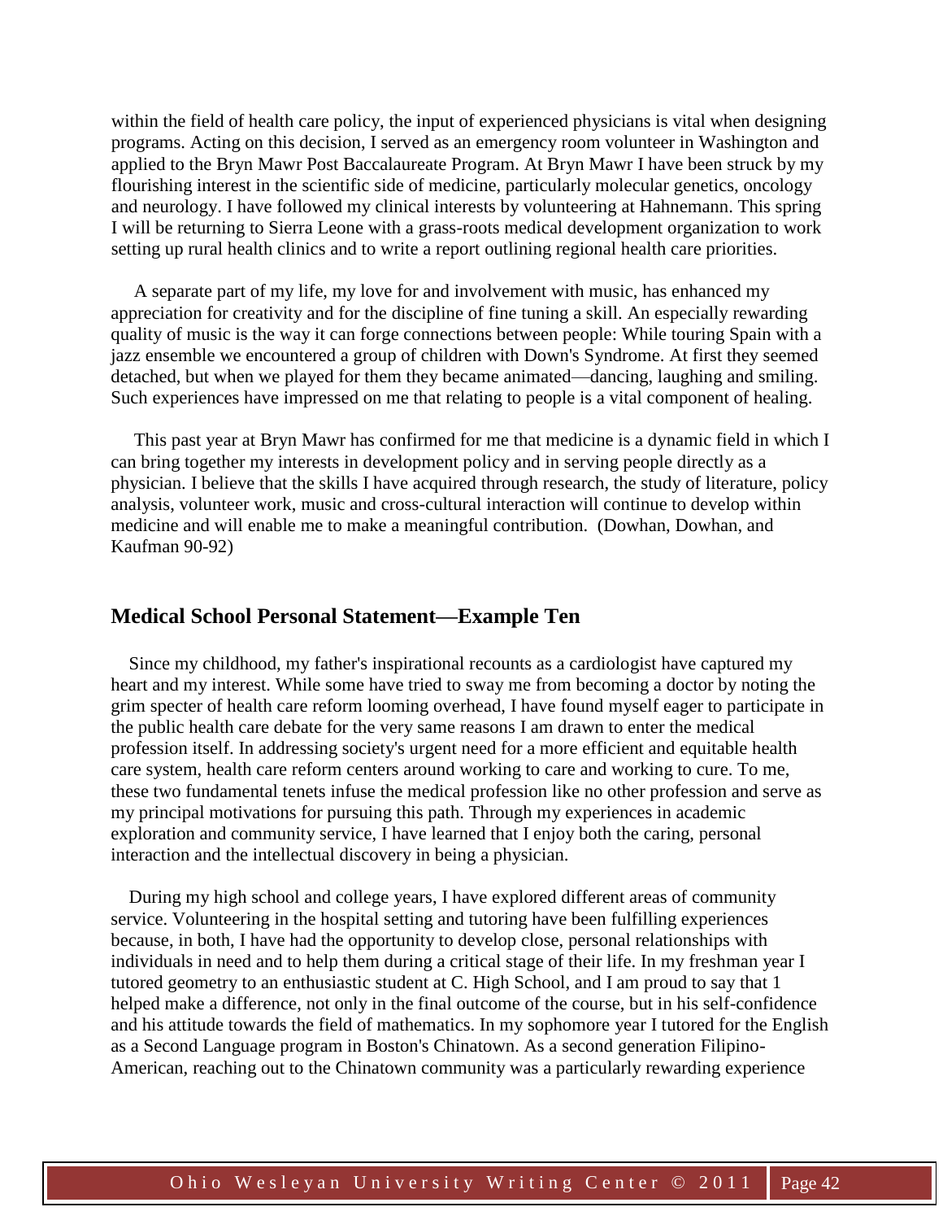within the field of health care policy, the input of experienced physicians is vital when designing programs. Acting on this decision, I served as an emergency room volunteer in Washington and applied to the Bryn Mawr Post Baccalaureate Program. At Bryn Mawr I have been struck by my flourishing interest in the scientific side of medicine, particularly molecular genetics, oncology and neurology. I have followed my clinical interests by volunteering at Hahnemann. This spring I will be returning to Sierra Leone with a grass-roots medical development organization to work setting up rural health clinics and to write a report outlining regional health care priorities.

A separate part of my life, my love for and involvement with music, has enhanced my appreciation for creativity and for the discipline of fine tuning a skill. An especially rewarding quality of music is the way it can forge connections between people: While touring Spain with a jazz ensemble we encountered a group of children with Down's Syndrome. At first they seemed detached, but when we played for them they became animated—dancing, laughing and smiling. Such experiences have impressed on me that relating to people is a vital component of healing.

This past year at Bryn Mawr has confirmed for me that medicine is a dynamic field in which I can bring together my interests in development policy and in serving people directly as a physician. I believe that the skills I have acquired through research, the study of literature, policy analysis, volunteer work, music and cross-cultural interaction will continue to develop within medicine and will enable me to make a meaningful contribution. (Dowhan, Dowhan, and Kaufman 90-92)

## Medical School Personal Statement—Example Ten

Since my childhood, my father's inspirational recounts as a cardiologist have captured my heart and my interest. While some have tried to sway me from becoming a doctor by noting the grim specter of health care reform looming overhead, I have found myself eager to participate in the public health care debate for the very same reasons I am drawn to enter the medical profession itself. In addressing society's urgent need for a more efficient and equitable health care system, health care reform centers around working to care and working to cure. To me, these two fundamental tenets infuse the medical profession like no other profession and serve as my principal motivations for pursuing this path. Through my experiences in academic exploration and community service, I have learned that I enjoy both the caring, personal interaction and the intellectual discovery in being a physician.

During my high school and college years, I have explored different areas of community service. Volunteering in the hospital setting and tutoring have been fulfilling experiences because, in both, I have had the opportunity to develop close, personal relationships with individuals in need and to help them during a critical stage of their life. In my freshman year I tutored geometry to an enthusiastic student at C. High School, and I am proud to say that 1 helped make a difference, not only in the final outcome of the course, but in his self-confidence and his attitude towards the field of mathematics. In my sophomore year I tutored for the English as a Second Language program in Boston's Chinatown. As a second generation Filipino-American, reaching out to the Chinatown community was a particularly rewarding experience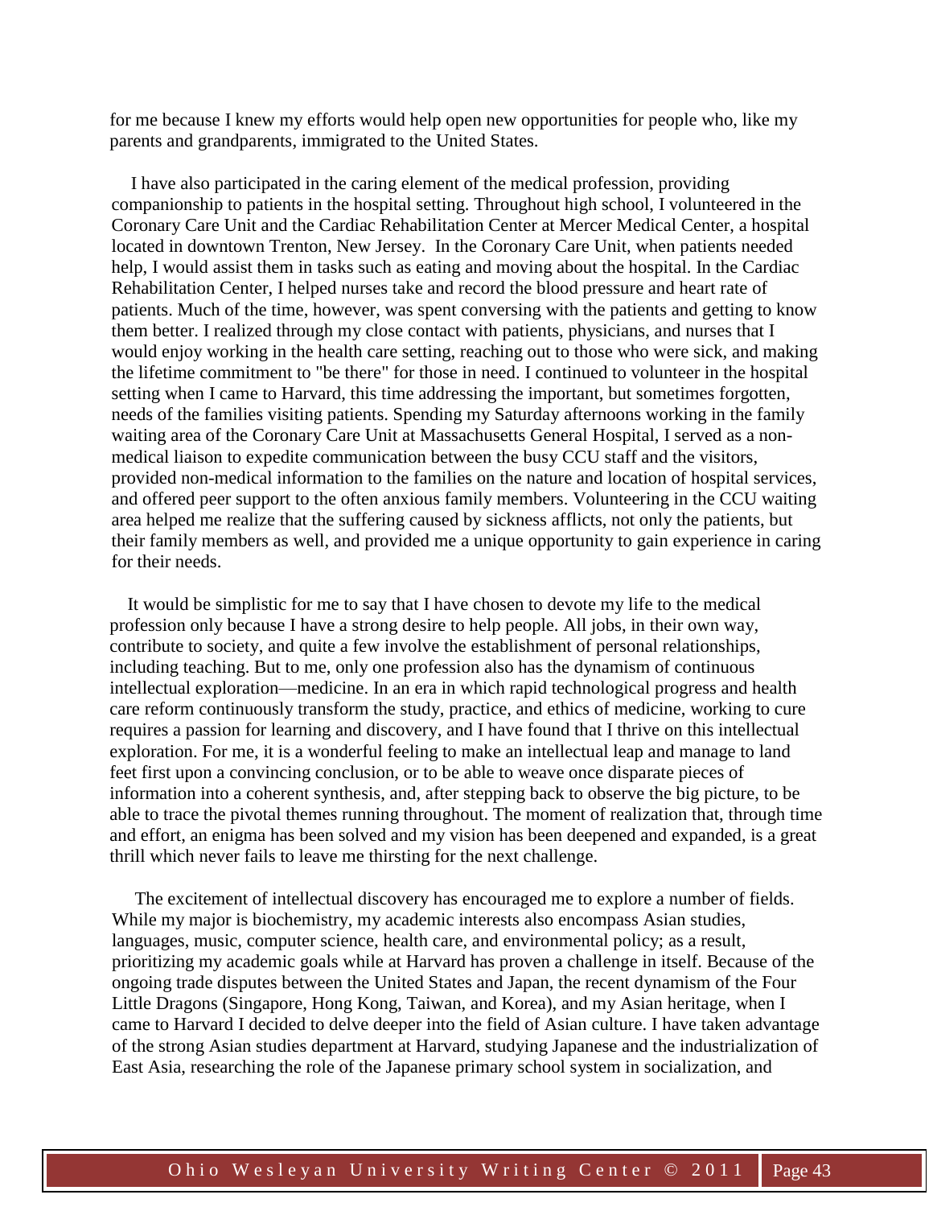for me because I knew my efforts would help open new opportunities for people who, like my parents and grandparents, immigrated to the United States.

I have also participated in the caring element of the medical profession, providing companionship to patients in the hospital setting. Throughout high school, I volunteered in the Coronary Care Unit and the Cardiac Rehabilitation Center at Mercer Medical Center, a hospital located in downtown Trenton, New Jersey. In the Coronary Care Unit, when patients needed help, I would assist them in tasks such as eating and moving about the hospital. In the Cardiac Rehabilitation Center, I helped nurses take and record the blood pressure and heart rate of patients. Much of the time, however, was spent conversing with the patients and getting to know them better. I realized through my close contact with patients, physicians, and nurses that I would enjoy working in the health care setting, reaching out to those who were sick, and making the lifetime commitment to "be there" for those in need. I continued to volunteer in the hospital setting when I came to Harvard, this time addressing the important, but sometimes forgotten, needs of the families visiting patients. Spending my Saturday afternoons working in the family waiting area of the Coronary Care Unit at Massachusetts General Hospital, I served as a non-medical liaison to expedite communication between the busy CCU staff and the visitors, provided non-medical information to the families on the nature and location of hospital services, and offered peer support to the often anxious family members. Volunteering in the CCU waiting area helped me realize that the suffering caused by sickness afflicts, not only the patients, but their family members as well, and provided me a unique opportunity to gain experience in caring for their needs.

It would be simplistic for me to say that I have chosen to devote my life to the medical profession only because I have a strong desire to help people. All jobs, in their own way, contribute to society, and quite a few involve the establishment of personal relationships, including teaching. But to me, only one profession also has the dynamism of continuous intellectual exploration—medicine. In an era in which rapid technological progress and health care reform continuously transform the study, practice, and ethics of medicine, working to cure requires a passion for learning and discovery, and I have found that I thrive on this intellectual exploration. For me, it is a wonderful feeling to make an intellectual leap and manage to land feet first upon a convincing conclusion, or to be able to weave once disparate pieces of information into a coherent synthesis, and, after stepping back to observe the big picture, to be able to trace the pivotal themes running throughout. The moment of realization that, through time and effort, an enigma has been solved and my vision has been deepened and expanded, is a great thrill which never fails to leave me thirsting for the next challenge.

The excitement of intellectual discovery has encouraged me to explore a number of fields. While my major is biochemistry, my academic interests also encompass Asian studies, languages, music, computer science, health care, and environmental policy; as a result, prioritizing my academic goals while at Harvard has proven a challenge in itself. Because of the ongoing trade disputes between the United States and Japan, the recent dynamism of the Four Little Dragons (Singapore, Hong Kong, Taiwan, and Korea), and my Asian heritage, when I came to Harvard I decided to delve deeper into the field of Asian culture. I have taken advantage of the strong Asian studies department at Harvard, studying Japanese and the industrialization of East Asia, researching the role of the Japanese primary school system in socialization, and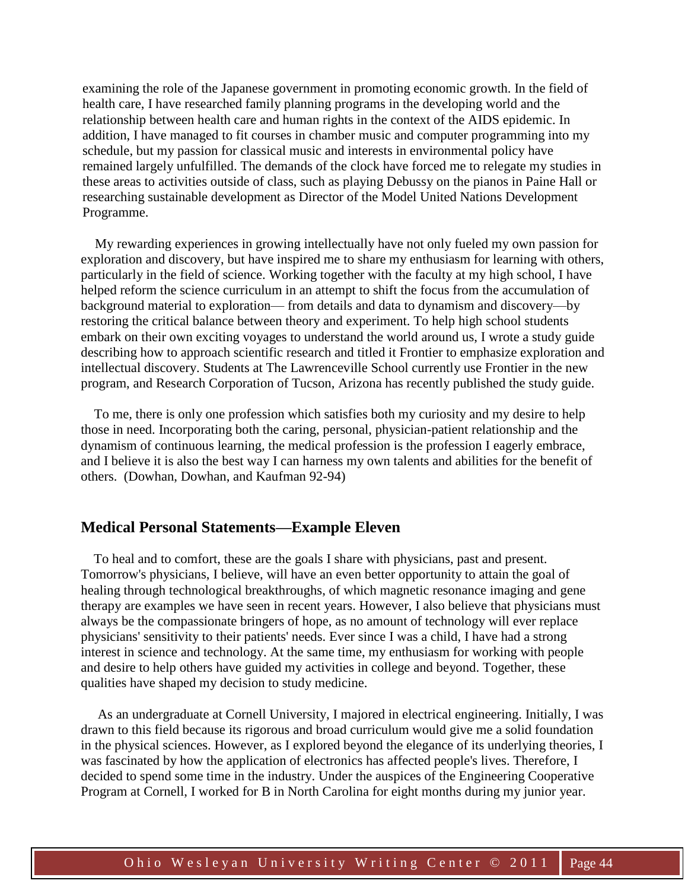examining the role of the Japanese government in promoting economic growth. In the field of health care, I have researched family planning programs in the developing world and the relationship between health care and human rights in the context of the AIDS epidemic. In addition, I have managed to fit courses in chamber music and computer programming into my schedule, but my passion for classical music and interests in environmental policy have remained largely unfulfilled. The demands of the clock have forced me to relegate my studies in these areas to activities outside of class, such as playing Debussy on the pianos in Paine Hall or researching sustainable development as Director of the Model United Nations Development Programme.

My rewarding experiences in growing intellectually have not only fueled my own passion for exploration and discovery, but have inspired me to share my enthusiasm for learning with others, particularly in the field of science. Working together with the faculty at my high school, I have helped reform the science curriculum in an attempt to shift the focus from the accumulation of background material to exploration— from details and data to dynamism and discovery—by restoring the critical balance between theory and experiment. To help high school students embark on their own exciting voyages to understand the world around us, I wrote a study guide describing how to approach scientific research and titled it Frontier to emphasize exploration and intellectual discovery. Students at The Lawrenceville School currently use Frontier in the new program, and Research Corporation of Tucson, Arizona has recently published the study guide.

To me, there is only one profession which satisfies both my curiosity and my desire to help those in need. Incorporating both the caring, personal, physician-patient relationship and the dynamism of continuous learning, the medical profession is the profession I eagerly embrace, and I believe it is also the best way I can harness my own talents and abilities for the benefit of others. (Dowhan, Dowhan, and Kaufman 92-94)

## Medical Personal Statements—Example Eleven

To heal and to comfort, these are the goals I share with physicians, past and present. Tomorrow's physicians, I believe, will have an even better opportunity to attain the goal of healing through technological breakthroughs, of which magnetic resonance imaging and gene therapy are examples we have seen in recent years. However, I also believe that physicians must always be the compassionate bringers of hope, as no amount of technology will ever replace physicians' sensitivity to their patients' needs. Ever since I was a child, I have had a strong interest in science and technology. At the same time, my enthusiasm for working with people and desire to help others have guided my activities in college and beyond. Together, these qualities have shaped my decision to study medicine.

As an undergraduate at Cornell University, I majored in electrical engineering. Initially, I was drawn to this field because its rigorous and broad curriculum would give me a solid foundation in the physical sciences. However, as I explored beyond the elegance of its underlying theories, I was fascinated by how the application of electronics has affected people's lives. Therefore, I decided to spend some time in the industry. Under the auspices of the Engineering Cooperative Program at Cornell, I worked for B in North Carolina for eight months during my junior year.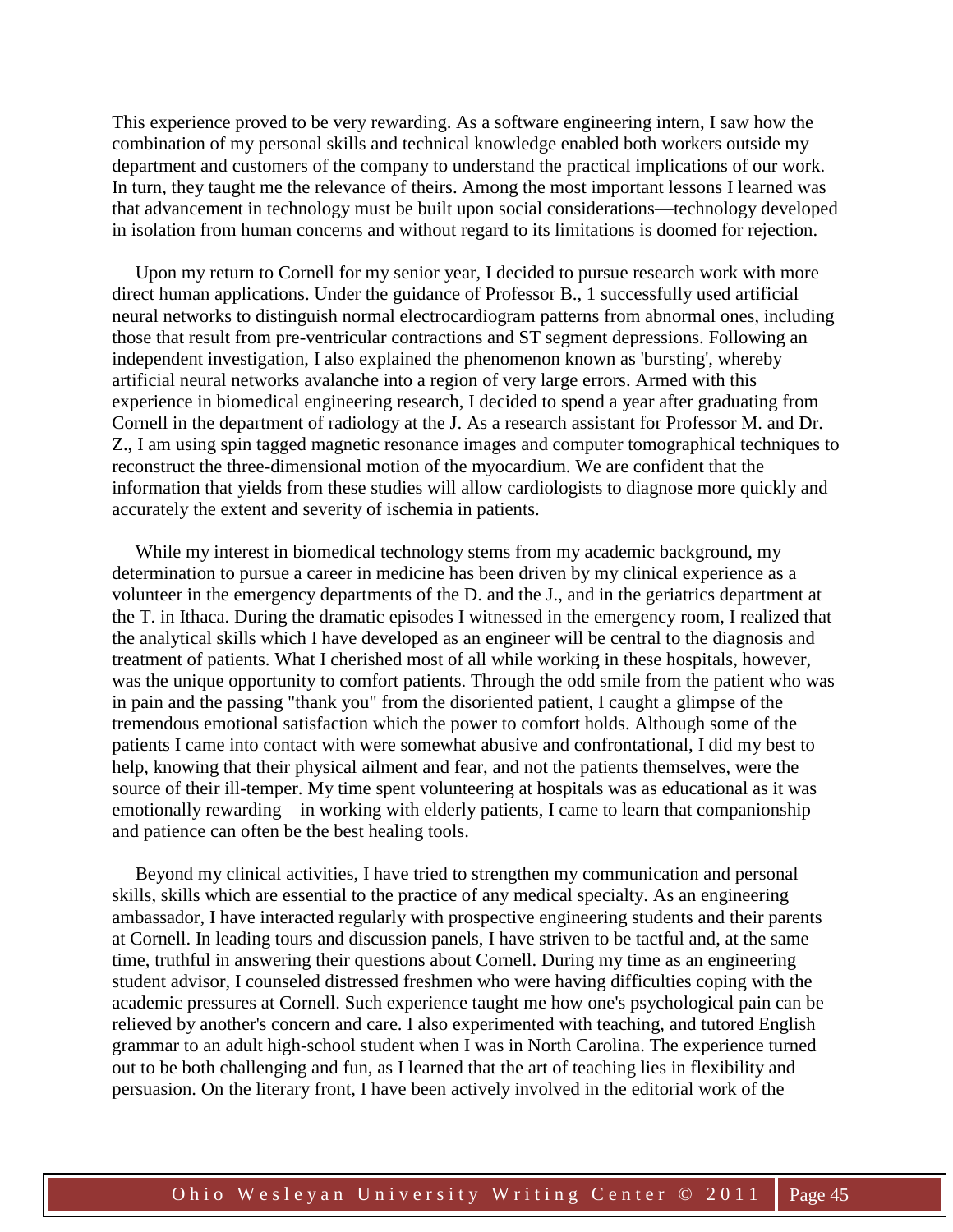This experience proved to be very rewarding. As a software engineering intern, I saw how the combination of my personal skills and technical knowledge enabled both workers outside my department and customers of the company to understand the practical implications of our work. In turn, they taught me the relevance of theirs. Among the most important lessons I learned was that advancement in technology must be built upon social considerations—technology developed in isolation from human concerns and without regard to its limitations is doomed for rejection.

Upon my return to Cornell for my senior year, I decided to pursue research work with more direct human applications. Under the guidance of Professor B., 1 successfully used artificial neural networks to distinguish normal electrocardiogram patterns from abnormal ones, including those that result from pre-ventricular contractions and ST segment depressions. Following an independent investigation, I also explained the phenomenon known as 'bursting', whereby artificial neural networks avalanche into a region of very large errors. Armed with this experience in biomedical engineering research, I decided to spend a year after graduating from Cornell in the department of radiology at the J. As a research assistant for Professor M. and Dr. Z., I am using spin tagged magnetic resonance images and computer tomographical techniques to reconstruct the three-dimensional motion of the myocardium. We are confident that the information that yields from these studies will allow cardiologists to diagnose more quickly and accurately the extent and severity of ischemia in patients.

While my interest in biomedical technology stems from my academic background, my determination to pursue a career in medicine has been driven by my clinical experience as a volunteer in the emergency departments of the D. and the J., and in the geriatrics department at the T. in Ithaca. During the dramatic episodes I witnessed in the emergency room, I realized that the analytical skills which I have developed as an engineer will be central to the diagnosis and treatment of patients. What I cherished most of all while working in these hospitals, however, was the unique opportunity to comfort patients. Through the odd smile from the patient who was in pain and the passing "thank you" from the disoriented patient, I caught a glimpse of the tremendous emotional satisfaction which the power to comfort holds. Although some of the patients I came into contact with were somewhat abusive and confrontational, I did my best to help, knowing that their physical ailment and fear, and not the patients themselves, were the source of their ill-temper. My time spent volunteering at hospitals was as educational as it was emotionally rewarding—in working with elderly patients, I came to learn that companionship and patience can often be the best healing tools.

Beyond my clinical activities, I have tried to strengthen my communication and personal skills, skills which are essential to the practice of any medical specialty. As an engineering ambassador, I have interacted regularly with prospective engineering students and their parents at Cornell. In leading tours and discussion panels, I have striven to be tactful and, at the same time, truthful in answering their questions about Cornell. During my time as an engineering student advisor, I counseled distressed freshmen who were having difficulties coping with the academic pressures at Cornell. Such experience taught me how one's psychological pain can be relieved by another's concern and care. I also experimented with teaching, and tutored English grammar to an adult high-school student when I was in North Carolina. The experience turned out to be both challenging and fun, as I learned that the art of teaching lies in flexibility and persuasion. On the literary front, I have been actively involved in the editorial work of the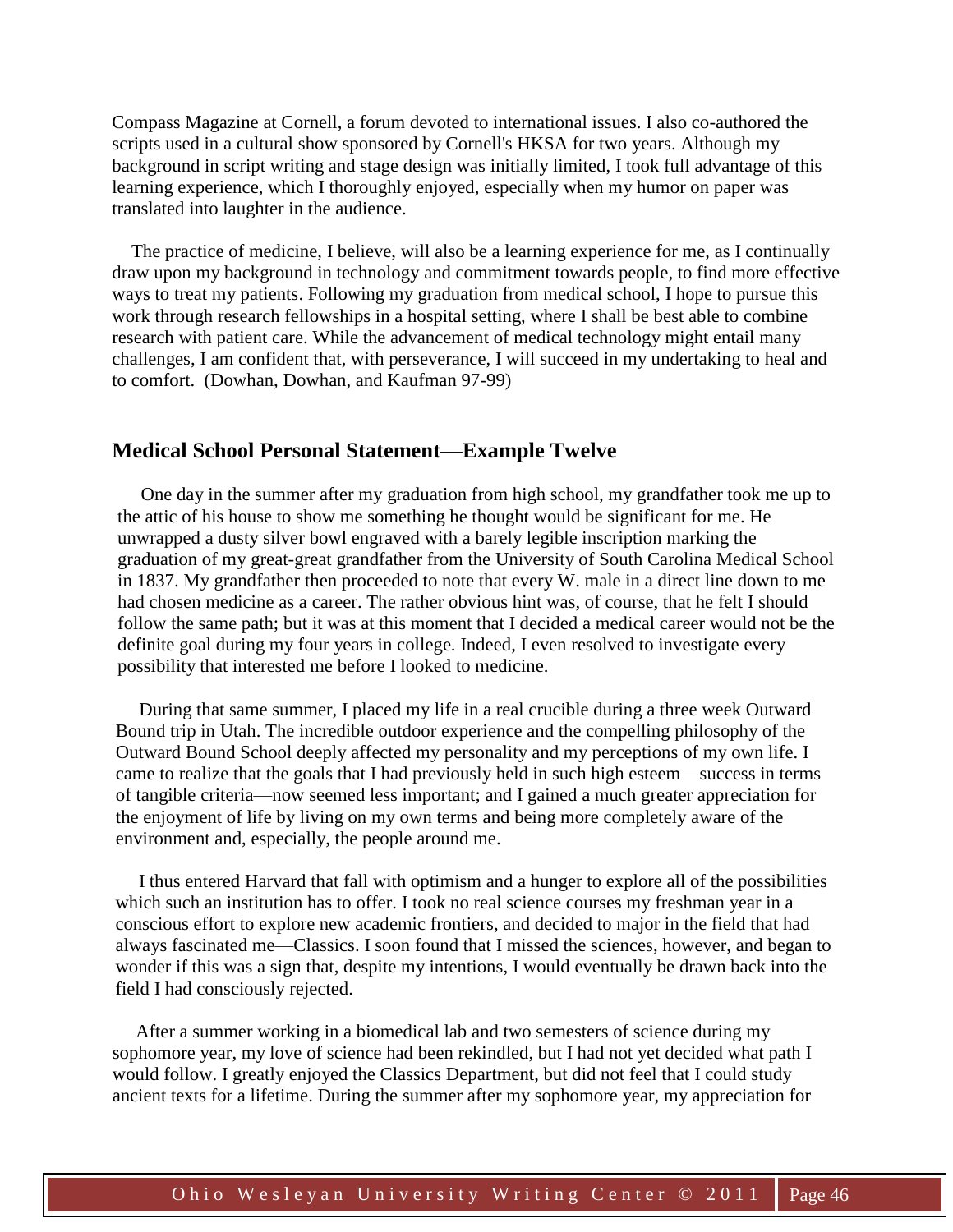Compass Magazine at Cornell, a forum devoted to international issues. I also co-authored the scripts used in a cultural show sponsored by Cornell's HKSA for two years. Although my background in script writing and stage design was initially limited, I took full advantage of this learning experience, which I thoroughly enjoyed, especially when my humor on paper was translated into laughter in the audience.

The practice of medicine, I believe, will also be a learning experience for me, as I continually draw upon my background in technology and commitment towards people, to find more effective ways to treat my patients. Following my graduation from medical school, I hope to pursue this work through research fellowships in a hospital setting, where I shall be best able to combine research with patient care. While the advancement of medical technology might entail many challenges, I am confident that, with perseverance, I will succeed in my undertaking to heal and to comfort. (Dowhan, Dowhan, and Kaufman 97-99)

## Medical School Personal Statement—Example Twelve

One day in the summer after my graduation from high school, my grandfather took me up to the attic of his house to show me something he thought would be significant for me. He unwrapped a dusty silver bowl engraved with a barely legible inscription marking the graduation of my great-great grandfather from the University of South Carolina Medical School in 1837. My grandfather then proceeded to note that every W. male in a direct line down to me had chosen medicine as a career. The rather obvious hint was, of course, that he felt I should follow the same path; but it was at this moment that I decided a medical career would not be the definite goal during my four years in college. Indeed, I even resolved to investigate every possibility that interested me before I looked to medicine.

During that same summer, I placed my life in a real crucible during a three week Outward Bound trip in Utah. The incredible outdoor experience and the compelling philosophy of the Outward Bound School deeply affected my personality and my perceptions of my own life. I came to realize that the goals that I had previously held in such high esteem—success in terms of tangible criteria—now seemed less important; and I gained a much greater appreciation for the enjoyment of life by living on my own terms and being more completely aware of the environment and, especially, the people around me.

I thus entered Harvard that fall with optimism and a hunger to explore all of the possibilities which such an institution has to offer. I took no real science courses my freshman year in a conscious effort to explore new academic frontiers, and decided to major in the field that had always fascinated me—Classics. I soon found that I missed the sciences, however, and began to wonder if this was a sign that, despite my intentions, I would eventually be drawn back into the field I had consciously rejected.

After a summer working in a biomedical lab and two semesters of science during my sophomore year, my love of science had been rekindled, but I had not yet decided what path I would follow. I greatly enjoyed the Classics Department, but did not feel that I could study ancient texts for a lifetime. During the summer after my sophomore year, my appreciation for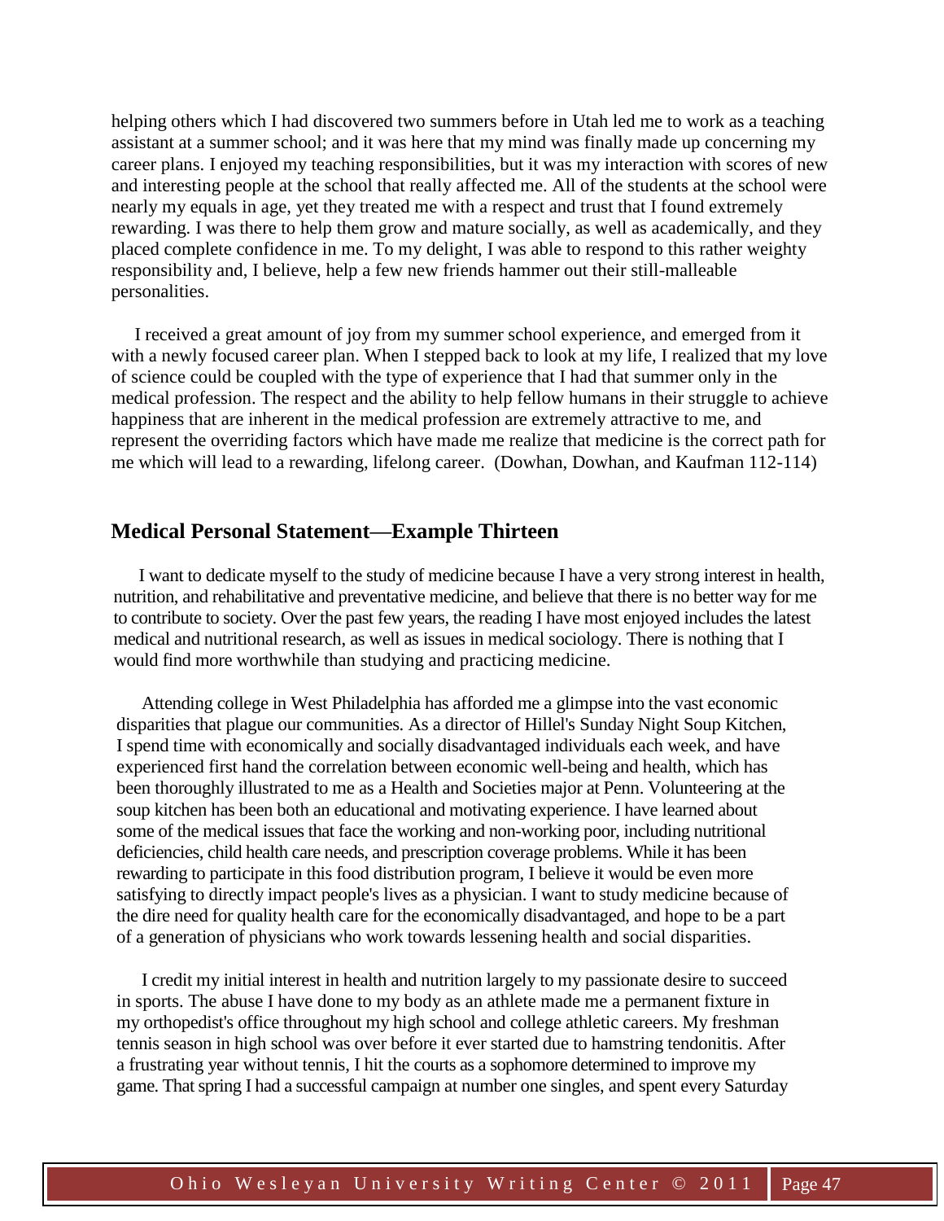helping others which I had discovered two summers before in Utah led me to work as a teaching assistant at a summer school; and it was here that my mind was finally made up concerning my career plans. I enjoyed my teaching responsibilities, but it was my interaction with scores of new and interesting people at the school that really affected me. All of the students at the school were nearly my equals in age, yet they treated me with a respect and trust that I found extremely rewarding. I was there to help them grow and mature socially, as well as academically, and they placed complete confidence in me. To my delight, I was able to respond to this rather weighty responsibility and, I believe, help a few new friends hammer out their still-malleable personalities.

I received a great amount of joy from my summer school experience, and emerged from it with a newly focused career plan. When I stepped back to look at my life, I realized that my love of science could be coupled with the type of experience that I had that summer only in the medical profession. The respect and the ability to help fellow humans in their struggle to achieve happiness that are inherent in the medical profession are extremely attractive to me, and represent the overriding factors which have made me realize that medicine is the correct path for me which will lead to a rewarding, lifelong career. (Dowhan, Dowhan, and Kaufman 112-114)

## Medical Personal Statement—Example Thirteen

I want to dedicate myself to the study of medicine because I have a very strong interest in health, nutrition, and rehabilitative and preventative medicine, and believe that there is no better way for me to contribute to society. Over the past few years, the reading I have most enjoyed includes the latest medical and nutritional research, as well as issues in medical sociology. There is nothing that I would find more worthwhile than studying and practicing medicine.

Attending college in West Philadelphia has afforded me a glimpse into the vast economic disparities that plague our communities. As a director of Hillel's Sunday Night Soup Kitchen, I spend time with economically and socially disadvantaged individuals each week, and have experienced first hand the correlation between economic well-being and health, which has been thoroughly illustrated to me as a Health and Societies major at Penn. Volunteering at the soup kitchen has been both an educational and motivating experience. I have learned about some of the medical issues that face the working and non-working poor, including nutritional deficiencies, child health care needs, and prescription coverage problems. While it has been rewarding to participate in this food distribution program, I believe it would be even more satisfying to directly impact people's lives as a physician. I want to study medicine because of the dire need for quality health care for the economically disadvantaged, and hope to be a part of a generation of physicians who work towards lessening health and social disparities.

I credit my initial interest in health and nutrition largely to my passionate desire to succeed in sports. The abuse I have done to my body as an athlete made me a permanent fixture in my orthopedist's office throughout my high school and college athletic careers. My freshman tennis season in high school was over before it ever started due to hamstring tendonitis. After a frustrating year without tennis, I hit the courts as a sophomore determined to improve my game. That spring I had a successful campaign at number one singles, and spent every Saturday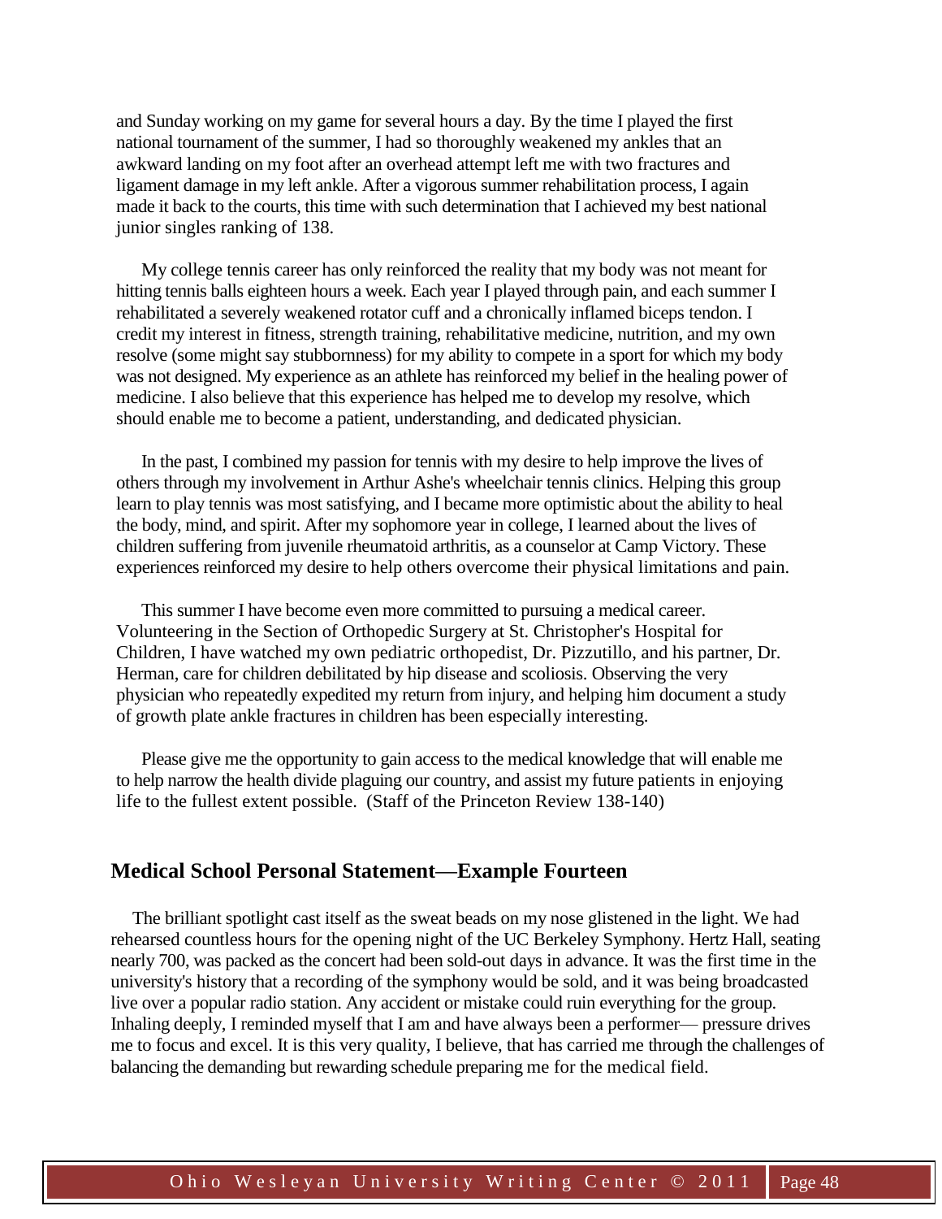and Sunday working on my game for several hours a day. By the time I played the first national tournament of the summer, I had so thoroughly weakened my ankles that an awkward landing on my foot after an overhead attempt left me with two fractures and ligament damage in my left ankle. After a vigorous summer rehabilitation process, I again made it back to the courts, this time with such determination that I achieved my best national junior singles ranking of 138.

My college tennis career has only reinforced the reality that my body was not meant for hitting tennis balls eighteen hours a week. Each year I played through pain, and each summer I rehabilitated a severely weakened rotator cuff and a chronically inflamed biceps tendon. I credit my interest in fitness, strength training, rehabilitative medicine, nutrition, and my own resolve (some might say stubbornness) for my ability to compete in a sport for which my body was not designed. My experience as an athlete has reinforced my belief in the healing power of medicine. I also believe that this experience has helped me to develop my resolve, which should enable me to become a patient, understanding, and dedicated physician.

In the past, I combined my passion for tennis with my desire to help improve the lives of others through my involvement in Arthur Ashe's wheelchair tennis clinics. Helping this group learn to play tennis was most satisfying, and I became more optimistic about the ability to heal the body, mind, and spirit. After my sophomore year in college, I learned about the lives of children suffering from juvenile rheumatoid arthritis, as a counselor at Camp Victory. These experiences reinforced my desire to help others overcome their physical limitations and pain.

This summer I have become even more committed to pursuing a medical career. Volunteering in the Section of Orthopedic Surgery at St. Christopher's Hospital for Children, I have watched my own pediatric orthopedist, Dr. Pizzutillo, and his partner, Dr. Herman, care for children debilitated by hip disease and scoliosis. Observing the very physician who repeatedly expedited my return from injury, and helping him document a study of growth plate ankle fractures in children has been especially interesting.

Please give me the opportunity to gain access to the medical knowledge that will enable me to help narrow the health divide plaguing our country, and assist my future patients in enjoying life to the fullest extent possible. (Staff of the Princeton Review 138-140)

## Medical School Personal Statement—Example Fourteen

The brilliant spotlight cast itself as the sweat beads on my nose glistened in the light. We had rehearsed countless hours for the opening night of the UC Berkeley Symphony. Hertz Hall, seating nearly 700, was packed as the concert had been sold-out days in advance. It was the first time in the university's history that a recording of the symphony would be sold, and it was being broadcasted live over a popular radio station. Any accident or mistake could ruin everything for the group. Inhaling deeply, I reminded myself that I am and have always been a performer— pressure drives me to focus and excel. It is this very quality, I believe, that has carried me through the challenges of balancing the demanding but rewarding schedule preparing me for the medical field.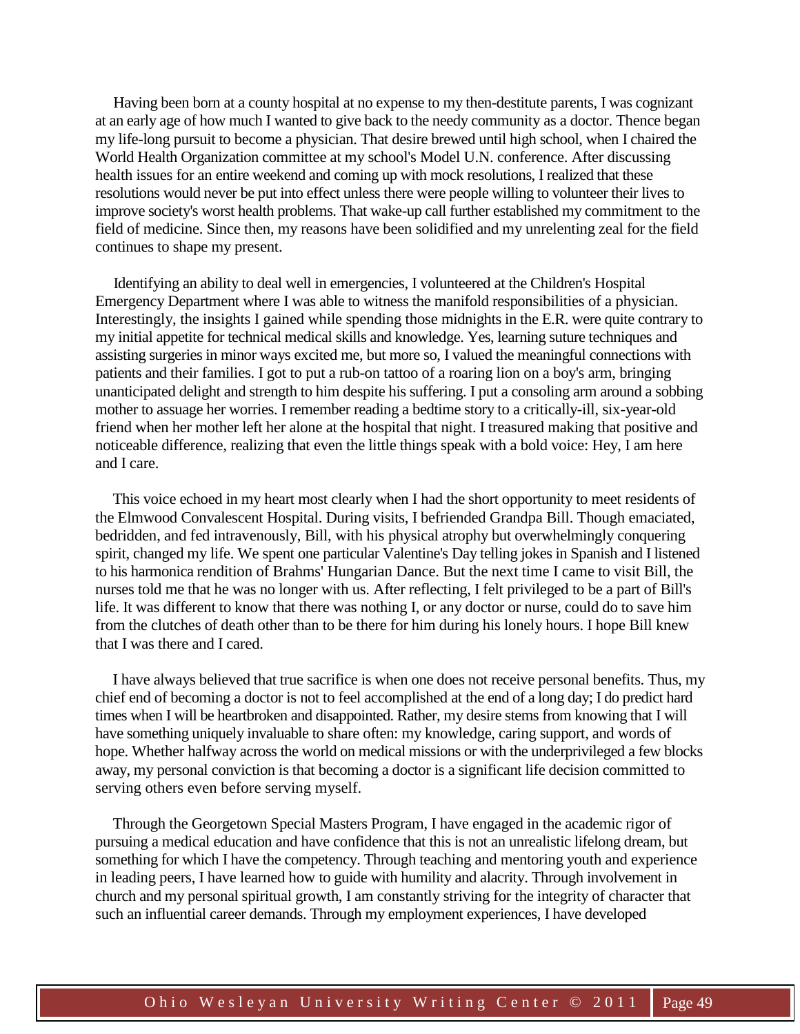Having been born at a county hospital at no expense to my then-destitute parents, I was cognizant at an early age of how much I wanted to give back to the needy community as a doctor. Thence began my life-long pursuit to become a physician. That desire brewed until high school, when I chaired the World Health Organization committee at my school's Model U.N. conference. After discussing health issues for an entire weekend and coming up with mock resolutions, I realized that these resolutions would never be put into effect unless there were people willing to volunteer their lives to improve society's worst health problems. That wake-up call further established my commitment to the field of medicine. Since then, my reasons have been solidified and my unrelenting zeal for the field continues to shape my present.

Identifying an ability to deal well in emergencies, I volunteered at the Children's Hospital Emergency Department where I was able to witness the manifold responsibilities of a physician. Interestingly, the insights I gained while spending those midnights in the E.R. were quite contrary to my initial appetite for technical medical skills and knowledge. Yes, learning suture techniques and assisting surgeries in minor ways excited me, but more so, I valued the meaningful connections with patients and their families. I got to put a rub-on tattoo of a roaring lion on a boy's arm, bringing unanticipated delight and strength to him despite his suffering. I put a consoling arm around a sobbing mother to assuage her worries. I remember reading a bedtime story to a critically-ill, six-year-old friend when her mother left her alone at the hospital that night. I treasured making that positive and noticeable difference, realizing that even the little things speak with a bold voice: Hey, I am here and I care.

This voice echoed in my heart most clearly when I had the short opportunity to meet residents of the Elmwood Convalescent Hospital. During visits, I befriended Grandpa Bill. Though emaciated, bedridden, and fed intravenously, Bill, with his physical atrophy but overwhelmingly conquering spirit, changed my life. We spent one particular Valentine's Day telling jokes in Spanish and I listened to his harmonica rendition of Brahms' Hungarian Dance. But the next time I came to visit Bill, the nurses told me that he was no longer with us. After reflecting, I felt privileged to be a part of Bill's life. It was different to know that there was nothing I, or any doctor or nurse, could do to save him from the clutches of death other than to be there for him during his lonely hours. I hope Bill knew that I was there and I cared.

I have always believed that true sacrifice is when one does not receive personal benefits. Thus, my chief end of becoming a doctor is not to feel accomplished at the end of a long day; I do predict hard times when I will be heartbroken and disappointed. Rather, my desire stems from knowing that I will have something uniquely invaluable to share often: my knowledge, caring support, and words of hope. Whether halfway across the world on medical missions or with the underprivileged a few blocks away, my personal conviction is that becoming a doctor is a significant life decision committed to serving others even before serving myself.

Through the Georgetown Special Masters Program, I have engaged in the academic rigor of pursuing a medical education and have confidence that this is not an unrealistic lifelong dream, but something for which I have the competency. Through teaching and mentoring youth and experience in leading peers, I have learned how to guide with humility and alacrity. Through involvement in church and my personal spiritual growth, I am constantly striving for the integrity of character that such an influential career demands. Through my employment experiences, I have developed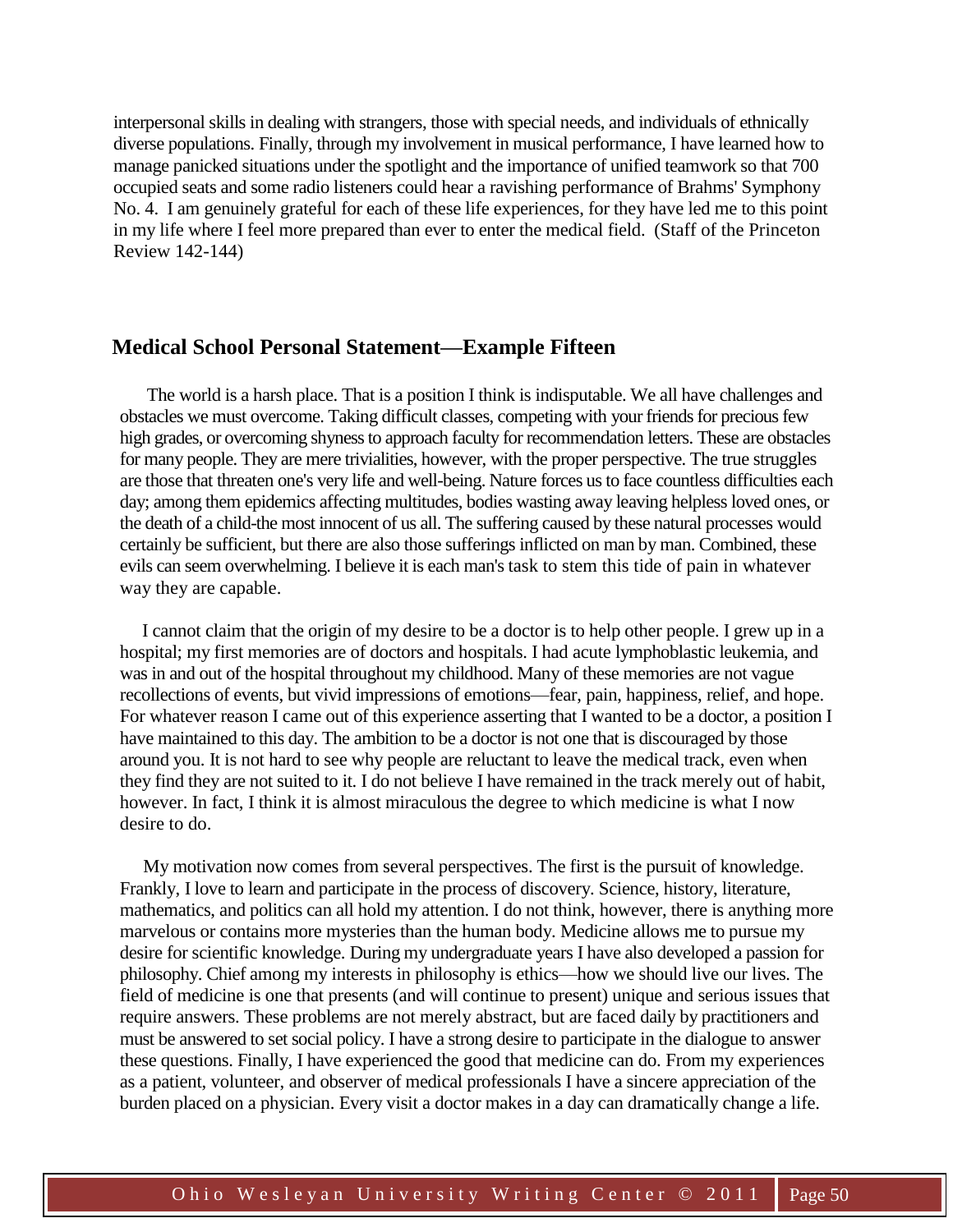interpersonal skills in dealing with strangers, those with special needs, and individuals of ethnically diverse populations. Finally, through my involvement in musical performance, I have learned how to manage panicked situations under the spotlight and the importance of unified teamwork so that 700 occupied seats and some radio listeners could hear a ravishing performance of Brahms' Symphony No. 4. I am genuinely grateful for each of these life experiences, for they have led me to this point in my life where I feel more prepared than ever to enter the medical field. (Staff of the Princeton Review 142-144)

## Medical School Personal Statement—Example Fifteen

The world is a harsh place. That is a position I think is indisputable. We all have challenges and obstacles we must overcome. Taking difficult classes, competing with your friends for precious few high grades, or overcoming shyness to approach faculty for recommendation letters. These are obstacles for many people. They are mere trivialities, however, with the proper perspective. The true struggles are those that threaten one's very life and well-being. Nature forces us to face countless difficulties each day; among them epidemics affecting multitudes, bodies wasting away leaving helpless loved ones, or the death of a child-the most innocent of us all. The suffering caused by these natural processes would certainly be sufficient, but there are also those sufferings inflicted on man by man. Combined, these evils can seem overwhelming. I believe it is each man's task to stem this tide of pain in whatever way they are capable.

I cannot claim that the origin of my desire to be a doctor is to help other people. I grew up in a hospital; my first memories are of doctors and hospitals. I had acute lymphoblastic leukemia, and was in and out of the hospital throughout my childhood. Many of these memories are not vague recollections of events, but vivid impressions of emotions—fear, pain, happiness, relief, and hope. For whatever reason I came out of this experience asserting that I wanted to be a doctor, a position I have maintained to this day. The ambition to be a doctor is not one that is discouraged by those around you. It is not hard to see why people are reluctant to leave the medical track, even when they find they are not suited to it. I do not believe I have remained in the track merely out of habit, however. In fact, I think it is almost miraculous the degree to which medicine is what I now desire to do.

My motivation now comes from several perspectives. The first is the pursuit of knowledge. Frankly, I love to learn and participate in the process of discovery. Science, history, literature, mathematics, and politics can all hold my attention. I do not think, however, there is anything more marvelous or contains more mysteries than the human body. Medicine allows me to pursue my desire for scientific knowledge. During my undergraduate years I have also developed a passion for philosophy. Chief among my interests in philosophy is ethics—how we should live our lives. The field of medicine is one that presents (and will continue to present) unique and serious issues that require answers. These problems are not merely abstract, but are faced daily by practitioners and must be answered to set social policy. I have a strong desire to participate in the dialogue to answer these questions. Finally, I have experienced the good that medicine can do. From my experiences as a patient, volunteer, and observer of medical professionals I have a sincere appreciation of the burden placed on a physician. Every visit a doctor makes in a day can dramatically change a life.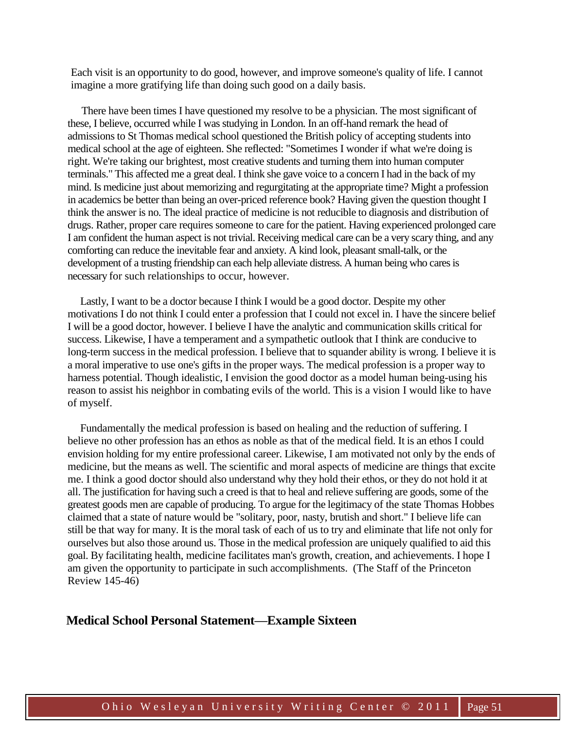Each visit is an opportunity to do good, however, and improve someone's quality of life. I cannot imagine a more gratifying life than doing such good on a daily basis.

There have been times I have questioned my resolve to be a physician. The most significant of these, I believe, occurred while I was studying in London. In an off-hand remark the head of admissions to St Thomas medical school questioned the British policy of accepting students into medical school at the age of eighteen. She reflected: "Sometimes I wonder if what we're doing is right. We're taking our brightest, most creative students and turning them into human computer terminals." This affected me a great deal. I think she gave voice to a concern I had in the back of my mind. Is medicine just about memorizing and regurgitating at the appropriate time? Might a profession in academics be better than being an over-priced reference book? Having given the question thought I think the answer is no. The ideal practice of medicine is not reducible to diagnosis and distribution of drugs. Rather, proper care requires someone to care for the patient. Having experienced prolonged care I am confident the human aspect is not trivial. Receiving medical care can be a very scary thing, and any comforting can reduce the inevitable fear and anxiety. A kind look, pleasant small-talk, or the development of a trusting friendship can each help alleviate distress. A human being who cares is necessary for such relationships to occur, however.

Lastly, I want to be a doctor because I think I would be a good doctor. Despite my other motivations I do not think I could enter a profession that I could not excel in. I have the sincere belief I will be a good doctor, however. I believe I have the analytic and communication skills critical for success. Likewise, I have a temperament and a sympathetic outlook that I think are conducive to long-term success in the medical profession. I believe that to squander ability is wrong. I believe it is a moral imperative to use one's gifts in the proper ways. The medical profession is a proper way to harness potential. Though idealistic, I envision the good doctor as a model human being-using his reason to assist his neighbor in combating evils of the world. This is a vision I would like to have of myself.

Fundamentally the medical profession is based on healing and the reduction of suffering. I believe no other profession has an ethos as noble as that of the medical field. It is an ethos I could envision holding for my entire professional career. Likewise, I am motivated not only by the ends of medicine, but the means as well. The scientific and moral aspects of medicine are things that excite me. I think a good doctor should also understand why they hold their ethos, or they do not hold it at all. The justification for having such a creed is that to heal and relieve suffering are goods, some of the greatest goods men are capable of producing. To argue for the legitimacy of the state Thomas Hobbes claimed that a state of nature would be "solitary, poor, nasty, brutish and short." I believe life can still be that way for many. It is the moral task of each of us to try and eliminate that life not only for ourselves but also those around us. Those in the medical profession are uniquely qualified to aid this goal. By facilitating health, medicine facilitates man's growth, creation, and achievements. I hope I am given the opportunity to participate in such accomplishments. (The Staff of the Princeton Review 145-46)

## Medical School Personal Statement—Example Sixteen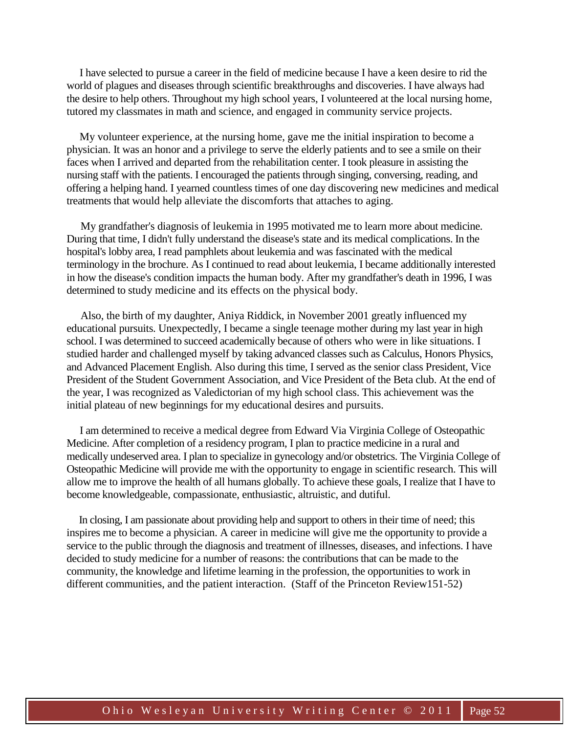I have selected to pursue a career in the field of medicine because I have a keen desire to rid the world of plagues and diseases through scientific breakthroughs and discoveries. I have always had the desire to help others. Throughout my high school years, I volunteered at the local nursing home, tutored my classmates in math and science, and engaged in community service projects.

My volunteer experience, at the nursing home, gave me the initial inspiration to become a physician. It was an honor and a privilege to serve the elderly patients and to see a smile on their faces when I arrived and departed from the rehabilitation center. I took pleasure in assisting the nursing staff with the patients. I encouraged the patients through singing, conversing, reading, and offering a helping hand. I yearned countless times of one day discovering new medicines and medical treatments that would help alleviate the discomforts that attaches to aging.

My grandfather's diagnosis of leukemia in 1995 motivated me to learn more about medicine. During that time, I didn't fully understand the disease's state and its medical complications. In the hospital's lobby area, I read pamphlets about leukemia and was fascinated with the medical terminology in the brochure. As I continued to read about leukemia, I became additionally interested in how the disease's condition impacts the human body. After my grandfather's death in 1996, I was determined to study medicine and its effects on the physical body.

Also, the birth of my daughter, Aniya Riddick, in November 2001 greatly influenced my educational pursuits. Unexpectedly, I became a single teenage mother during my last year in high school. I was determined to succeed academically because of others who were in like situations. I studied harder and challenged myself by taking advanced classes such as Calculus, Honors Physics, and Advanced Placement English. Also during this time, I served as the senior class President, Vice President of the Student Government Association, and Vice President of the Beta club. At the end of the year, I was recognized as Valedictorian of my high school class. This achievement was the initial plateau of new beginnings for my educational desires and pursuits.

I am determined to receive a medical degree from Edward Via Virginia College of Osteopathic Medicine. After completion of a residency program, I plan to practice medicine in a rural and medically undeserved area. I plan to specialize in gynecology and/or obstetrics. The Virginia College of Osteopathic Medicine will provide me with the opportunity to engage in scientific research. This will allow me to improve the health of all humans globally. To achieve these goals, I realize that I have to become knowledgeable, compassionate, enthusiastic, altruistic, and dutiful.

In closing, I am passionate about providing help and support to others in their time of need; this inspires me to become a physician. A career in medicine will give me the opportunity to provide a service to the public through the diagnosis and treatment of illnesses, diseases, and infections. I have decided to study medicine for a number of reasons: the contributions that can be made to the community, the knowledge and lifetime learning in the profession, the opportunities to work in different communities, and the patient interaction. (Staff of the Princeton Review151-52)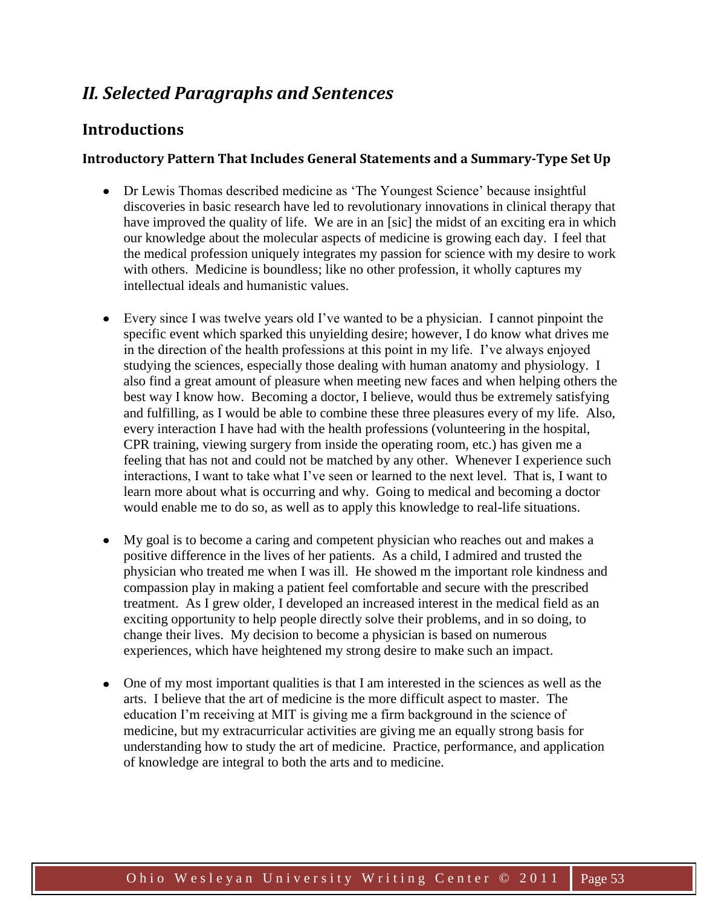## *II. Selected Paragraphs and Sentences*

### Introductions

#### Introductory Pattern That Includes General Statements and a Summary-Type Set Up

- Dr Lewis Thomas described medicine as 'The Youngest Science' because insightful discoveries in basic research have led to revolutionary innovations in clinical therapy that have improved the quality of life. We are in an [sic] the midst of an exciting era in which our knowledge about the molecular aspects of medicine is growing each day. I feel that the medical profession uniquely integrates my passion for science with my desire to work with others. Medicine is boundless; like no other profession, it wholly captures my intellectual ideals and humanistic values.

- Every since I was twelve years old I've wanted to be a physician. I cannot pinpoint the specific event which sparked this unyielding desire; however, I do know what drives me in the direction of the health professions at this point in my life. I've always enjoyed studying the sciences, especially those dealing with human anatomy and physiology. I also find a great amount of pleasure when meeting new faces and when helping others the best way I know how. Becoming a doctor, I believe, would thus be extremely satisfying and fulfilling, as I would be able to combine these three pleasures every of my life. Also, every interaction I have had with the health professions (volunteering in the hospital, CPR training, viewing surgery from inside the operating room, etc.) has given me a feeling that has not and could not be matched by any other. Whenever I experience such interactions, I want to take what I've seen or learned to the next level. That is, I want to learn more about what is occurring and why. Going to medical and becoming a doctor would enable me to do so, as well as to apply this knowledge to real-life situations.

- My goal is to become a caring and competent physician who reaches out and makes a positive difference in the lives of her patients. As a child, I admired and trusted the physician who treated me when I was ill. He showed m the important role kindness and compassion play in making a patient feel comfortable and secure with the prescribed treatment. As I grew older, I developed an increased interest in the medical field as an exciting opportunity to help people directly solve their problems, and in so doing, to change their lives. My decision to become a physician is based on numerous experiences, which have heightened my strong desire to make such an impact.

- One of my most important qualities is that I am interested in the sciences as well as the arts. I believe that the art of medicine is the more difficult aspect to master. The education I'm receiving at MIT is giving me a firm background in the science of medicine, but my extracurricular activities are giving me an equally strong basis for understanding how to study the art of medicine. Practice, performance, and application of knowledge are integral to both the arts and to medicine.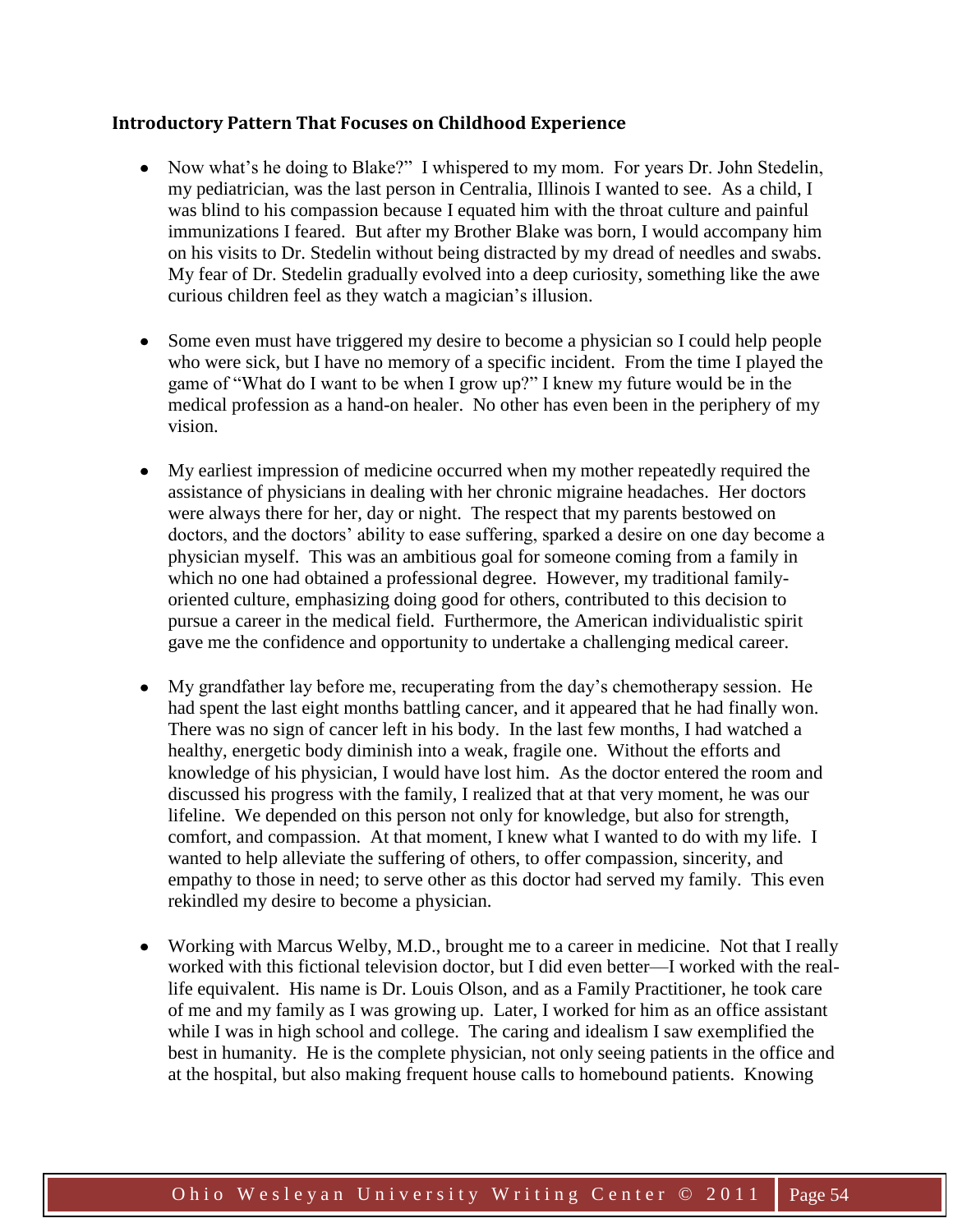### Introductory Pattern That Focuses on Childhood Experience

- Now what's he doing to Blake?" I whispered to my mom. For years Dr. John Stedelin, my pediatrician, was the last person in Centralia, Illinois I wanted to see. As a child, I was blind to his compassion because I equated him with the throat culture and painful immunizations I feared. But after my Brother Blake was born, I would accompany him on his visits to Dr. Stedelin without being distracted by my dread of needles and swabs. My fear of Dr. Stedelin gradually evolved into a deep curiosity, something like the awe curious children feel as they watch a magician's illusion.

- Some even must have triggered my desire to become a physician so I could help people who were sick, but I have no memory of a specific incident. From the time I played the game of "What do I want to be when I grow up?" I knew my future would be in the medical profession as a hand-on healer. No other has even been in the periphery of my vision.

- My earliest impression of medicine occurred when my mother repeatedly required the assistance of physicians in dealing with her chronic migraine headaches. Her doctors were always there for her, day or night. The respect that my parents bestowed on doctors, and the doctors' ability to ease suffering, sparked a desire on one day become a physician myself. This was an ambitious goal for someone coming from a family in which no one had obtained a professional degree. However, my traditional family-oriented culture, emphasizing doing good for others, contributed to this decision to pursue a career in the medical field. Furthermore, the American individualistic spirit gave me the confidence and opportunity to undertake a challenging medical career.

- My grandfather lay before me, recuperating from the day's chemotherapy session. He had spent the last eight months battling cancer, and it appeared that he had finally won. There was no sign of cancer left in his body. In the last few months, I had watched a healthy, energetic body diminish into a weak, fragile one. Without the efforts and knowledge of his physician, I would have lost him. As the doctor entered the room and discussed his progress with the family, I realized that at that very moment, he was our lifeline. We depended on this person not only for knowledge, but also for strength, comfort, and compassion. At that moment, I knew what I wanted to do with my life. I wanted to help alleviate the suffering of others, to offer compassion, sincerity, and empathy to those in need; to serve other as this doctor had served my family. This even rekindled my desire to become a physician.

- Working with Marcus Welby, M.D., brought me to a career in medicine. Not that I really worked with this fictional television doctor, but I did even better—I worked with the real-life equivalent. His name is Dr. Louis Olson, and as a Family Practitioner, he took care of me and my family as I was growing up. Later, I worked for him as an office assistant while I was in high school and college. The caring and idealism I saw exemplified the best in humanity. He is the complete physician, not only seeing patients in the office and at the hospital, but also making frequent house calls to homebound patients. Knowing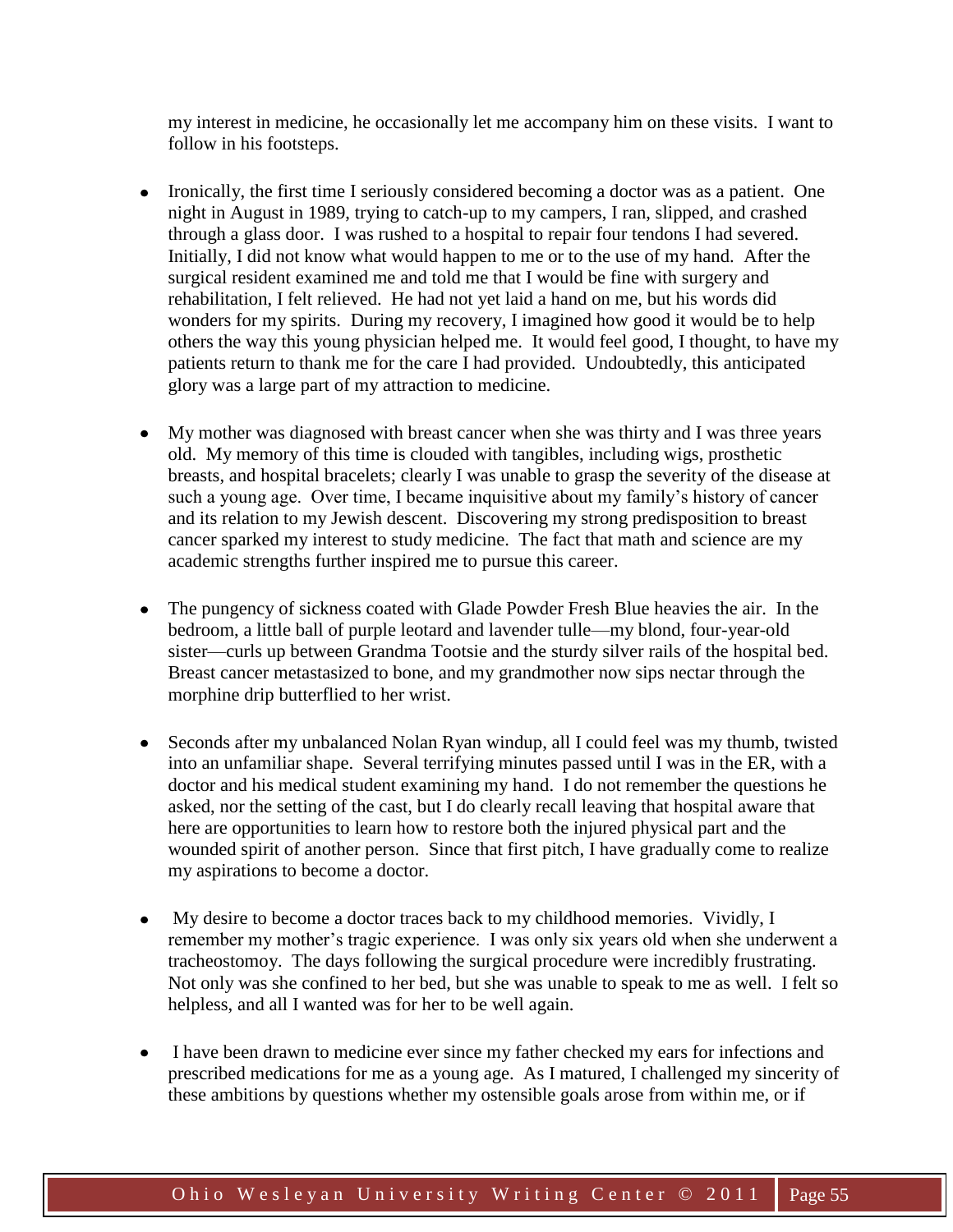my interest in medicine, he occasionally let me accompany him on these visits. I want to follow in his footsteps.

- Ironically, the first time I seriously considered becoming a doctor was as a patient. One night in August in 1989, trying to catch-up to my campers, I ran, slipped, and crashed through a glass door. I was rushed to a hospital to repair four tendons I had severed. Initially, I did not know what would happen to me or to the use of my hand. After the surgical resident examined me and told me that I would be fine with surgery and rehabilitation, I felt relieved. He had not yet laid a hand on me, but his words did wonders for my spirits. During my recovery, I imagined how good it would be to help others the way this young physician helped me. It would feel good, I thought, to have my patients return to thank me for the care I had provided. Undoubtedly, this anticipated glory was a large part of my attraction to medicine.

- My mother was diagnosed with breast cancer when she was thirty and I was three years old. My memory of this time is clouded with tangibles, including wigs, prosthetic breasts, and hospital bracelets; clearly I was unable to grasp the severity of the disease at such a young age. Over time, I became inquisitive about my family's history of cancer and its relation to my Jewish descent. Discovering my strong predisposition to breast cancer sparked my interest to study medicine. The fact that math and science are my academic strengths further inspired me to pursue this career.

- The pungency of sickness coated with Glade Powder Fresh Blue heavies the air. In the bedroom, a little ball of purple leotard and lavender tulle—my blond, four-year-old sister—curls up between Grandma Tootsie and the sturdy silver rails of the hospital bed. Breast cancer metastasized to bone, and my grandmother now sips nectar through the morphine drip butterflied to her wrist.

- Seconds after my unbalanced Nolan Ryan windup, all I could feel was my thumb, twisted into an unfamiliar shape. Several terrifying minutes passed until I was in the ER, with a doctor and his medical student examining my hand. I do not remember the questions he asked, nor the setting of the cast, but I do clearly recall leaving that hospital aware that here are opportunities to learn how to restore both the injured physical part and the wounded spirit of another person. Since that first pitch, I have gradually come to realize my aspirations to become a doctor.

- My desire to become a doctor traces back to my childhood memories. Vividly, I remember my mother's tragic experience. I was only six years old when she underwent a tracheostomy. The days following the surgical procedure were incredibly frustrating. Not only was she confined to her bed, but she was unable to speak to me as well. I felt so helpless, and all I wanted was for her to be well again.

- I have been drawn to medicine ever since my father checked my ears for infections and prescribed medications for me as a young age. As I matured, I challenged my sincerity of these ambitions by questions whether my ostensible goals arose from within me, or if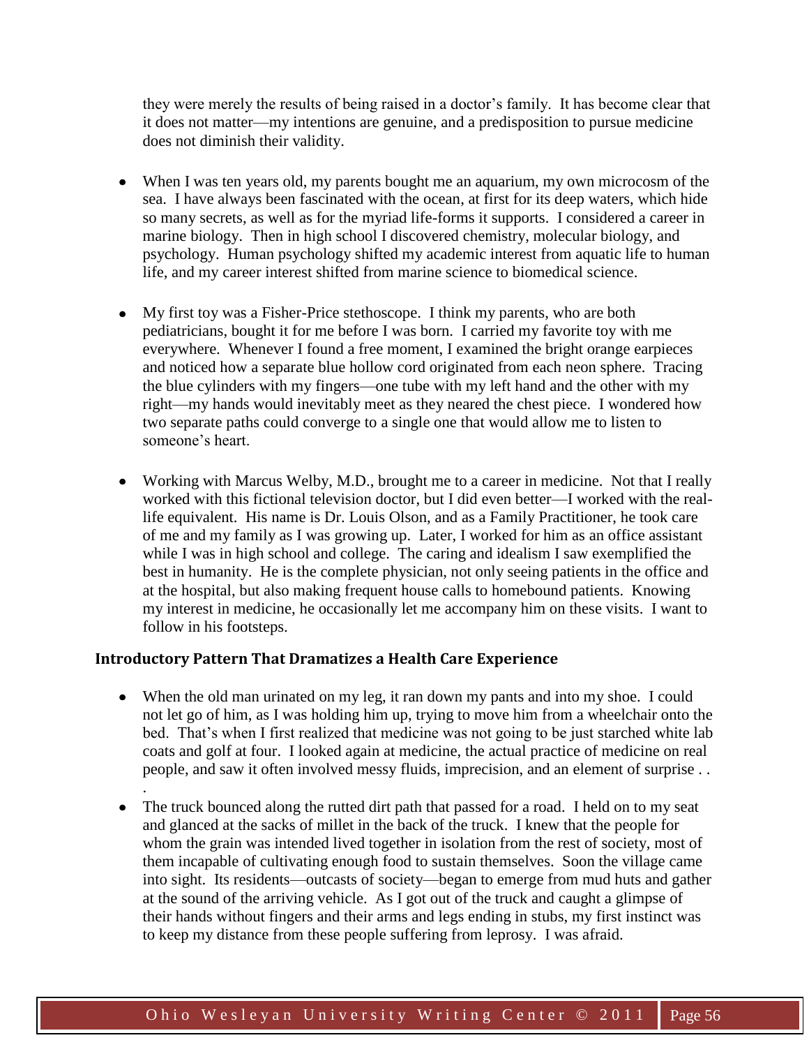they were merely the results of being raised in a doctor's family. It has become clear that it does not matter—my intentions are genuine, and a predisposition to pursue medicine does not diminish their validity.

- When I was ten years old, my parents bought me an aquarium, my own microcosm of the sea. I have always been fascinated with the ocean, at first for its deep waters, which hide so many secrets, as well as for the myriad life-forms it supports. I considered a career in marine biology. Then in high school I discovered chemistry, molecular biology, and psychology. Human psychology shifted my academic interest from aquatic life to human life, and my career interest shifted from marine science to biomedical science.

- My first toy was a Fisher-Price stethoscope. I think my parents, who are both pediatricians, bought it for me before I was born. I carried my favorite toy with me everywhere. Whenever I found a free moment, I examined the bright orange earpieces and noticed how a separate blue hollow cord originated from each neon sphere. Tracing the blue cylinders with my fingers—one tube with my left hand and the other with my right—my hands would inevitably meet as they neared the chest piece. I wondered how two separate paths could converge to a single one that would allow me to listen to someone's heart.

- Working with Marcus Welby, M.D., brought me to a career in medicine. Not that I really worked with this fictional television doctor, but I did even better—I worked with the real-life equivalent. His name is Dr. Louis Olson, and as a Family Practitioner, he took care of me and my family as I was growing up. Later, I worked for him as an office assistant while I was in high school and college. The caring and idealism I saw exemplified the best in humanity. He is the complete physician, not only seeing patients in the office and at the hospital, but also making frequent house calls to homebound patients. Knowing my interest in medicine, he occasionally let me accompany him on these visits. I want to follow in his footsteps.

### Introductory Pattern That Dramatizes a Health Care Experience

- When the old man urinated on my leg, it ran down my pants and into my shoe. I could not let go of him, as I was holding him up, trying to move him from a wheelchair onto the bed. That's when I first realized that medicine was not going to be just starched white lab coats and golf at four. I looked again at medicine, the actual practice of medicine on real people, and saw it often involved messy fluids, imprecision, and an element of surprise . . .

- The truck bounced along the rutted dirt path that passed for a road. I held on to my seat and glanced at the sacks of millet in the back of the truck. I knew that the people for whom the grain was intended lived together in isolation from the rest of society, most of them incapable of cultivating enough food to sustain themselves. Soon the village came into sight. Its residents—outcasts of society—began to emerge from mud huts and gather at the sound of the arriving vehicle. As I got out of the truck and caught a glimpse of their hands without fingers and their arms and legs ending in stubs, my first instinct was to keep my distance from these people suffering from leprosy. I was afraid.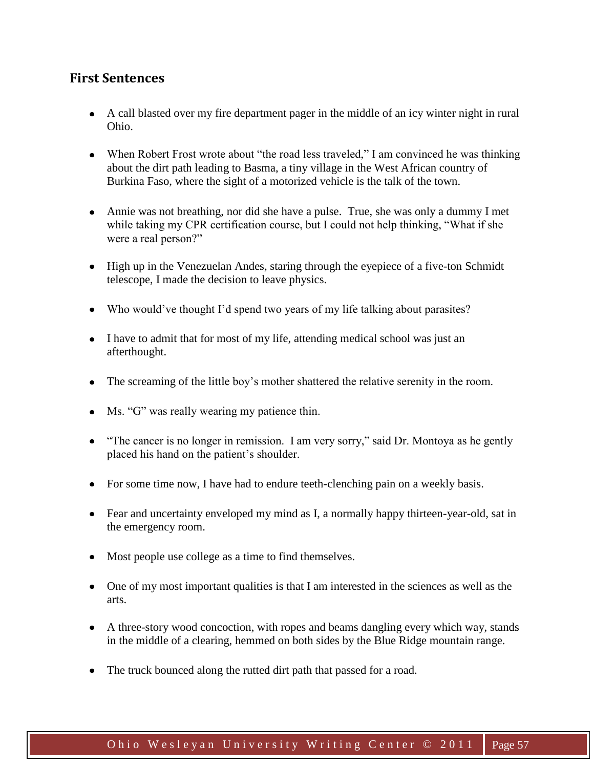## First Sentences

- A call blasted over my fire department pager in the middle of an icy winter night in rural Ohio.
- When Robert Frost wrote about "the road less traveled," I am convinced he was thinking about the dirt path leading to Basma, a tiny village in the West African country of Burkina Faso, where the sight of a motorized vehicle is the talk of the town.
- Annie was not breathing, nor did she have a pulse. True, she was only a dummy I met while taking my CPR certification course, but I could not help thinking, "What if she were a real person?"
- High up in the Venezuelan Andes, staring through the eyepiece of a five-ton Schmidt telescope, I made the decision to leave physics.
- Who would've thought I'd spend two years of my life talking about parasites?
- I have to admit that for most of my life, attending medical school was just an afterthought.
- The screaming of the little boy's mother shattered the relative serenity in the room.
- Ms. "G" was really wearing my patience thin.
- "The cancer is no longer in remission. I am very sorry," said Dr. Montoya as he gently placed his hand on the patient's shoulder.
- For some time now, I have had to endure teeth-clenching pain on a weekly basis.
- Fear and uncertainty enveloped my mind as I, a normally happy thirteen-year-old, sat in the emergency room.
- Most people use college as a time to find themselves.
- One of my most important qualities is that I am interested in the sciences as well as the arts.
- A three-story wood concoction, with ropes and beams dangling every which way, stands in the middle of a clearing, hemmed on both sides by the Blue Ridge mountain range.
- The truck bounced along the rutted dirt path that passed for a road.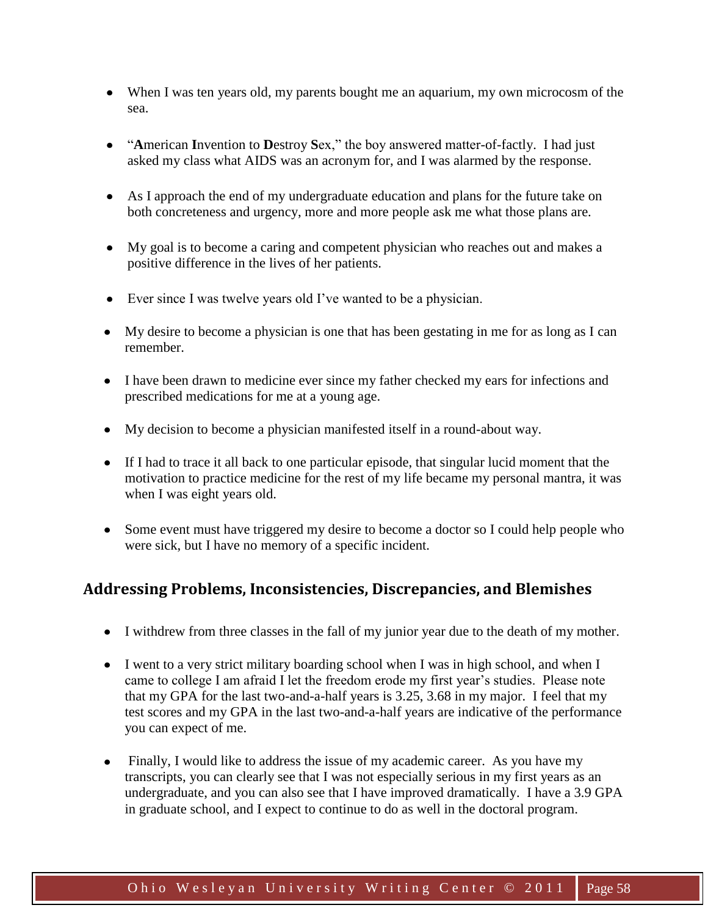- When I was ten years old, my parents bought me an aquarium, my own microcosm of the sea.

- "**A**merican **I**nvention to **D**estroy **S**ex," the boy answered matter-of-factly. I had just asked my class what AIDS was an acronym for, and I was alarmed by the response.

- As I approach the end of my undergraduate education and plans for the future take on both concreteness and urgency, more and more people ask me what those plans are.

- My goal is to become a caring and competent physician who reaches out and makes a positive difference in the lives of her patients.

- Ever since I was twelve years old I've wanted to be a physician.

- My desire to become a physician is one that has been gestating in me for as long as I can remember.

- I have been drawn to medicine ever since my father checked my ears for infections and prescribed medications for me at a young age.

- My decision to become a physician manifested itself in a round-about way.

- If I had to trace it all back to one particular episode, that singular lucid moment that the motivation to practice medicine for the rest of my life became my personal mantra, it was when I was eight years old.

- Some event must have triggered my desire to become a doctor so I could help people who were sick, but I have no memory of a specific incident.

## Addressing Problems, Inconsistencies, Discrepancies, and Blemishes

- I withdrew from three classes in the fall of my junior year due to the death of my mother.

- I went to a very strict military boarding school when I was in high school, and when I came to college I am afraid I let the freedom erode my first year's studies. Please note that my GPA for the last two-and-a-half years is 3.25, 3.68 in my major. I feel that my test scores and my GPA in the last two-and-a-half years are indicative of the performance you can expect of me.

- Finally, I would like to address the issue of my academic career. As you have my transcripts, you can clearly see that I was not especially serious in my first years as an undergraduate, and you can also see that I have improved dramatically. I have a 3.9 GPA in graduate school, and I expect to continue to do as well in the doctoral program.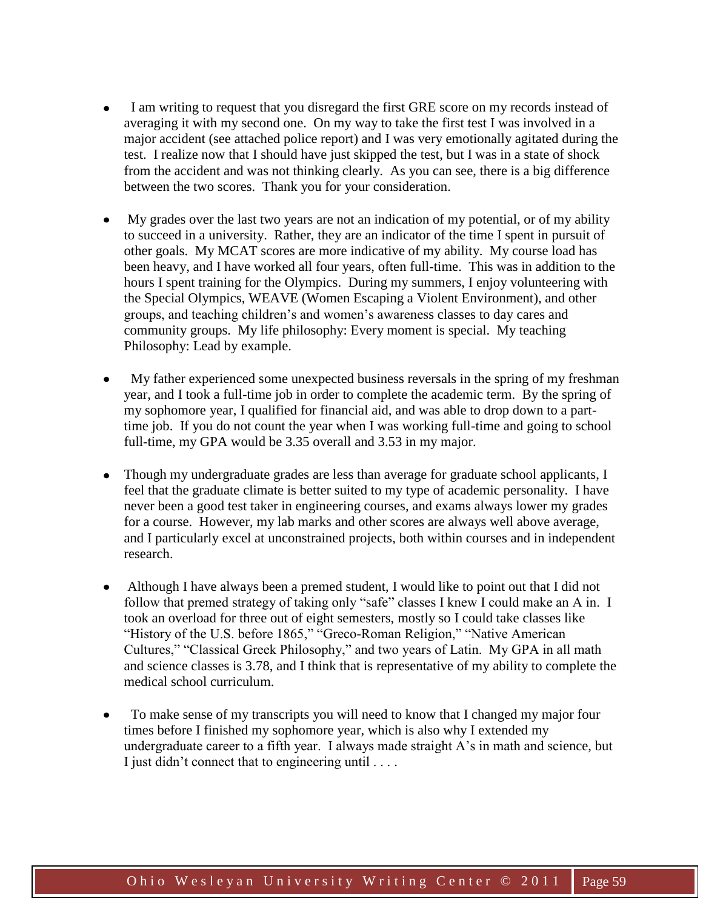- I am writing to request that you disregard the first GRE score on my records instead of averaging it with my second one. On my way to take the first test I was involved in a major accident (see attached police report) and I was very emotionally agitated during the test. I realize now that I should have just skipped the test, but I was in a state of shock from the accident and was not thinking clearly. As you can see, there is a big difference between the two scores. Thank you for your consideration.

- My grades over the last two years are not an indication of my potential, or of my ability to succeed in a university. Rather, they are an indicator of the time I spent in pursuit of other goals. My MCAT scores are more indicative of my ability. My course load has been heavy, and I have worked all four years, often full-time. This was in addition to the hours I spent training for the Olympics. During my summers, I enjoy volunteering with the Special Olympics, WEAVE (Women Escaping a Violent Environment), and other groups, and teaching children's and women's awareness classes to day cares and community groups. My life philosophy: Every moment is special. My teaching Philosophy: Lead by example.

- My father experienced some unexpected business reversals in the spring of my freshman year, and I took a full-time job in order to complete the academic term. By the spring of my sophomore year, I qualified for financial aid, and was able to drop down to a part-time job. If you do not count the year when I was working full-time and going to school full-time, my GPA would be 3.35 overall and 3.53 in my major.

- Though my undergraduate grades are less than average for graduate school applicants, I feel that the graduate climate is better suited to my type of academic personality. I have never been a good test taker in engineering courses, and exams always lower my grades for a course. However, my lab marks and other scores are always well above average, and I particularly excel at unconstrained projects, both within courses and in independent research.

- Although I have always been a premed student, I would like to point out that I did not follow that premed strategy of taking only "safe" classes I knew I could make an A in. I took an overload for three out of eight semesters, mostly so I could take classes like "History of the U.S. before 1865," "Greco-Roman Religion," "Native American Cultures," "Classical Greek Philosophy," and two years of Latin. My GPA in all math and science classes is 3.78, and I think that is representative of my ability to complete the medical school curriculum.

- To make sense of my transcripts you will need to know that I changed my major four times before I finished my sophomore year, which is also why I extended my undergraduate career to a fifth year. I always made straight A's in math and science, but I just didn't connect that to engineering until . . . .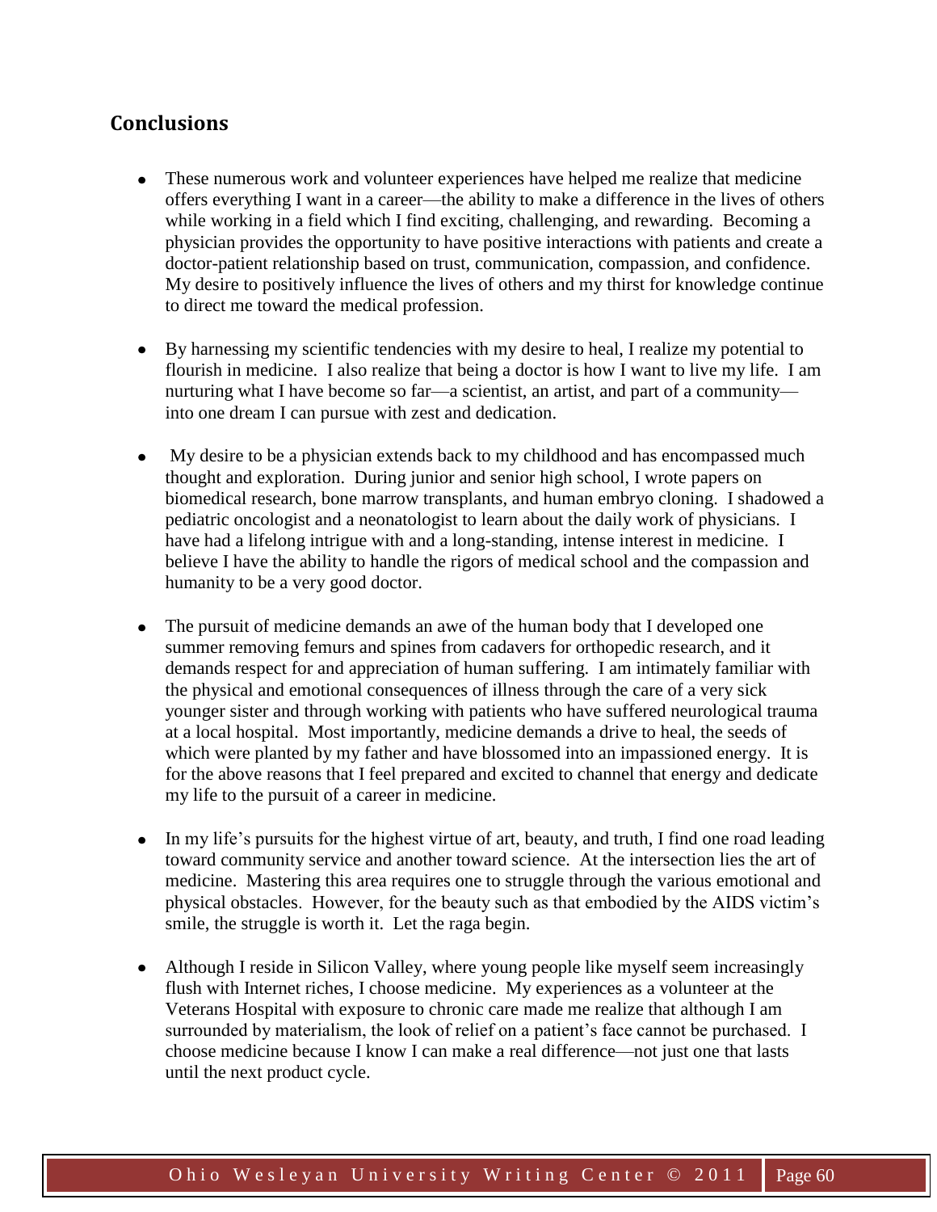## Conclusions

- These numerous work and volunteer experiences have helped me realize that medicine offers everything I want in a career—the ability to make a difference in the lives of others while working in a field which I find exciting, challenging, and rewarding. Becoming a physician provides the opportunity to have positive interactions with patients and create a doctor-patient relationship based on trust, communication, compassion, and confidence. My desire to positively influence the lives of others and my thirst for knowledge continue to direct me toward the medical profession.

- By harnessing my scientific tendencies with my desire to heal, I realize my potential to flourish in medicine. I also realize that being a doctor is how I want to live my life. I am nurturing what I have become so far—a scientist, an artist, and part of a community—into one dream I can pursue with zest and dedication.

- My desire to be a physician extends back to my childhood and has encompassed much thought and exploration. During junior and senior high school, I wrote papers on biomedical research, bone marrow transplants, and human embryo cloning. I shadowed a pediatric oncologist and a neonatologist to learn about the daily work of physicians. I have had a lifelong intrigue with and a long-standing, intense interest in medicine. I believe I have the ability to handle the rigors of medical school and the compassion and humanity to be a very good doctor.

- The pursuit of medicine demands an awe of the human body that I developed one summer removing femurs and spines from cadavers for orthopedic research, and it demands respect for and appreciation of human suffering. I am intimately familiar with the physical and emotional consequences of illness through the care of a very sick younger sister and through working with patients who have suffered neurological trauma at a local hospital. Most importantly, medicine demands a drive to heal, the seeds of which were planted by my father and have blossomed into an impassioned energy. It is for the above reasons that I feel prepared and excited to channel that energy and dedicate my life to the pursuit of a career in medicine.

- In my life's pursuits for the highest virtue of art, beauty, and truth, I find one road leading toward community service and another toward science. At the intersection lies the art of medicine. Mastering this area requires one to struggle through the various emotional and physical obstacles. However, for the beauty such as that embodied by the AIDS victim's smile, the struggle is worth it. Let the raga begin.

- Although I reside in Silicon Valley, where young people like myself seem increasingly flush with Internet riches, I choose medicine. My experiences as a volunteer at the Veterans Hospital with exposure to chronic care made me realize that although I am surrounded by materialism, the look of relief on a patient's face cannot be purchased. I choose medicine because I know I can make a real difference—not just one that lasts until the next product cycle.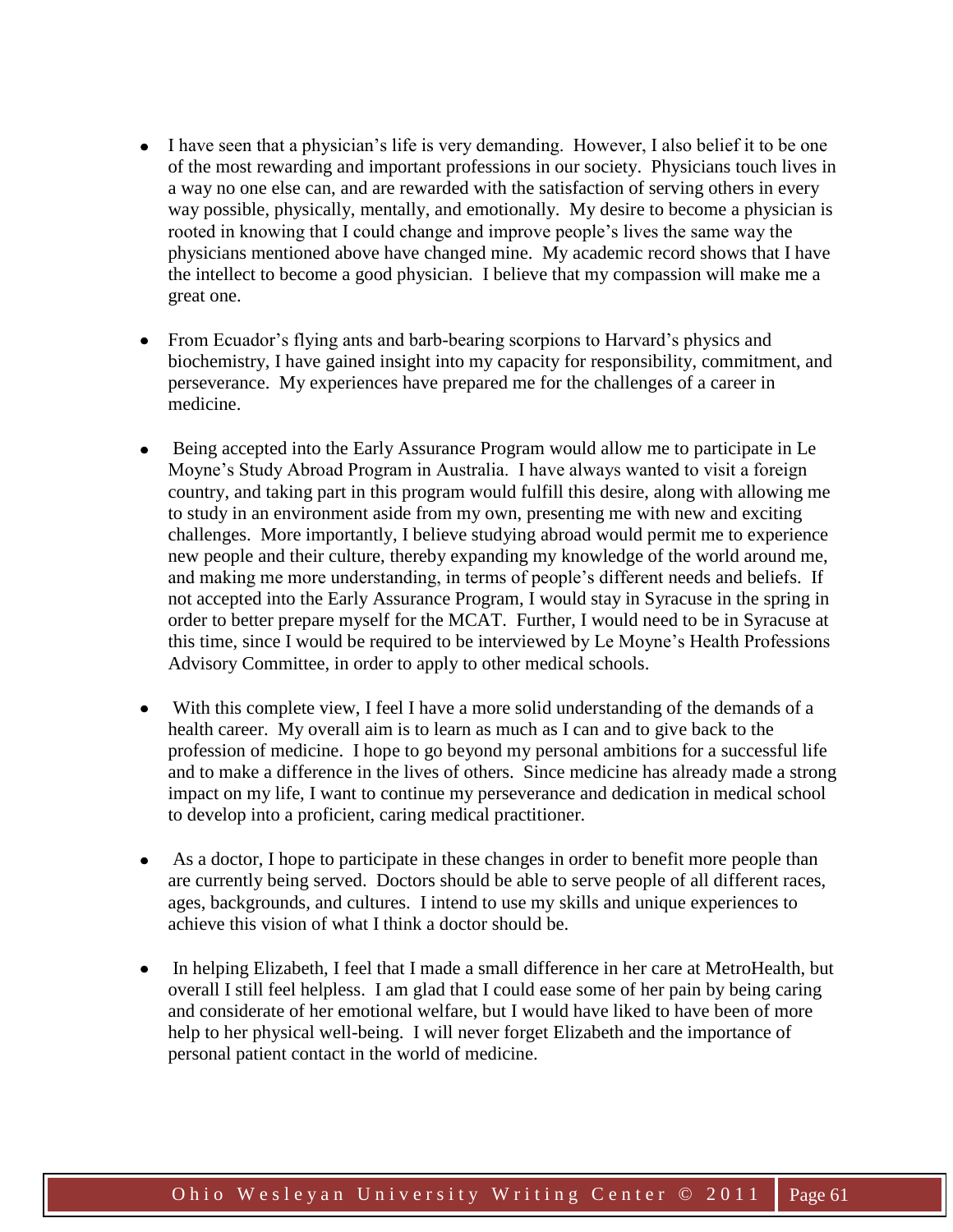- I have seen that a physician's life is very demanding. However, I also belief it to be one of the most rewarding and important professions in our society. Physicians touch lives in a way no one else can, and are rewarded with the satisfaction of serving others in every way possible, physically, mentally, and emotionally. My desire to become a physician is rooted in knowing that I could change and improve people's lives the same way the physicians mentioned above have changed mine. My academic record shows that I have the intellect to become a good physician. I believe that my compassion will make me a great one.

- From Ecuador's flying ants and barb-bearing scorpions to Harvard's physics and biochemistry, I have gained insight into my capacity for responsibility, commitment, and perseverance. My experiences have prepared me for the challenges of a career in medicine.

- Being accepted into the Early Assurance Program would allow me to participate in Le Moyne's Study Abroad Program in Australia. I have always wanted to visit a foreign country, and taking part in this program would fulfill this desire, along with allowing me to study in an environment aside from my own, presenting me with new and exciting challenges. More importantly, I believe studying abroad would permit me to experience new people and their culture, thereby expanding my knowledge of the world around me, and making me more understanding, in terms of people's different needs and beliefs. If not accepted into the Early Assurance Program, I would stay in Syracuse in the spring in order to better prepare myself for the MCAT. Further, I would need to be in Syracuse at this time, since I would be required to be interviewed by Le Moyne's Health Professions Advisory Committee, in order to apply to other medical schools.

- With this complete view, I feel I have a more solid understanding of the demands of a health career. My overall aim is to learn as much as I can and to give back to the profession of medicine. I hope to go beyond my personal ambitions for a successful life and to make a difference in the lives of others. Since medicine has already made a strong impact on my life, I want to continue my perseverance and dedication in medical school to develop into a proficient, caring medical practitioner.

- As a doctor, I hope to participate in these changes in order to benefit more people than are currently being served. Doctors should be able to serve people of all different races, ages, backgrounds, and cultures. I intend to use my skills and unique experiences to achieve this vision of what I think a doctor should be.

- In helping Elizabeth, I feel that I made a small difference in her care at MetroHealth, but overall I still feel helpless. I am glad that I could ease some of her pain by being caring and considerate of her emotional welfare, but I would have liked to have been of more help to her physical well-being. I will never forget Elizabeth and the importance of personal patient contact in the world of medicine.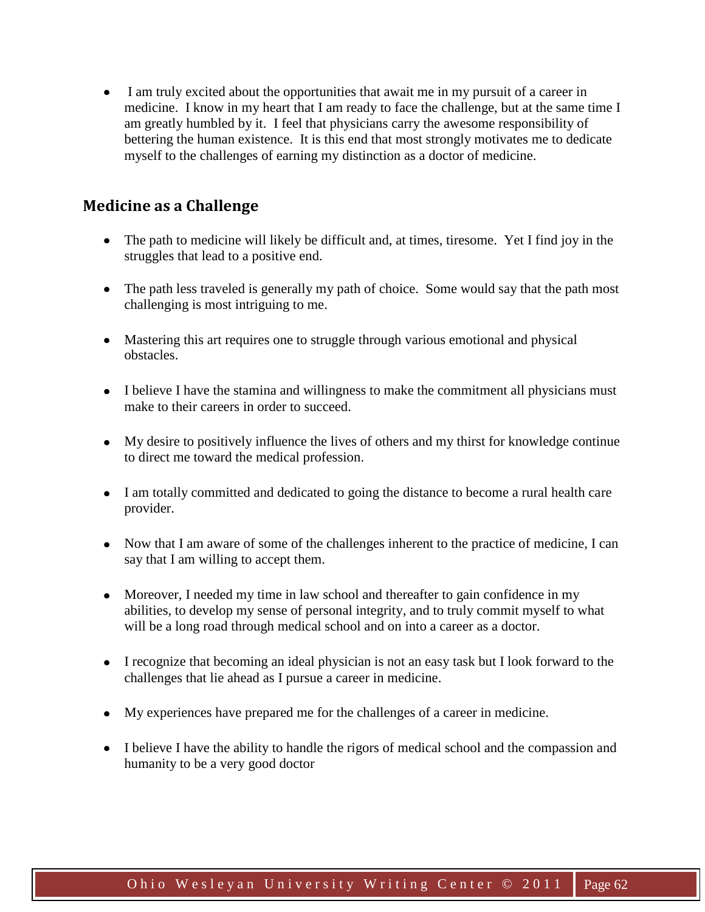- I am truly excited about the opportunities that await me in my pursuit of a career in medicine. I know in my heart that I am ready to face the challenge, but at the same time I am greatly humbled by it. I feel that physicians carry the awesome responsibility of bettering the human existence. It is this end that most strongly motivates me to dedicate myself to the challenges of earning my distinction as a doctor of medicine.

## Medicine as a Challenge

- The path to medicine will likely be difficult and, at times, tiresome. Yet I find joy in the struggles that lead to a positive end.

- The path less traveled is generally my path of choice. Some would say that the path most challenging is most intriguing to me.

- Mastering this art requires one to struggle through various emotional and physical obstacles.

- I believe I have the stamina and willingness to make the commitment all physicians must make to their careers in order to succeed.

- My desire to positively influence the lives of others and my thirst for knowledge continue to direct me toward the medical profession.

- I am totally committed and dedicated to going the distance to become a rural health care provider.

- Now that I am aware of some of the challenges inherent to the practice of medicine, I can say that I am willing to accept them.

- Moreover, I needed my time in law school and thereafter to gain confidence in my abilities, to develop my sense of personal integrity, and to truly commit myself to what will be a long road through medical school and on into a career as a doctor.

- I recognize that becoming an ideal physician is not an easy task but I look forward to the challenges that lie ahead as I pursue a career in medicine.

- My experiences have prepared me for the challenges of a career in medicine.

- I believe I have the ability to handle the rigors of medical school and the compassion and humanity to be a very good doctor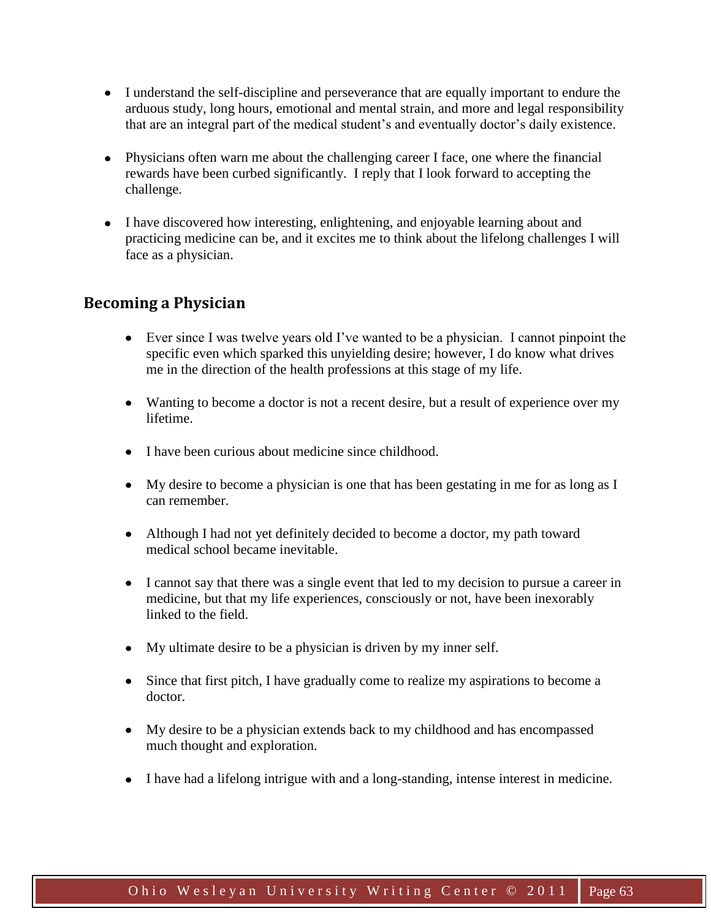- I understand the self-discipline and perseverance that are equally important to endure the arduous study, long hours, emotional and mental strain, and more and legal responsibility that are an integral part of the medical student's and eventually doctor's daily existence.

- Physicians often warn me about the challenging career I face, one where the financial rewards have been curbed significantly. I reply that I look forward to accepting the challenge.

- I have discovered how interesting, enlightening, and enjoyable learning about and practicing medicine can be, and it excites me to think about the lifelong challenges I will face as a physician.

## Becoming a Physician

- Ever since I was twelve years old I've wanted to be a physician. I cannot pinpoint the specific even which sparked this unyielding desire; however, I do know what drives me in the direction of the health professions at this stage of my life.

- Wanting to become a doctor is not a recent desire, but a result of experience over my lifetime.

- I have been curious about medicine since childhood.

- My desire to become a physician is one that has been gestating in me for as long as I can remember.

- Although I had not yet definitely decided to become a doctor, my path toward medical school became inevitable.

- I cannot say that there was a single event that led to my decision to pursue a career in medicine, but that my life experiences, consciously or not, have been inexorably linked to the field.

- My ultimate desire to be a physician is driven by my inner self.

- Since that first pitch, I have gradually come to realize my aspirations to become a doctor.

- My desire to be a physician extends back to my childhood and has encompassed much thought and exploration.

- I have had a lifelong intrigue with and a long-standing, intense interest in medicine.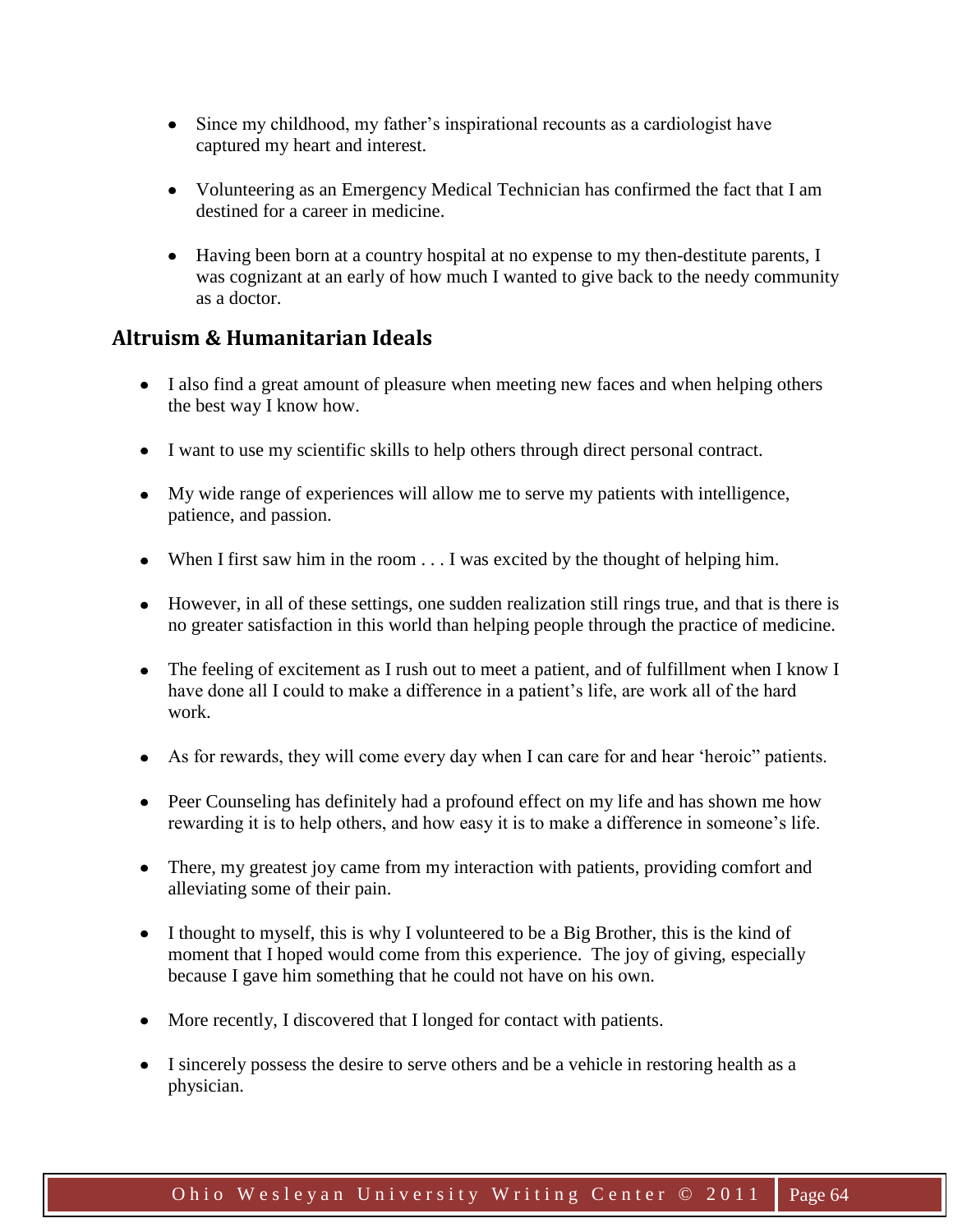- Since my childhood, my father's inspirational recounts as a cardiologist have captured my heart and interest.

- Volunteering as an Emergency Medical Technician has confirmed the fact that I am destined for a career in medicine.

- Having been born at a country hospital at no expense to my then-destitute parents, I was cognizant at an early of how much I wanted to give back to the needy community as a doctor.

## Altruism & Humanitarian Ideals

- I also find a great amount of pleasure when meeting new faces and when helping others the best way I know how.

- I want to use my scientific skills to help others through direct personal contract.

- My wide range of experiences will allow me to serve my patients with intelligence, patience, and passion.

- When I first saw him in the room . . . I was excited by the thought of helping him.

- However, in all of these settings, one sudden realization still rings true, and that is there is no greater satisfaction in this world than helping people through the practice of medicine.

- The feeling of excitement as I rush out to meet a patient, and of fulfillment when I know I have done all I could to make a difference in a patient's life, are work all of the hard work.

- As for rewards, they will come every day when I can care for and hear 'heroic" patients.

- Peer Counseling has definitely had a profound effect on my life and has shown me how rewarding it is to help others, and how easy it is to make a difference in someone's life.

- There, my greatest joy came from my interaction with patients, providing comfort and alleviating some of their pain.

- I thought to myself, this is why I volunteered to be a Big Brother, this is the kind of moment that I hoped would come from this experience.  The joy of giving, especially because I gave him something that he could not have on his own.

- More recently, I discovered that I longed for contact with patients.

- I sincerely possess the desire to serve others and be a vehicle in restoring health as a physician.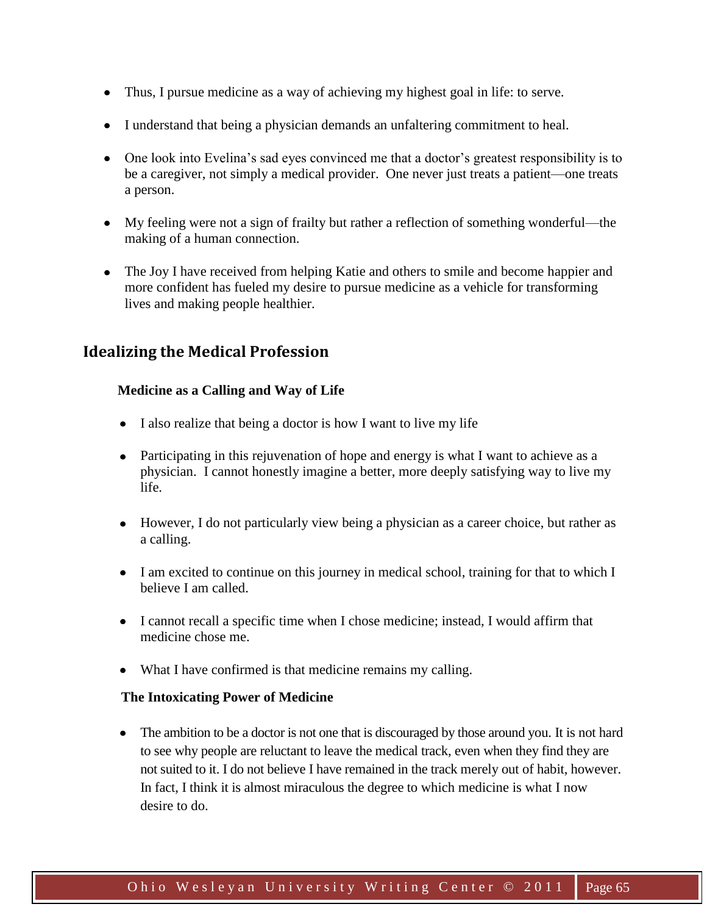- Thus, I pursue medicine as a way of achieving my highest goal in life: to serve.

- I understand that being a physician demands an unfaltering commitment to heal.

- One look into Evelina's sad eyes convinced me that a doctor's greatest responsibility is to be a caregiver, not simply a medical provider. One never just treats a patient—one treats a person.

- My feeling were not a sign of frailty but rather a reflection of something wonderful—the making of a human connection.

- The Joy I have received from helping Katie and others to smile and become happier and more confident has fueled my desire to pursue medicine as a vehicle for transforming lives and making people healthier.

## Idealizing the Medical Profession

### Medicine as a Calling and Way of Life

- I also realize that being a doctor is how I want to live my life

- Participating in this rejuvenation of hope and energy is what I want to achieve as a physician. I cannot honestly imagine a better, more deeply satisfying way to live my life.

- However, I do not particularly view being a physician as a career choice, but rather as a calling.

- I am excited to continue on this journey in medical school, training for that to which I believe I am called.

- I cannot recall a specific time when I chose medicine; instead, I would affirm that medicine chose me.

- What I have confirmed is that medicine remains my calling.

### The Intoxicating Power of Medicine

- The ambition to be a doctor is not one that is discouraged by those around you. It is not hard to see why people are reluctant to leave the medical track, even when they find they are not suited to it. I do not believe I have remained in the track merely out of habit, however. In fact, I think it is almost miraculous the degree to which medicine is what I now desire to do.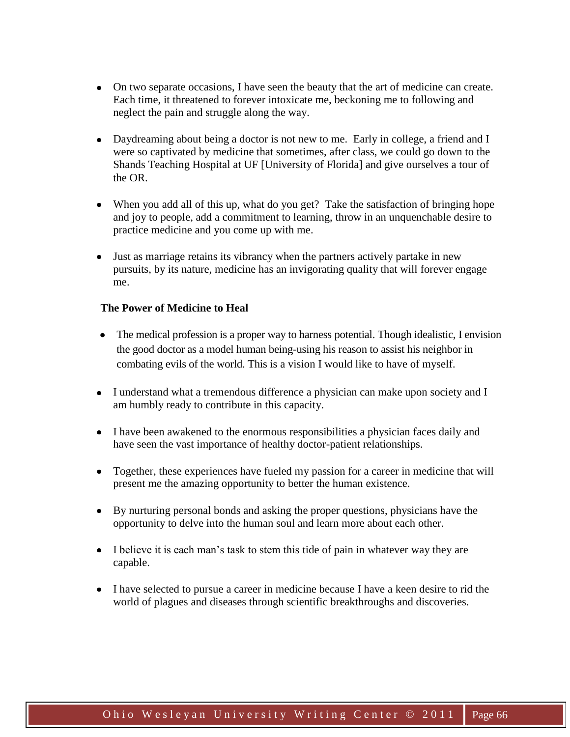- On two separate occasions, I have seen the beauty that the art of medicine can create. Each time, it threatened to forever intoxicate me, beckoning me to following and neglect the pain and struggle along the way.

- Daydreaming about being a doctor is not new to me. Early in college, a friend and I were so captivated by medicine that sometimes, after class, we could go down to the Shands Teaching Hospital at UF [University of Florida] and give ourselves a tour of the OR.

- When you add all of this up, what do you get? Take the satisfaction of bringing hope and joy to people, add a commitment to learning, throw in an unquenchable desire to practice medicine and you come up with me.

- Just as marriage retains its vibrancy when the partners actively partake in new pursuits, by its nature, medicine has an invigorating quality that will forever engage me.

**The Power of Medicine to Heal**

- The medical profession is a proper way to harness potential. Though idealistic, I envision the good doctor as a model human being-using his reason to assist his neighbor in combating evils of the world. This is a vision I would like to have of myself.

- I understand what a tremendous difference a physician can make upon society and I am humbly ready to contribute in this capacity.

- I have been awakened to the enormous responsibilities a physician faces daily and have seen the vast importance of healthy doctor-patient relationships.

- Together, these experiences have fueled my passion for a career in medicine that will present me the amazing opportunity to better the human existence.

- By nurturing personal bonds and asking the proper questions, physicians have the opportunity to delve into the human soul and learn more about each other.

- I believe it is each man's task to stem this tide of pain in whatever way they are capable.

- I have selected to pursue a career in medicine because I have a keen desire to rid the world of plagues and diseases through scientific breakthroughs and discoveries.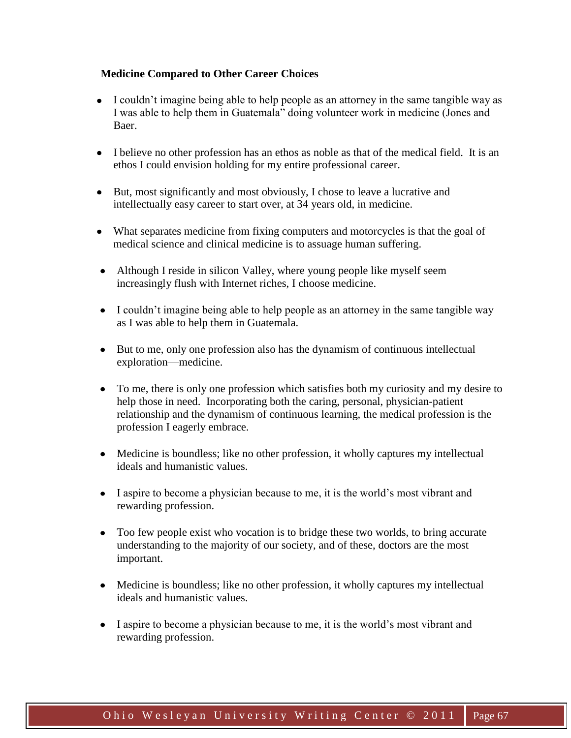**Medicine Compared to Other Career Choices**

- I couldn't imagine being able to help people as an attorney in the same tangible way as I was able to help them in Guatemala" doing volunteer work in medicine (Jones and Baer.
- I believe no other profession has an ethos as noble as that of the medical field. It is an ethos I could envision holding for my entire professional career.
- But, most significantly and most obviously, I chose to leave a lucrative and intellectually easy career to start over, at 34 years old, in medicine.
- What separates medicine from fixing computers and motorcycles is that the goal of medical science and clinical medicine is to assuage human suffering.
- Although I reside in silicon Valley, where young people like myself seem increasingly flush with Internet riches, I choose medicine.
- I couldn't imagine being able to help people as an attorney in the same tangible way as I was able to help them in Guatemala.
- But to me, only one profession also has the dynamism of continuous intellectual exploration—medicine.
- To me, there is only one profession which satisfies both my curiosity and my desire to help those in need. Incorporating both the caring, personal, physician-patient relationship and the dynamism of continuous learning, the medical profession is the profession I eagerly embrace.
- Medicine is boundless; like no other profession, it wholly captures my intellectual ideals and humanistic values.
- I aspire to become a physician because to me, it is the world's most vibrant and rewarding profession.
- Too few people exist who vocation is to bridge these two worlds, to bring accurate understanding to the majority of our society, and of these, doctors are the most important.
- Medicine is boundless; like no other profession, it wholly captures my intellectual ideals and humanistic values.
- I aspire to become a physician because to me, it is the world's most vibrant and rewarding profession.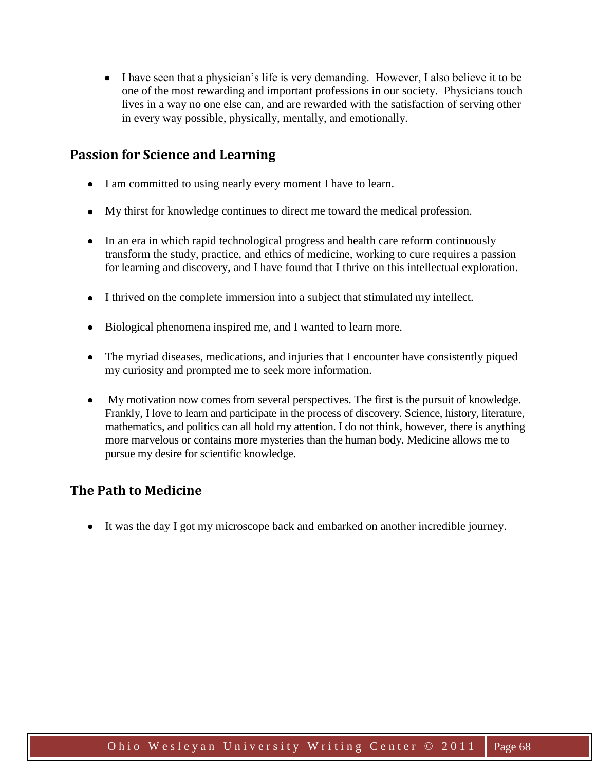- I have seen that a physician's life is very demanding. However, I also believe it to be one of the most rewarding and important professions in our society. Physicians touch lives in a way no one else can, and are rewarded with the satisfaction of serving other in every way possible, physically, mentally, and emotionally.

## Passion for Science and Learning

- I am committed to using nearly every moment I have to learn.
- My thirst for knowledge continues to direct me toward the medical profession.
- In an era in which rapid technological progress and health care reform continuously transform the study, practice, and ethics of medicine, working to cure requires a passion for learning and discovery, and I have found that I thrive on this intellectual exploration.
- I thrived on the complete immersion into a subject that stimulated my intellect.
- Biological phenomena inspired me, and I wanted to learn more.
- The myriad diseases, medications, and injuries that I encounter have consistently piqued my curiosity and prompted me to seek more information.
- My motivation now comes from several perspectives. The first is the pursuit of knowledge. Frankly, I love to learn and participate in the process of discovery. Science, history, literature, mathematics, and politics can all hold my attention. I do not think, however, there is anything more marvelous or contains more mysteries than the human body. Medicine allows me to pursue my desire for scientific knowledge.

## The Path to Medicine

- It was the day I got my microscope back and embarked on another incredible journey.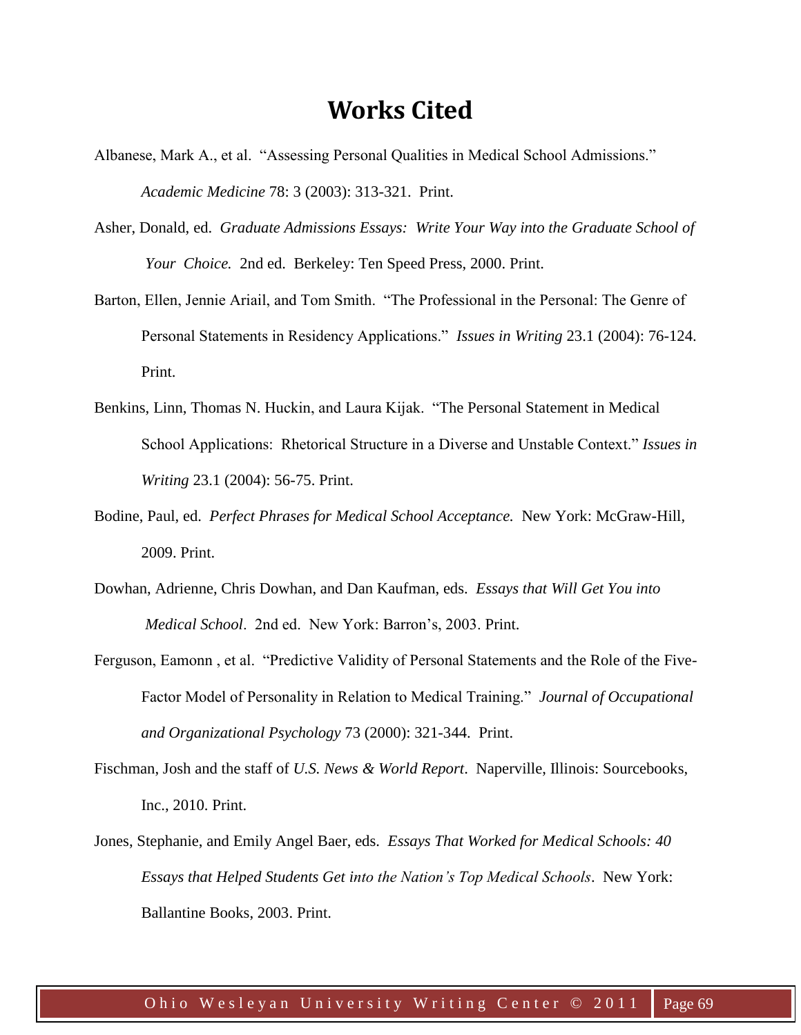# Works Cited

Albanese, Mark A., et al. "Assessing Personal Qualities in Medical School Admissions." *Academic Medicine* 78: 3 (2003): 313-321. Print.

Asher, Donald, ed. *Graduate Admissions Essays: Write Your Way into the Graduate School of Your Choice.* 2nd ed. Berkeley: Ten Speed Press, 2000. Print.

Barton, Ellen, Jennie Ariail, and Tom Smith. "The Professional in the Personal: The Genre of Personal Statements in Residency Applications." *Issues in Writing* 23.1 (2004): 76-124. Print.

Benkins, Linn, Thomas N. Huckin, and Laura Kijak. "The Personal Statement in Medical School Applications: Rhetorical Structure in a Diverse and Unstable Context." *Issues in Writing* 23.1 (2004): 56-75. Print.

Bodine, Paul, ed. *Perfect Phrases for Medical School Acceptance.* New York: McGraw-Hill, 2009. Print.

Dowhan, Adrienne, Chris Dowhan, and Dan Kaufman, eds. *Essays that Will Get You into Medical School*. 2nd ed. New York: Barron's, 2003. Print.

Ferguson, Eamonn , et al. "Predictive Validity of Personal Statements and the Role of the Five-Factor Model of Personality in Relation to Medical Training." *Journal of Occupational and Organizational Psychology* 73 (2000): 321-344. Print.

Fischman, Josh and the staff of *U.S. News & World Report*. Naperville, Illinois: Sourcebooks, Inc., 2010. Print.

Jones, Stephanie, and Emily Angel Baer, eds. *Essays That Worked for Medical Schools: 40 Essays that Helped Students Get into the Nation's Top Medical Schools*. New York: Ballantine Books, 2003. Print.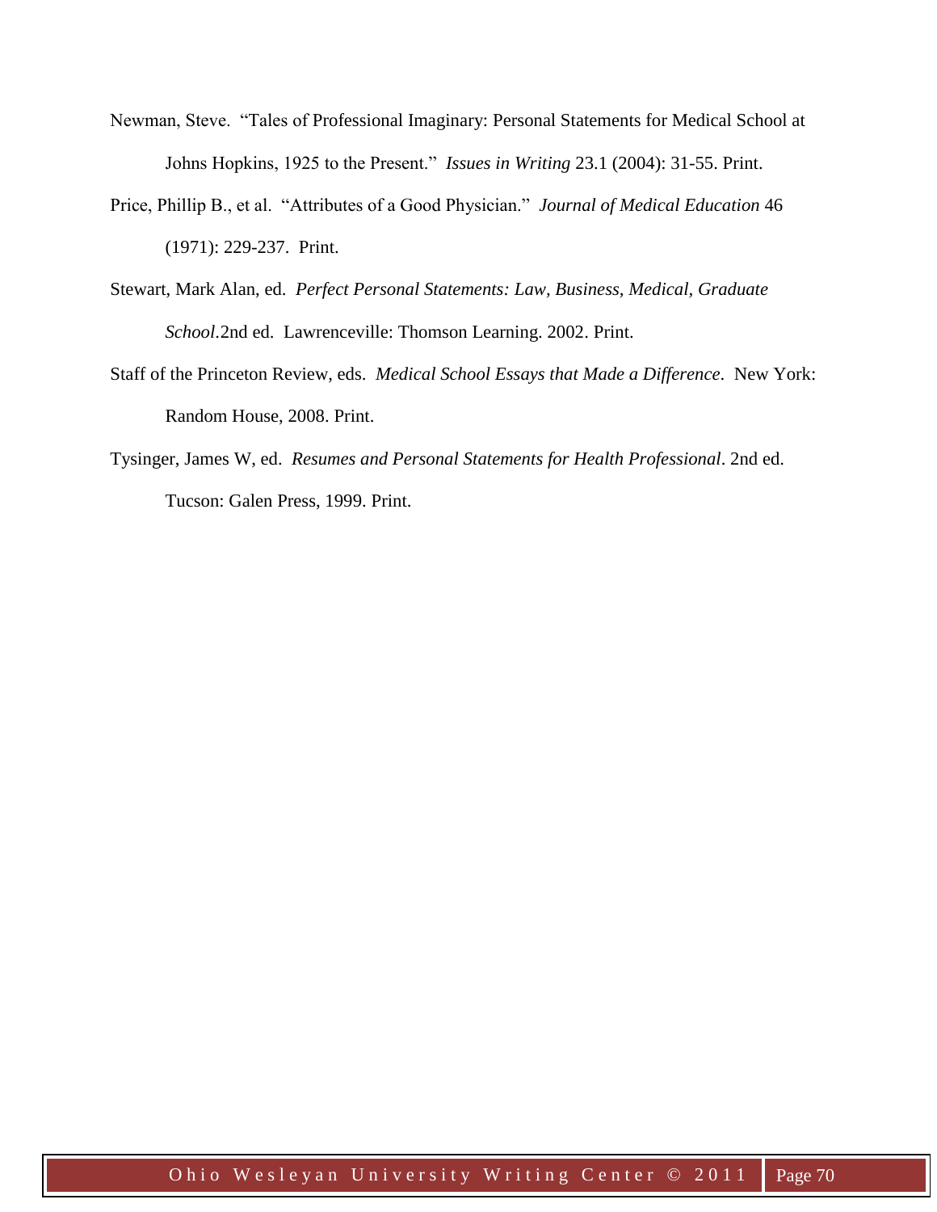Newman, Steve. "Tales of Professional Imaginary: Personal Statements for Medical School at Johns Hopkins, 1925 to the Present." *Issues in Writing* 23.1 (2004): 31-55. Print.

Price, Phillip B., et al. "Attributes of a Good Physician." *Journal of Medical Education* 46 (1971): 229-237. Print.

Stewart, Mark Alan, ed. *Perfect Personal Statements: Law, Business, Medical, Graduate School*.2nd ed. Lawrenceville: Thomson Learning. 2002. Print.

Staff of the Princeton Review, eds. *Medical School Essays that Made a Difference*. New York: Random House, 2008. Print.

Tysinger, James W, ed. *Resumes and Personal Statements for Health Professional*. 2nd ed. Tucson: Galen Press, 1999. Print.